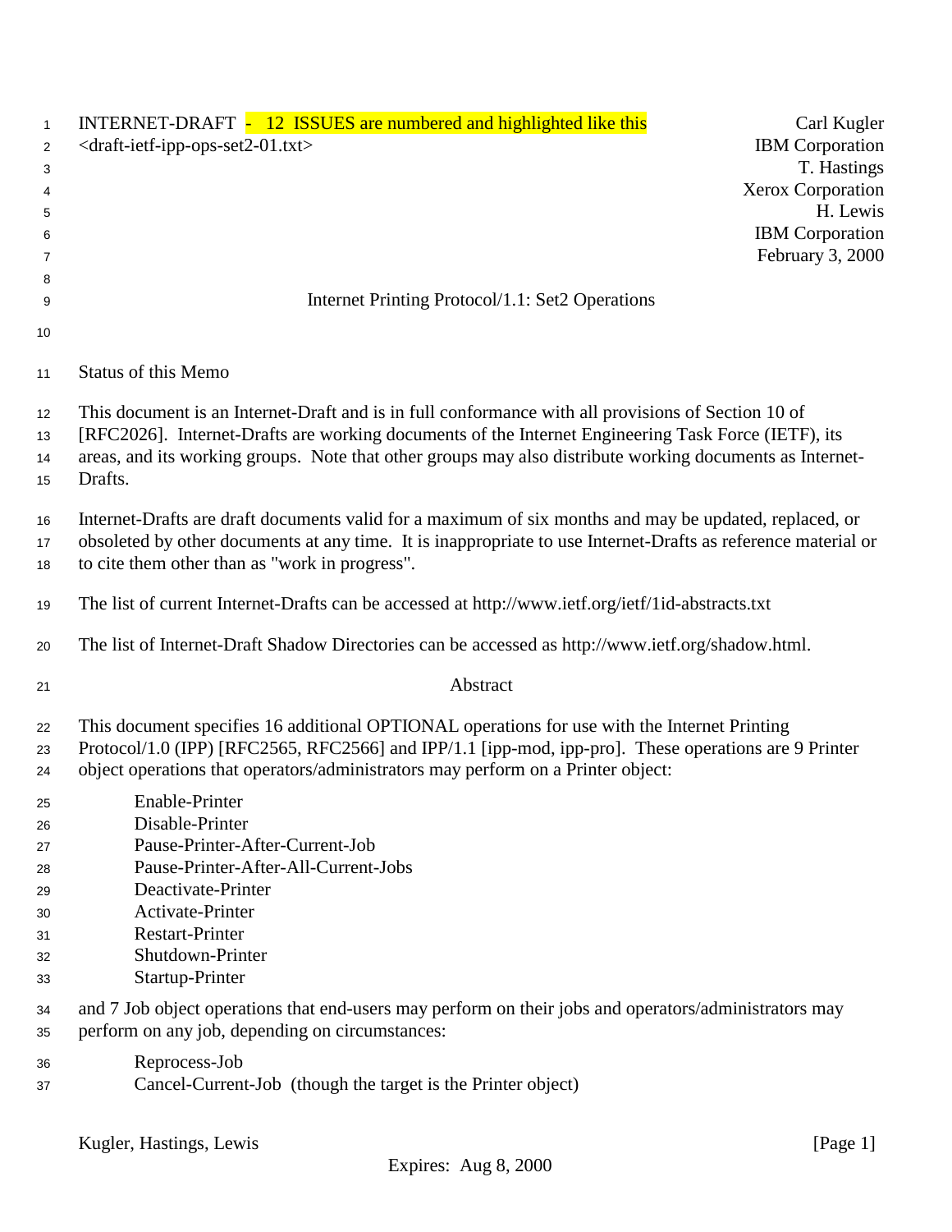INTERNET-DRAFT - 12 ISSUES are numbered and highlighted like this

Carl Kugler
IBM Corporation
T. Hastings
Xerox Corporation
H. Lewis
IBM Corporation
February 3, 2000

<draft-ietf-ipp-ops-set2-01.txt>

# Internet Printing Protocol/1.1: Set2 Operations

## Status of this Memo

This document is an Internet-Draft and is in full conformance with all provisions of Section 10 of [RFC2026]. Internet-Drafts are working documents of the Internet Engineering Task Force (IETF), its areas, and its working groups. Note that other groups may also distribute working documents as Internet-Drafts.

Internet-Drafts are draft documents valid for a maximum of six months and may be updated, replaced, or obsoleted by other documents at any time. It is inappropriate to use Internet-Drafts as reference material or to cite them other than as "work in progress".

The list of current Internet-Drafts can be accessed at http://www.ietf.org/ietf/1id-abstracts.txt

The list of Internet-Draft Shadow Directories can be accessed as http://www.ietf.org/shadow.html.

## Abstract

This document specifies 16 additional OPTIONAL operations for use with the Internet Printing Protocol/1.0 (IPP) [RFC2565, RFC2566] and IPP/1.1 [ipp-mod, ipp-pro]. These operations are 9 Printer object operations that operators/administrators may perform on a Printer object:

- Enable-Printer
- Disable-Printer
- Pause-Printer-After-Current-Job
- Pause-Printer-After-All-Current-Jobs
- Deactivate-Printer
- Activate-Printer
- Restart-Printer
- Shutdown-Printer
- Startup-Printer

and 7 Job object operations that end-users may perform on their jobs and operators/administrators may perform on any job, depending on circumstances:

- Reprocess-Job
- Cancel-Current-Job (though the target is the Printer object)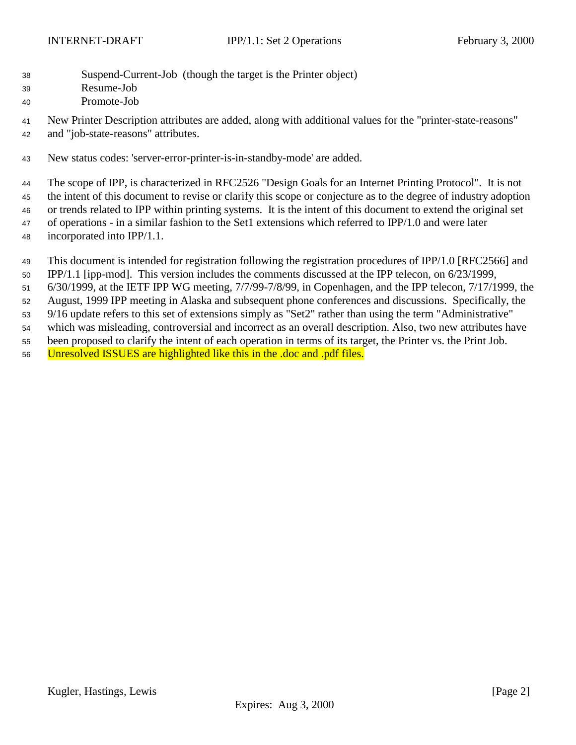Suspend-Current-Job (though the target is the Printer object)
Resume-Job
Promote-Job

New Printer Description attributes are added, along with additional values for the "printer-state-reasons" and "job-state-reasons" attributes.

New status codes: 'server-error-printer-is-in-standby-mode' are added.

The scope of IPP, is characterized in RFC2526 "Design Goals for an Internet Printing Protocol". It is not the intent of this document to revise or clarify this scope or conjecture as to the degree of industry adoption or trends related to IPP within printing systems. It is the intent of this document to extend the original set of operations - in a similar fashion to the Set1 extensions which referred to IPP/1.0 and were later incorporated into IPP/1.1.

This document is intended for registration following the registration procedures of IPP/1.0 [RFC2566] and IPP/1.1 [ipp-mod]. This version includes the comments discussed at the IPP telecon, on 6/23/1999, 6/30/1999, at the IETF IPP WG meeting, 7/7/99-7/8/99, in Copenhagen, and the IPP telecon, 7/17/1999, the August, 1999 IPP meeting in Alaska and subsequent phone conferences and discussions. Specifically, the 9/16 update refers to this set of extensions simply as "Set2" rather than using the term "Administrative" which was misleading, controversial and incorrect as an overall description. Also, two new attributes have been proposed to clarify the intent of each operation in terms of its target, the Printer vs. the Print Job. Unresolved ISSUES are highlighted like this in the .doc and .pdf files.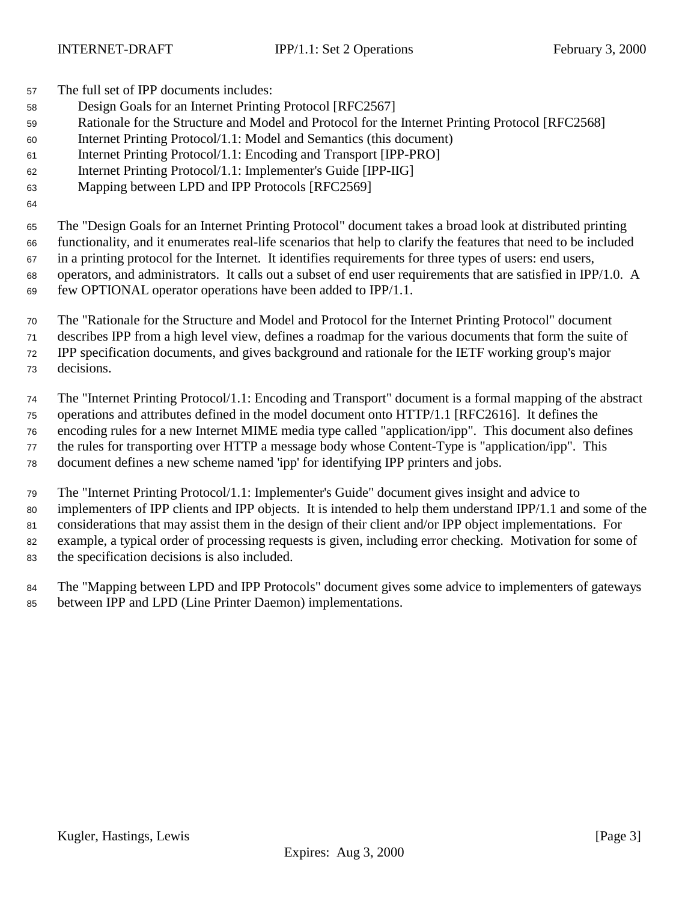The full set of IPP documents includes:

- Design Goals for an Internet Printing Protocol [RFC2567]
- Rationale for the Structure and Model and Protocol for the Internet Printing Protocol [RFC2568]
- Internet Printing Protocol/1.1: Model and Semantics (this document)
- Internet Printing Protocol/1.1: Encoding and Transport [IPP-PRO]
- Internet Printing Protocol/1.1: Implementer's Guide [IPP-IIG]
- Mapping between LPD and IPP Protocols [RFC2569]

The "Design Goals for an Internet Printing Protocol" document takes a broad look at distributed printing functionality, and it enumerates real-life scenarios that help to clarify the features that need to be included in a printing protocol for the Internet. It identifies requirements for three types of users: end users, operators, and administrators. It calls out a subset of end user requirements that are satisfied in IPP/1.0. A few OPTIONAL operator operations have been added to IPP/1.1.

The "Rationale for the Structure and Model and Protocol for the Internet Printing Protocol" document describes IPP from a high level view, defines a roadmap for the various documents that form the suite of IPP specification documents, and gives background and rationale for the IETF working group's major decisions.

The "Internet Printing Protocol/1.1: Encoding and Transport" document is a formal mapping of the abstract operations and attributes defined in the model document onto HTTP/1.1 [RFC2616]. It defines the encoding rules for a new Internet MIME media type called "application/ipp". This document also defines the rules for transporting over HTTP a message body whose Content-Type is "application/ipp". This document defines a new scheme named 'ipp' for identifying IPP printers and jobs.

The "Internet Printing Protocol/1.1: Implementer's Guide" document gives insight and advice to implementers of IPP clients and IPP objects. It is intended to help them understand IPP/1.1 and some of the considerations that may assist them in the design of their client and/or IPP object implementations. For example, a typical order of processing requests is given, including error checking. Motivation for some of the specification decisions is also included.

The "Mapping between LPD and IPP Protocols" document gives some advice to implementers of gateways between IPP and LPD (Line Printer Daemon) implementations.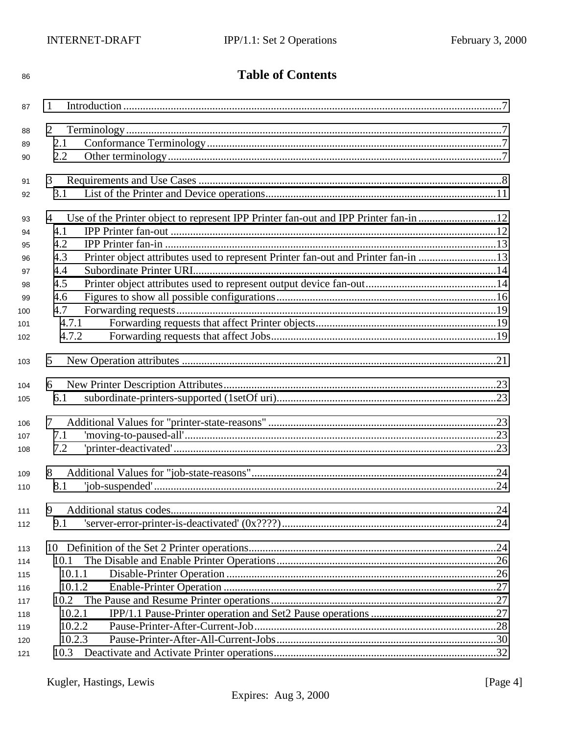# Table of Contents

1 Introduction ....7

2 Terminology ....7
 2.1 Conformance Terminology ....7
 2.2 Other terminology ....7

3 Requirements and Use Cases ....8
 3.1 List of the Printer and Device operations ....11

4 Use of the Printer object to represent IPP Printer fan-out and IPP Printer fan-in ....12
 4.1 IPP Printer fan-out ....12
 4.2 IPP Printer fan-in ....13
 4.3 Printer object attributes used to represent Printer fan-out and Printer fan-in ....13
 4.4 Subordinate Printer URI ....14
 4.5 Printer object attributes used to represent output device fan-out ....14
 4.6 Figures to show all possible configurations ....16
 4.7 Forwarding requests ....19
  4.7.1 Forwarding requests that affect Printer objects ....19
  4.7.2 Forwarding requests that affect Jobs ....19

5 New Operation attributes ....21

6 New Printer Description Attributes ....23
 6.1 subordinate-printers-supported (1setOf uri) ....23

7 Additional Values for "printer-state-reasons" ....23
 7.1 'moving-to-paused-all' ....23
 7.2 'printer-deactivated' ....23

8 Additional Values for "job-state-reasons" ....24
 8.1 'job-suspended' ....24

9 Additional status codes ....24
 9.1 'server-error-printer-is-deactivated' (0x????) ....24

10 Definition of the Set 2 Printer operations ....24
 10.1 The Disable and Enable Printer Operations ....26
  10.1.1 Disable-Printer Operation ....26
  10.1.2 Enable-Printer Operation ....27
 10.2 The Pause and Resume Printer operations ....27
  10.2.1 IPP/1.1 Pause-Printer operation and Set2 Pause operations ....27
  10.2.2 Pause-Printer-After-Current-Job ....28
  10.2.3 Pause-Printer-After-All-Current-Jobs ....30
 10.3 Deactivate and Activate Printer operations ....32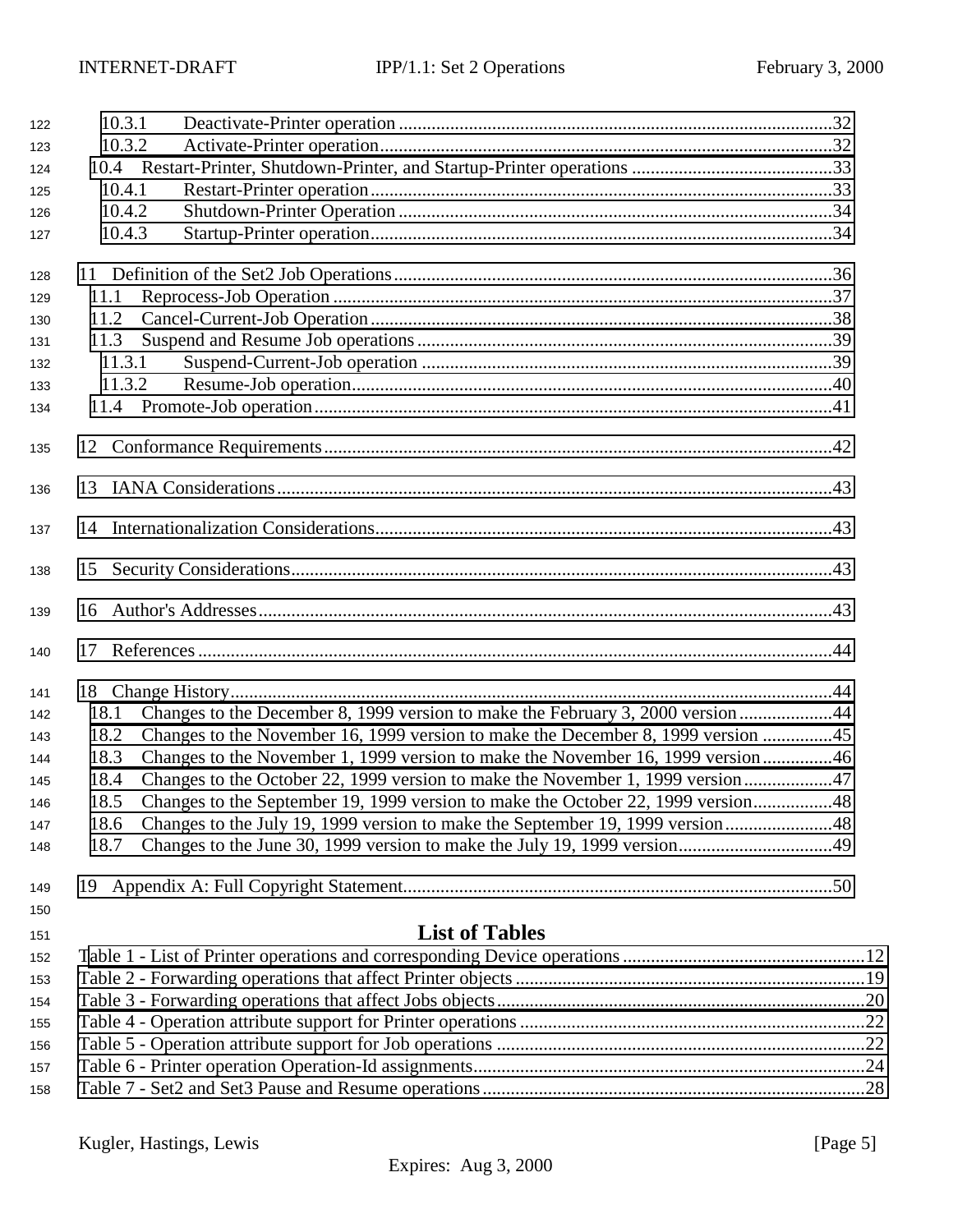10.3.1 Deactivate-Printer operation .....32
10.3.2 Activate-Printer operation.....32
10.4 Restart-Printer, Shutdown-Printer, and Startup-Printer operations .....33
10.4.1 Restart-Printer operation.....33
10.4.2 Shutdown-Printer Operation .....34
10.4.3 Startup-Printer operation.....34

11 Definition of the Set2 Job Operations.....36
11.1 Reprocess-Job Operation .....37
11.2 Cancel-Current-Job Operation.....38
11.3 Suspend and Resume Job operations.....39
11.3.1 Suspend-Current-Job operation .....39
11.3.2 Resume-Job operation.....40
11.4 Promote-Job operation.....41

12 Conformance Requirements.....42

13 IANA Considerations.....43

14 Internationalization Considerations.....43

15 Security Considerations.....43

16 Author's Addresses.....43

17 References .....44

18 Change History.....44
18.1 Changes to the December 8, 1999 version to make the February 3, 2000 version.....44
18.2 Changes to the November 16, 1999 version to make the December 8, 1999 version .....45
18.3 Changes to the November 1, 1999 version to make the November 16, 1999 version.....46
18.4 Changes to the October 22, 1999 version to make the November 1, 1999 version.....47
18.5 Changes to the September 19, 1999 version to make the October 22, 1999 version.....48
18.6 Changes to the July 19, 1999 version to make the September 19, 1999 version.....48
18.7 Changes to the June 30, 1999 version to make the July 19, 1999 version.....49

19 Appendix A: Full Copyright Statement.....50

## List of Tables

Table 1 - List of Printer operations and corresponding Device operations.....12
Table 2 - Forwarding operations that affect Printer objects.....19
Table 3 - Forwarding operations that affect Jobs objects.....20
Table 4 - Operation attribute support for Printer operations.....22
Table 5 - Operation attribute support for Job operations .....22
Table 6 - Printer operation Operation-Id assignments.....24
Table 7 - Set2 and Set3 Pause and Resume operations.....28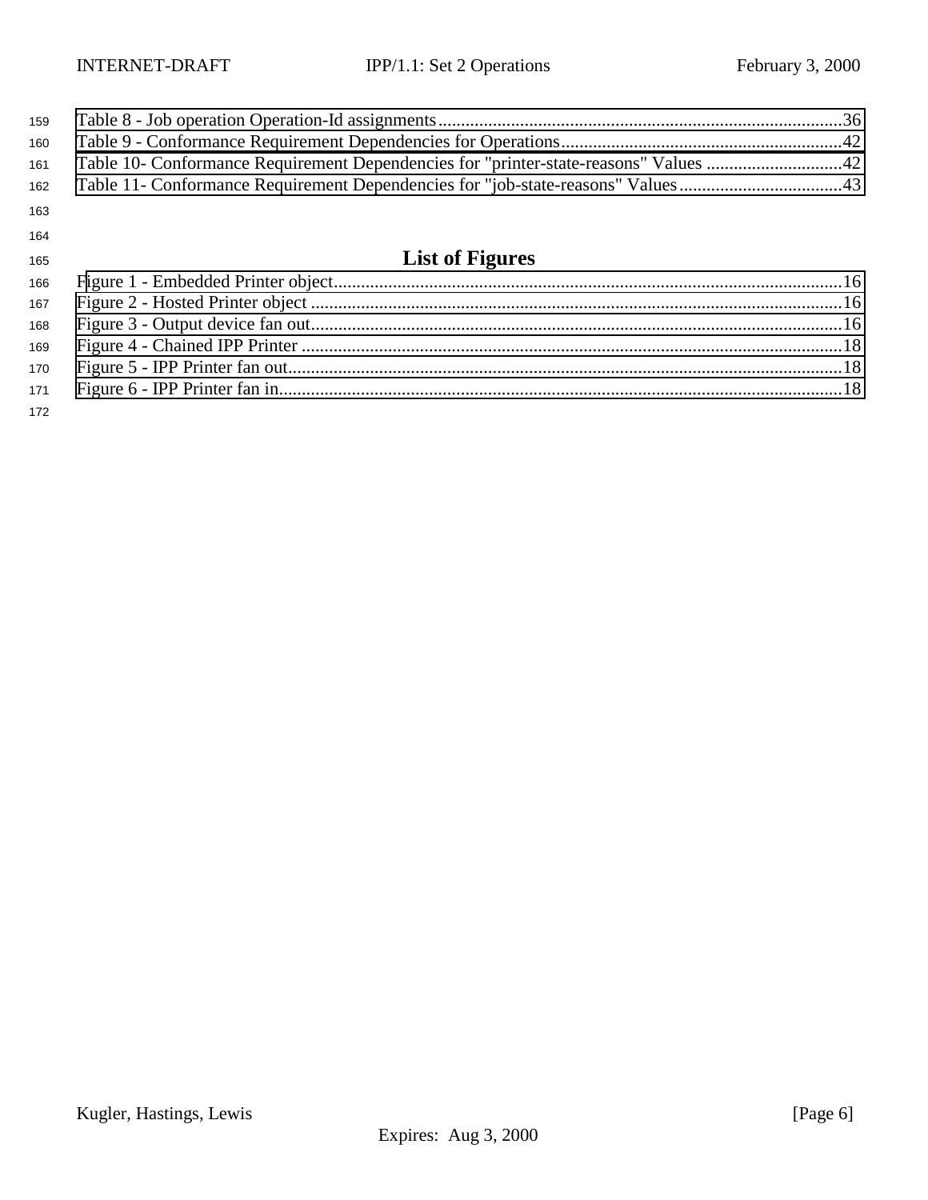Table 8 - Job operation Operation-Id assignments.........................................................................................36
Table 9 - Conformance Requirement Dependencies for Operations.............................................................42
Table 10- Conformance Requirement Dependencies for "printer-state-reasons" Values ..............................42
Table 11- Conformance Requirement Dependencies for "job-state-reasons" Values....................................43

## List of Figures

Figure 1 - Embedded Printer object...............................................................................................................16
Figure 2 - Hosted Printer object ....................................................................................................................16
Figure 3 - Output device fan out....................................................................................................................16
Figure 4 - Chained IPP Printer ......................................................................................................................18
Figure 5 - IPP Printer fan out.........................................................................................................................18
Figure 6 - IPP Printer fan in...........................................................................................................................18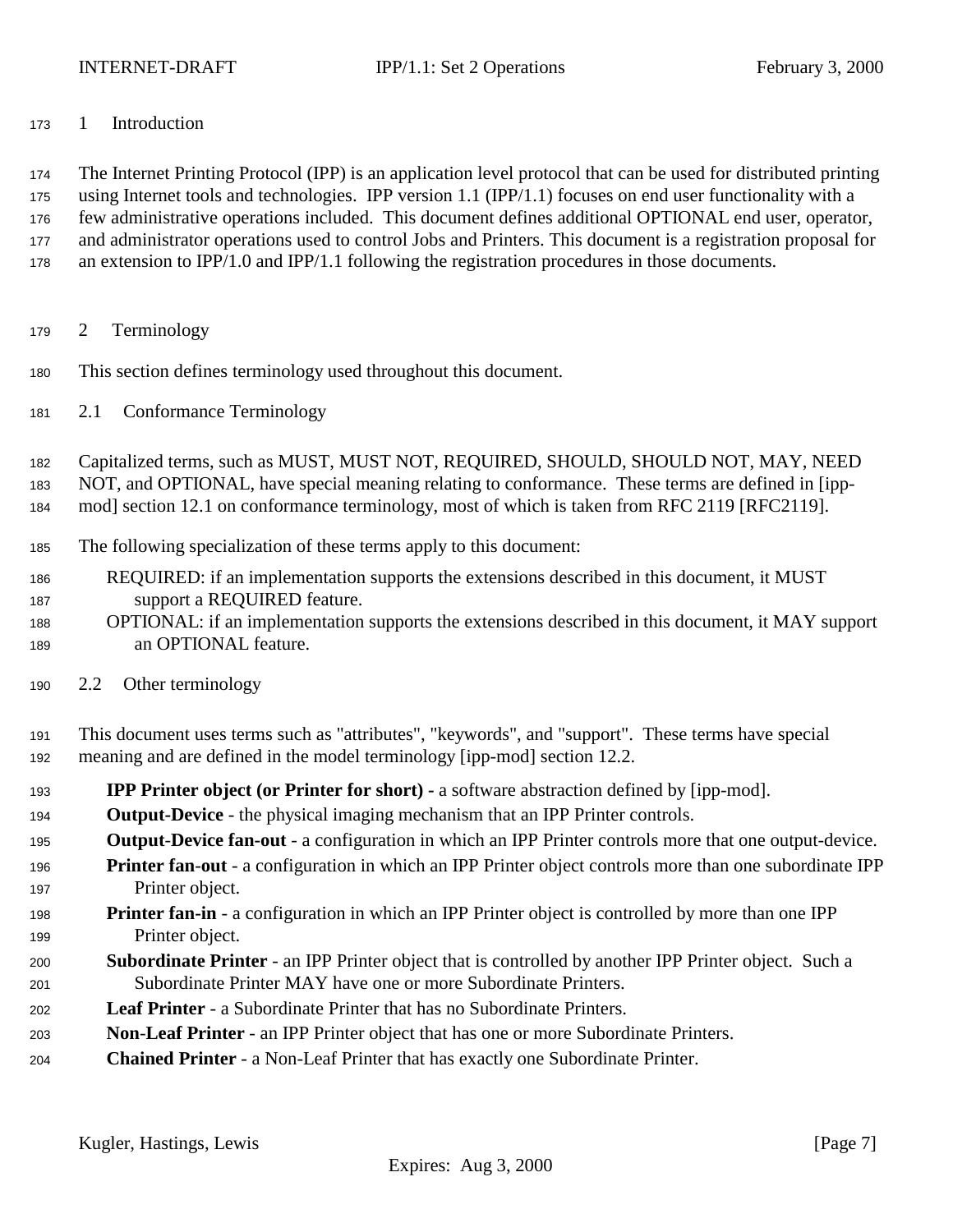# 1 Introduction

The Internet Printing Protocol (IPP) is an application level protocol that can be used for distributed printing using Internet tools and technologies. IPP version 1.1 (IPP/1.1) focuses on end user functionality with a few administrative operations included. This document defines additional OPTIONAL end user, operator, and administrator operations used to control Jobs and Printers. This document is a registration proposal for an extension to IPP/1.0 and IPP/1.1 following the registration procedures in those documents.

# 2 Terminology

This section defines terminology used throughout this document.

## 2.1 Conformance Terminology

Capitalized terms, such as MUST, MUST NOT, REQUIRED, SHOULD, SHOULD NOT, MAY, NEED NOT, and OPTIONAL, have special meaning relating to conformance. These terms are defined in [ipp-mod] section 12.1 on conformance terminology, most of which is taken from RFC 2119 [RFC2119].

The following specialization of these terms apply to this document:

REQUIRED: if an implementation supports the extensions described in this document, it MUST support a REQUIRED feature.

OPTIONAL: if an implementation supports the extensions described in this document, it MAY support an OPTIONAL feature.

## 2.2 Other terminology

This document uses terms such as "attributes", "keywords", and "support". These terms have special meaning and are defined in the model terminology [ipp-mod] section 12.2.

**IPP Printer object (or Printer for short) -** a software abstraction defined by [ipp-mod].

**Output-Device** - the physical imaging mechanism that an IPP Printer controls.

**Output-Device fan-out** - a configuration in which an IPP Printer controls more that one output-device.

**Printer fan-out** - a configuration in which an IPP Printer object controls more than one subordinate IPP Printer object.

**Printer fan-in** - a configuration in which an IPP Printer object is controlled by more than one IPP Printer object.

**Subordinate Printer** - an IPP Printer object that is controlled by another IPP Printer object. Such a Subordinate Printer MAY have one or more Subordinate Printers.

**Leaf Printer** - a Subordinate Printer that has no Subordinate Printers.

**Non-Leaf Printer** - an IPP Printer object that has one or more Subordinate Printers.

**Chained Printer** - a Non-Leaf Printer that has exactly one Subordinate Printer.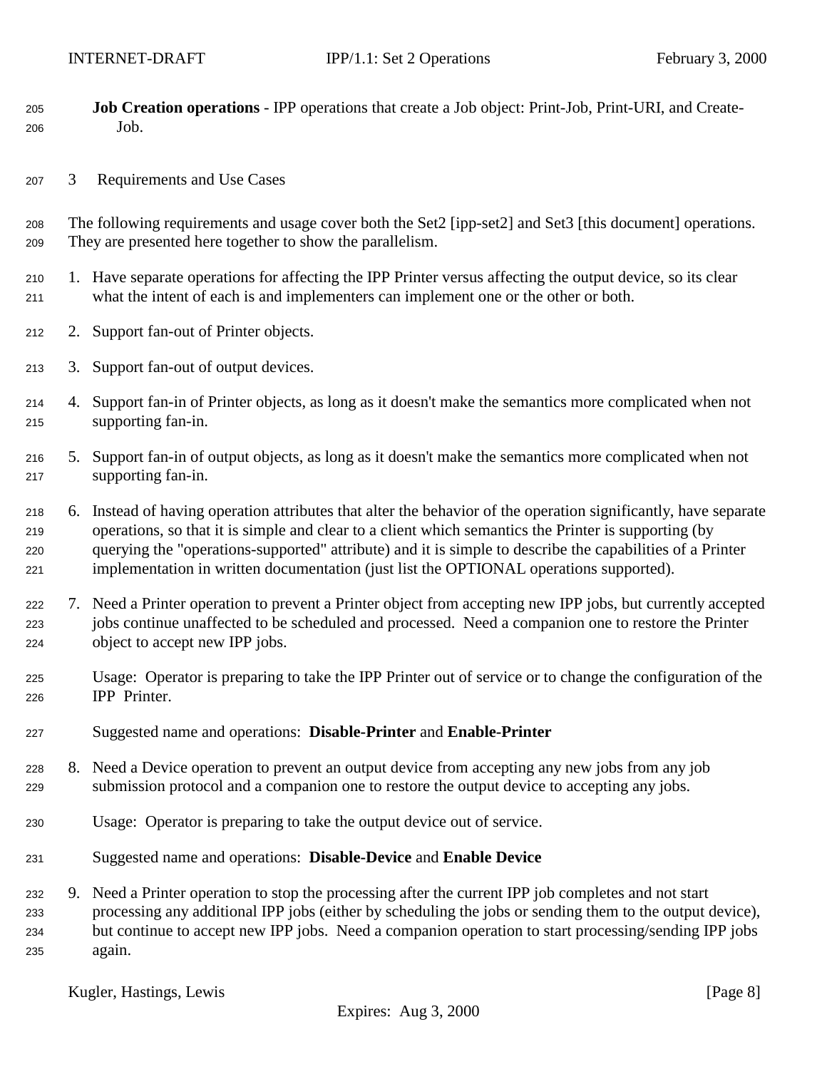**Job Creation operations** - IPP operations that create a Job object: Print-Job, Print-URI, and Create-Job.

# 3 Requirements and Use Cases

The following requirements and usage cover both the Set2 [ipp-set2] and Set3 [this document] operations. They are presented here together to show the parallelism.

1. Have separate operations for affecting the IPP Printer versus affecting the output device, so its clear what the intent of each is and implementers can implement one or the other or both.

2. Support fan-out of Printer objects.

3. Support fan-out of output devices.

4. Support fan-in of Printer objects, as long as it doesn't make the semantics more complicated when not supporting fan-in.

5. Support fan-in of output objects, as long as it doesn't make the semantics more complicated when not supporting fan-in.

6. Instead of having operation attributes that alter the behavior of the operation significantly, have separate operations, so that it is simple and clear to a client which semantics the Printer is supporting (by querying the "operations-supported" attribute) and it is simple to describe the capabilities of a Printer implementation in written documentation (just list the OPTIONAL operations supported).

7. Need a Printer operation to prevent a Printer object from accepting new IPP jobs, but currently accepted jobs continue unaffected to be scheduled and processed. Need a companion one to restore the Printer object to accept new IPP jobs.

   Usage: Operator is preparing to take the IPP Printer out of service or to change the configuration of the IPP Printer.

   Suggested name and operations: **Disable-Printer** and **Enable-Printer**

8. Need a Device operation to prevent an output device from accepting any new jobs from any job submission protocol and a companion one to restore the output device to accepting any jobs.

   Usage: Operator is preparing to take the output device out of service.

   Suggested name and operations: **Disable-Device** and **Enable Device**

9. Need a Printer operation to stop the processing after the current IPP job completes and not start processing any additional IPP jobs (either by scheduling the jobs or sending them to the output device), but continue to accept new IPP jobs. Need a companion operation to start processing/sending IPP jobs again.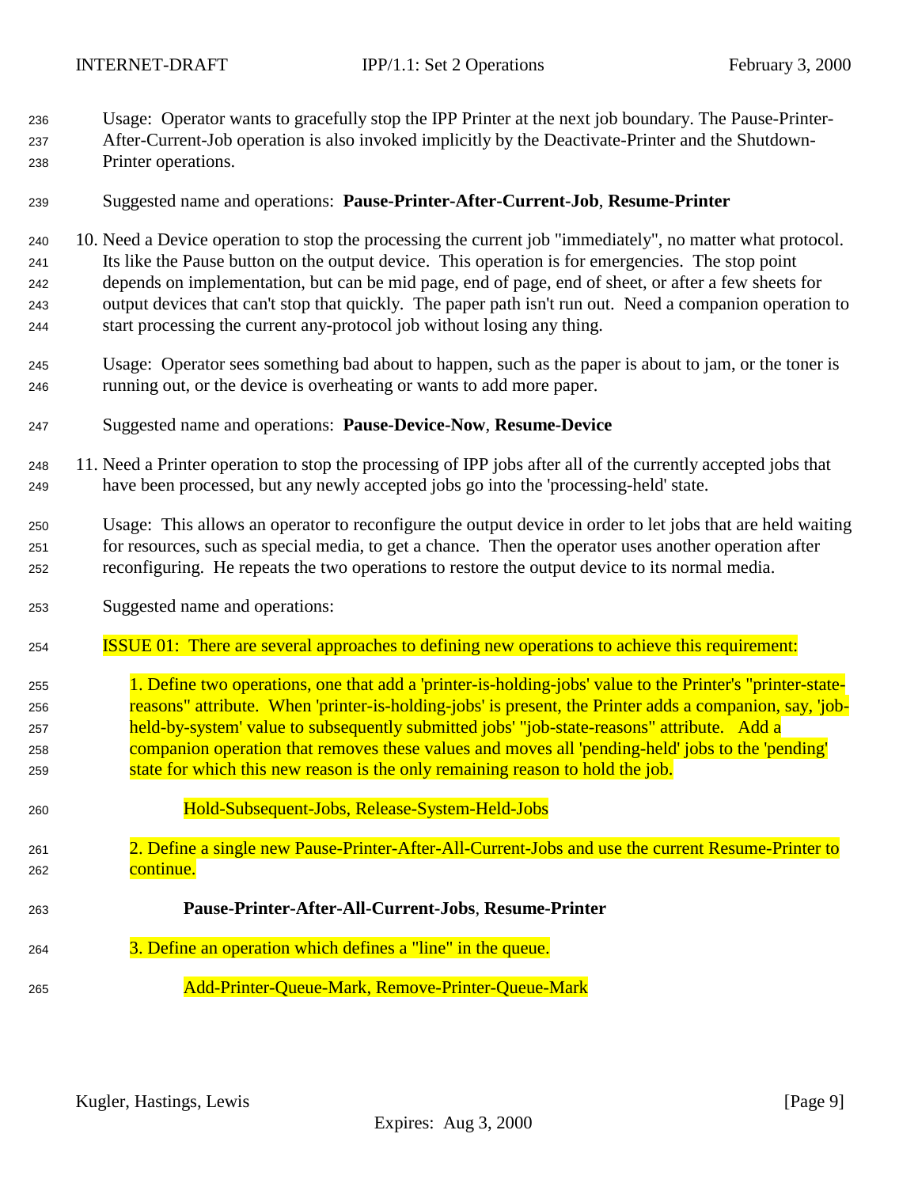Usage: Operator wants to gracefully stop the IPP Printer at the next job boundary. The Pause-Printer-After-Current-Job operation is also invoked implicitly by the Deactivate-Printer and the Shutdown-Printer operations.

Suggested name and operations: **Pause-Printer-After-Current-Job**, **Resume-Printer**

10. Need a Device operation to stop the processing the current job "immediately", no matter what protocol. Its like the Pause button on the output device. This operation is for emergencies. The stop point depends on implementation, but can be mid page, end of page, end of sheet, or after a few sheets for output devices that can't stop that quickly. The paper path isn't run out. Need a companion operation to start processing the current any-protocol job without losing any thing.

    Usage: Operator sees something bad about to happen, such as the paper is about to jam, or the toner is running out, or the device is overheating or wants to add more paper.

    Suggested name and operations: **Pause-Device-Now**, **Resume-Device**

11. Need a Printer operation to stop the processing of IPP jobs after all of the currently accepted jobs that have been processed, but any newly accepted jobs go into the 'processing-held' state.

    Usage: This allows an operator to reconfigure the output device in order to let jobs that are held waiting for resources, such as special media, to get a chance. Then the operator uses another operation after reconfiguring. He repeats the two operations to restore the output device to its normal media.

    Suggested name and operations:

    ISSUE 01: There are several approaches to defining new operations to achieve this requirement:

    1. Define two operations, one that add a 'printer-is-holding-jobs' value to the Printer's "printer-state-reasons" attribute. When 'printer-is-holding-jobs' is present, the Printer adds a companion, say, 'job-held-by-system' value to subsequently submitted jobs' "job-state-reasons" attribute. Add a companion operation that removes these values and moves all 'pending-held' jobs to the 'pending' state for which this new reason is the only remaining reason to hold the job.

        Hold-Subsequent-Jobs, Release-System-Held-Jobs

    2. Define a single new Pause-Printer-After-All-Current-Jobs and use the current Resume-Printer to continue.

        **Pause-Printer-After-All-Current-Jobs**, **Resume-Printer**

    3. Define an operation which defines a "line" in the queue.

        Add-Printer-Queue-Mark, Remove-Printer-Queue-Mark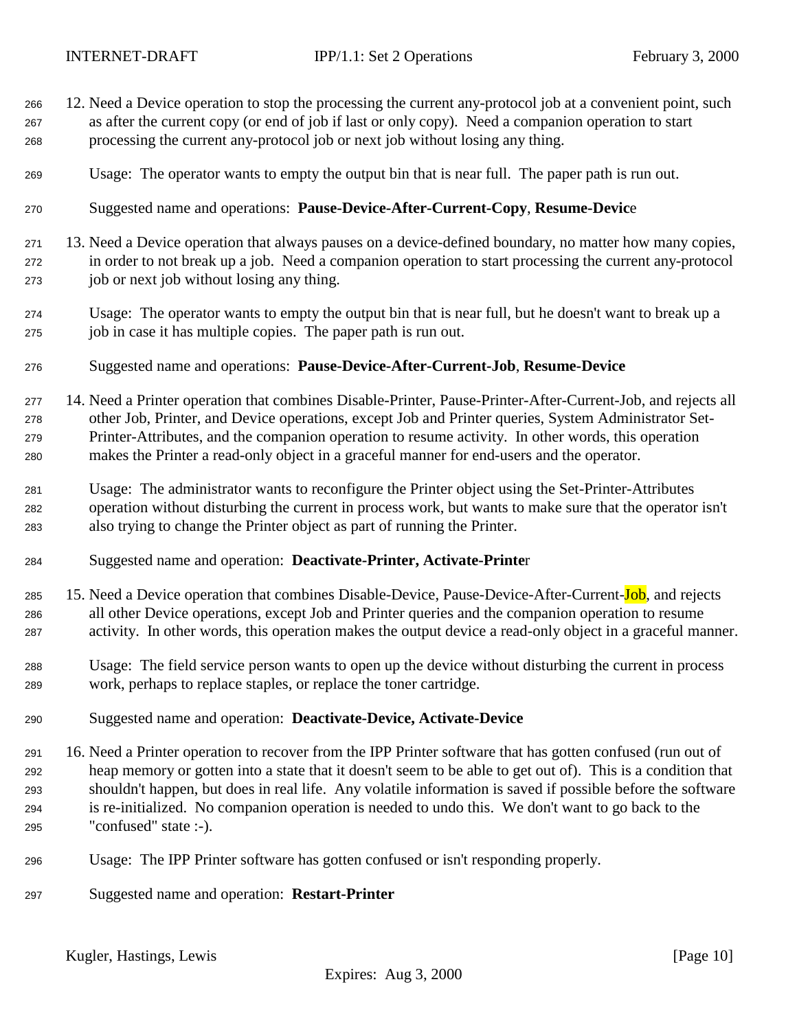12. Need a Device operation to stop the processing the current any-protocol job at a convenient point, such as after the current copy (or end of job if last or only copy). Need a companion operation to start processing the current any-protocol job or next job without losing any thing.

    Usage: The operator wants to empty the output bin that is near full. The paper path is run out.

    Suggested name and operations: **Pause-Device-After-Current-Copy**, **Resume-Device**

13. Need a Device operation that always pauses on a device-defined boundary, no matter how many copies, in order to not break up a job. Need a companion operation to start processing the current any-protocol job or next job without losing any thing.

    Usage: The operator wants to empty the output bin that is near full, but he doesn't want to break up a job in case it has multiple copies. The paper path is run out.

    Suggested name and operations: **Pause-Device-After-Current-Job**, **Resume-Device**

14. Need a Printer operation that combines Disable-Printer, Pause-Printer-After-Current-Job, and rejects all other Job, Printer, and Device operations, except Job and Printer queries, System Administrator Set-Printer-Attributes, and the companion operation to resume activity. In other words, this operation makes the Printer a read-only object in a graceful manner for end-users and the operator.

    Usage: The administrator wants to reconfigure the Printer object using the Set-Printer-Attributes operation without disturbing the current in process work, but wants to make sure that the operator isn't also trying to change the Printer object as part of running the Printer.

    Suggested name and operation: **Deactivate-Printer, Activate-Printer**

15. Need a Device operation that combines Disable-Device, Pause-Device-After-Current-Job, and rejects all other Device operations, except Job and Printer queries and the companion operation to resume activity. In other words, this operation makes the output device a read-only object in a graceful manner.

    Usage: The field service person wants to open up the device without disturbing the current in process work, perhaps to replace staples, or replace the toner cartridge.

    Suggested name and operation: **Deactivate-Device, Activate-Device**

16. Need a Printer operation to recover from the IPP Printer software that has gotten confused (run out of heap memory or gotten into a state that it doesn't seem to be able to get out of). This is a condition that shouldn't happen, but does in real life. Any volatile information is saved if possible before the software is re-initialized. No companion operation is needed to undo this. We don't want to go back to the "confused" state :-).

    Usage: The IPP Printer software has gotten confused or isn't responding properly.

    Suggested name and operation: **Restart-Printer**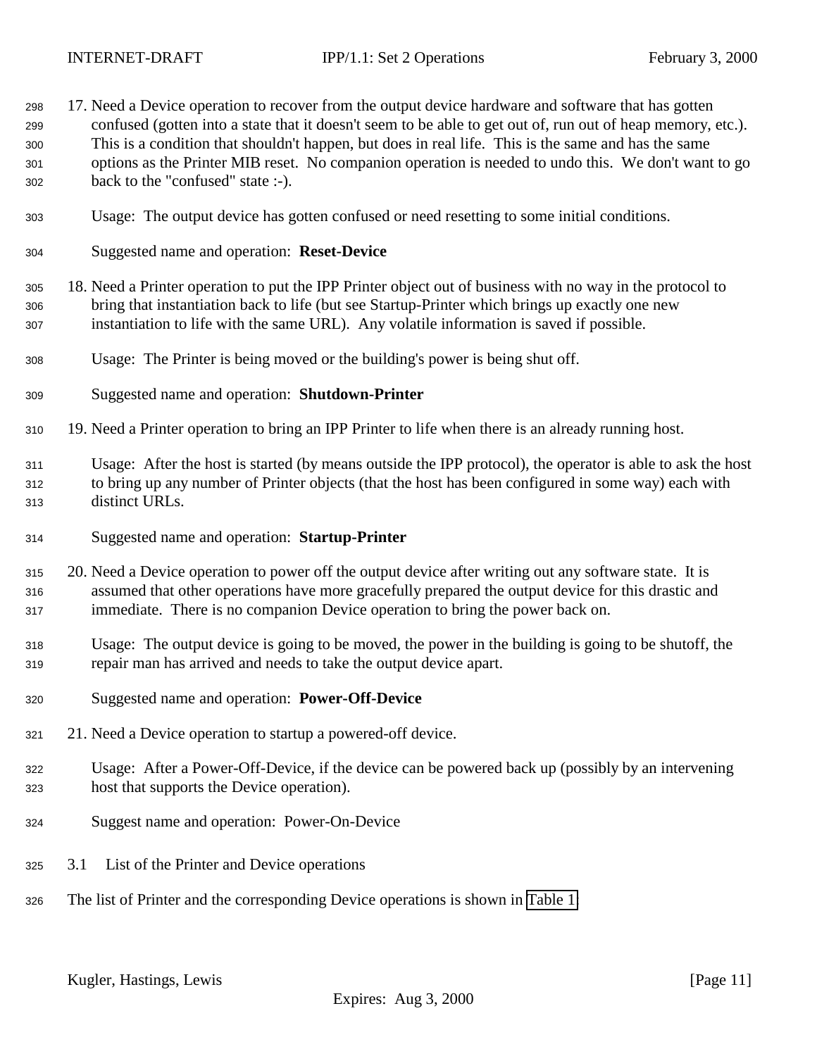17. Need a Device operation to recover from the output device hardware and software that has gotten confused (gotten into a state that it doesn't seem to be able to get out of, run out of heap memory, etc.). This is a condition that shouldn't happen, but does in real life. This is the same and has the same options as the Printer MIB reset. No companion operation is needed to undo this. We don't want to go back to the "confused" state :-).

    Usage: The output device has gotten confused or need resetting to some initial conditions.

    Suggested name and operation: **Reset-Device**

18. Need a Printer operation to put the IPP Printer object out of business with no way in the protocol to bring that instantiation back to life (but see Startup-Printer which brings up exactly one new instantiation to life with the same URL). Any volatile information is saved if possible.

    Usage: The Printer is being moved or the building's power is being shut off.

    Suggested name and operation: **Shutdown-Printer**

19. Need a Printer operation to bring an IPP Printer to life when there is an already running host.

    Usage: After the host is started (by means outside the IPP protocol), the operator is able to ask the host to bring up any number of Printer objects (that the host has been configured in some way) each with distinct URLs.

    Suggested name and operation: **Startup-Printer**

20. Need a Device operation to power off the output device after writing out any software state. It is assumed that other operations have more gracefully prepared the output device for this drastic and immediate. There is no companion Device operation to bring the power back on.

    Usage: The output device is going to be moved, the power in the building is going to be shutoff, the repair man has arrived and needs to take the output device apart.

    Suggested name and operation: **Power-Off-Device**

21. Need a Device operation to startup a powered-off device.

    Usage: After a Power-Off-Device, if the device can be powered back up (possibly by an intervening host that supports the Device operation).

    Suggest name and operation: Power-On-Device

## 3.1 List of the Printer and Device operations

The list of Printer and the corresponding Device operations is shown in Table 1.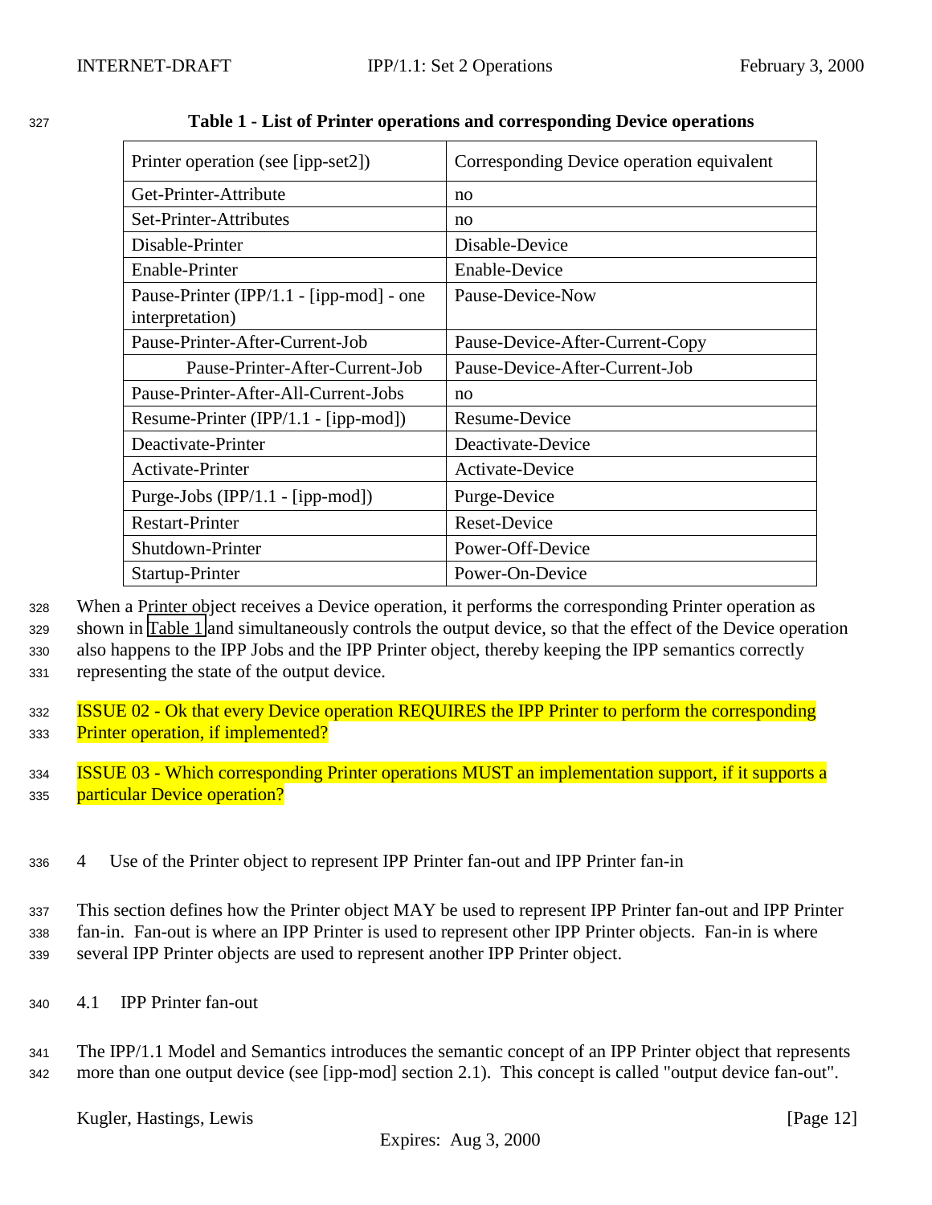**Table 1 - List of Printer operations and corresponding Device operations**

| Printer operation (see [ipp-set2]) | Corresponding Device operation equivalent |
|---|---|
| Get-Printer-Attribute | no |
| Set-Printer-Attributes | no |
| Disable-Printer | Disable-Device |
| Enable-Printer | Enable-Device |
| Pause-Printer (IPP/1.1 - [ipp-mod] - one interpretation) | Pause-Device-Now |
| Pause-Printer-After-Current-Job | Pause-Device-After-Current-Copy |
| Pause-Printer-After-Current-Job | Pause-Device-After-Current-Job |
| Pause-Printer-After-All-Current-Jobs | no |
| Resume-Printer (IPP/1.1 - [ipp-mod]) | Resume-Device |
| Deactivate-Printer | Deactivate-Device |
| Activate-Printer | Activate-Device |
| Purge-Jobs (IPP/1.1 - [ipp-mod]) | Purge-Device |
| Restart-Printer | Reset-Device |
| Shutdown-Printer | Power-Off-Device |
| Startup-Printer | Power-On-Device |

When a Printer object receives a Device operation, it performs the corresponding Printer operation as shown in Table 1 and simultaneously controls the output device, so that the effect of the Device operation also happens to the IPP Jobs and the IPP Printer object, thereby keeping the IPP semantics correctly representing the state of the output device.

ISSUE 02 - Ok that every Device operation REQUIRES the IPP Printer to perform the corresponding Printer operation, if implemented?

ISSUE 03 - Which corresponding Printer operations MUST an implementation support, if it supports a particular Device operation?

## 4 Use of the Printer object to represent IPP Printer fan-out and IPP Printer fan-in

This section defines how the Printer object MAY be used to represent IPP Printer fan-out and IPP Printer fan-in. Fan-out is where an IPP Printer is used to represent other IPP Printer objects. Fan-in is where several IPP Printer objects are used to represent another IPP Printer object.

### 4.1 IPP Printer fan-out

The IPP/1.1 Model and Semantics introduces the semantic concept of an IPP Printer object that represents more than one output device (see [ipp-mod] section 2.1). This concept is called "output device fan-out".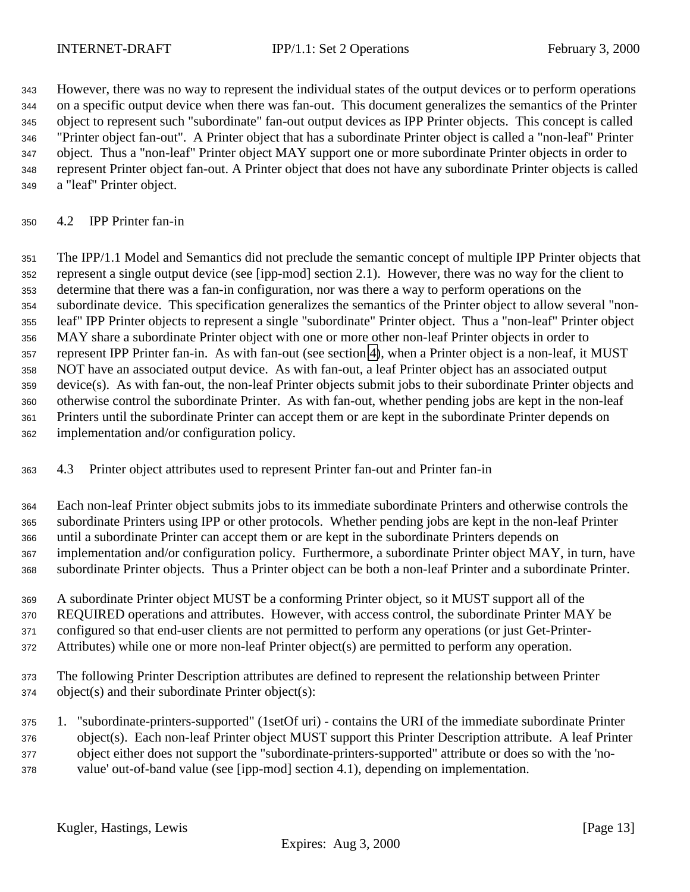However, there was no way to represent the individual states of the output devices or to perform operations on a specific output device when there was fan-out. This document generalizes the semantics of the Printer object to represent such "subordinate" fan-out output devices as IPP Printer objects. This concept is called "Printer object fan-out". A Printer object that has a subordinate Printer object is called a "non-leaf" Printer object. Thus a "non-leaf" Printer object MAY support one or more subordinate Printer objects in order to represent Printer object fan-out. A Printer object that does not have any subordinate Printer objects is called a "leaf" Printer object.

### 4.2 IPP Printer fan-in

The IPP/1.1 Model and Semantics did not preclude the semantic concept of multiple IPP Printer objects that represent a single output device (see [ipp-mod] section 2.1). However, there was no way for the client to determine that there was a fan-in configuration, nor was there a way to perform operations on the subordinate device. This specification generalizes the semantics of the Printer object to allow several "non-leaf" IPP Printer objects to represent a single "subordinate" Printer object. Thus a "non-leaf" Printer object MAY share a subordinate Printer object with one or more other non-leaf Printer objects in order to represent IPP Printer fan-in. As with fan-out (see section 4), when a Printer object is a non-leaf, it MUST NOT have an associated output device. As with fan-out, a leaf Printer object has an associated output device(s). As with fan-out, the non-leaf Printer objects submit jobs to their subordinate Printer objects and otherwise control the subordinate Printer. As with fan-out, whether pending jobs are kept in the non-leaf Printers until the subordinate Printer can accept them or are kept in the subordinate Printer depends on implementation and/or configuration policy.

### 4.3 Printer object attributes used to represent Printer fan-out and Printer fan-in

Each non-leaf Printer object submits jobs to its immediate subordinate Printers and otherwise controls the subordinate Printers using IPP or other protocols. Whether pending jobs are kept in the non-leaf Printer until a subordinate Printer can accept them or are kept in the subordinate Printers depends on implementation and/or configuration policy. Furthermore, a subordinate Printer object MAY, in turn, have subordinate Printer objects. Thus a Printer object can be both a non-leaf Printer and a subordinate Printer.

A subordinate Printer object MUST be a conforming Printer object, so it MUST support all of the REQUIRED operations and attributes. However, with access control, the subordinate Printer MAY be configured so that end-user clients are not permitted to perform any operations (or just Get-Printer-Attributes) while one or more non-leaf Printer object(s) are permitted to perform any operation.

The following Printer Description attributes are defined to represent the relationship between Printer object(s) and their subordinate Printer object(s):

1. "subordinate-printers-supported" (1setOf uri) - contains the URI of the immediate subordinate Printer object(s). Each non-leaf Printer object MUST support this Printer Description attribute. A leaf Printer object either does not support the "subordinate-printers-supported" attribute or does so with the 'no-value' out-of-band value (see [ipp-mod] section 4.1), depending on implementation.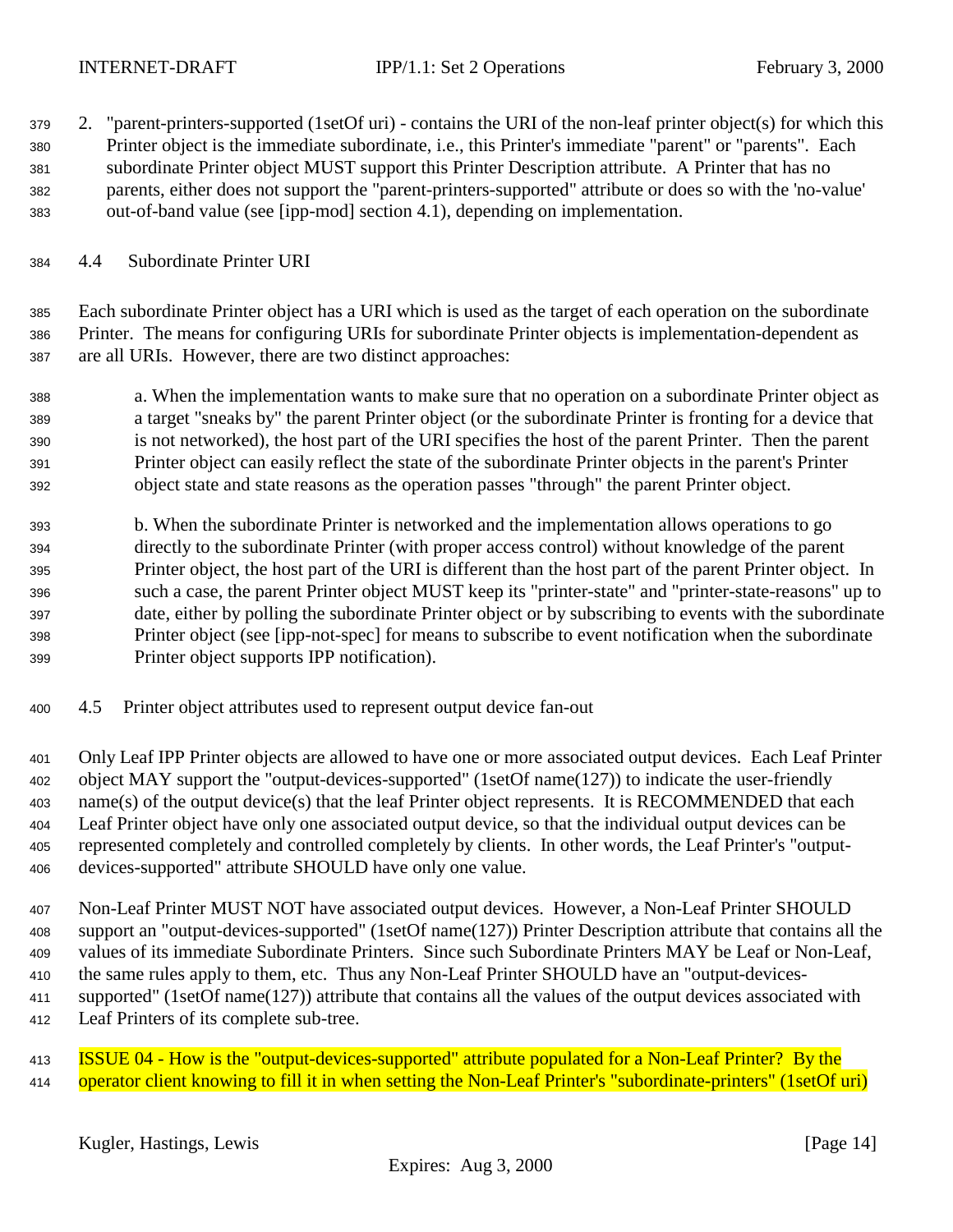2. "parent-printers-supported (1setOf uri) - contains the URI of the non-leaf printer object(s) for which this Printer object is the immediate subordinate, i.e., this Printer's immediate "parent" or "parents". Each subordinate Printer object MUST support this Printer Description attribute. A Printer that has no parents, either does not support the "parent-printers-supported" attribute or does so with the 'no-value' out-of-band value (see [ipp-mod] section 4.1), depending on implementation.

## 4.4 Subordinate Printer URI

Each subordinate Printer object has a URI which is used as the target of each operation on the subordinate Printer. The means for configuring URIs for subordinate Printer objects is implementation-dependent as are all URIs. However, there are two distinct approaches:

a. When the implementation wants to make sure that no operation on a subordinate Printer object as a target "sneaks by" the parent Printer object (or the subordinate Printer is fronting for a device that is not networked), the host part of the URI specifies the host of the parent Printer. Then the parent Printer object can easily reflect the state of the subordinate Printer objects in the parent's Printer object state and state reasons as the operation passes "through" the parent Printer object.

b. When the subordinate Printer is networked and the implementation allows operations to go directly to the subordinate Printer (with proper access control) without knowledge of the parent Printer object, the host part of the URI is different than the host part of the parent Printer object. In such a case, the parent Printer object MUST keep its "printer-state" and "printer-state-reasons" up to date, either by polling the subordinate Printer object or by subscribing to events with the subordinate Printer object (see [ipp-not-spec] for means to subscribe to event notification when the subordinate Printer object supports IPP notification).

## 4.5 Printer object attributes used to represent output device fan-out

Only Leaf IPP Printer objects are allowed to have one or more associated output devices. Each Leaf Printer object MAY support the "output-devices-supported" (1setOf name(127)) to indicate the user-friendly name(s) of the output device(s) that the leaf Printer object represents. It is RECOMMENDED that each Leaf Printer object have only one associated output device, so that the individual output devices can be represented completely and controlled completely by clients. In other words, the Leaf Printer's "output-devices-supported" attribute SHOULD have only one value.

Non-Leaf Printer MUST NOT have associated output devices. However, a Non-Leaf Printer SHOULD support an "output-devices-supported" (1setOf name(127)) Printer Description attribute that contains all the values of its immediate Subordinate Printers. Since such Subordinate Printers MAY be Leaf or Non-Leaf, the same rules apply to them, etc. Thus any Non-Leaf Printer SHOULD have an "output-devices-supported" (1setOf name(127)) attribute that contains all the values of the output devices associated with Leaf Printers of its complete sub-tree.

ISSUE 04 - How is the "output-devices-supported" attribute populated for a Non-Leaf Printer? By the operator client knowing to fill it in when setting the Non-Leaf Printer's "subordinate-printers" (1setOf uri)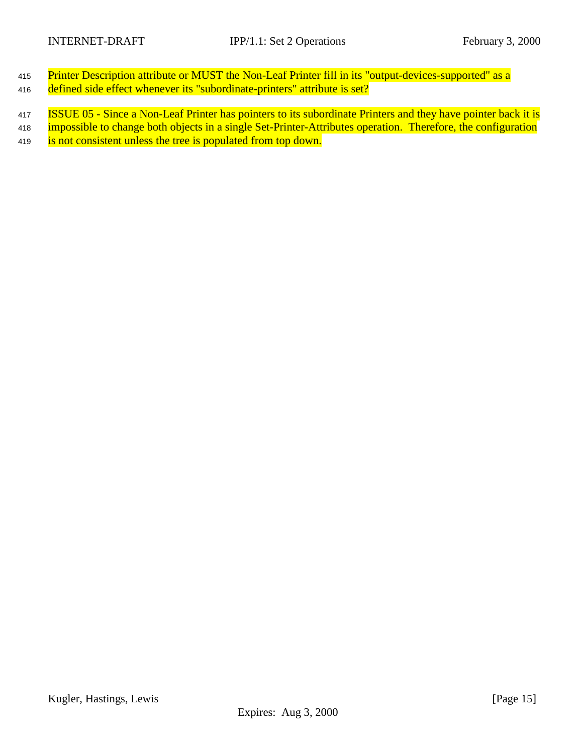Printer Description attribute or MUST the Non-Leaf Printer fill in its "output-devices-supported" as a defined side effect whenever its "subordinate-printers" attribute is set?

ISSUE 05 - Since a Non-Leaf Printer has pointers to its subordinate Printers and they have pointer back it is impossible to change both objects in a single Set-Printer-Attributes operation.  Therefore, the configuration is not consistent unless the tree is populated from top down.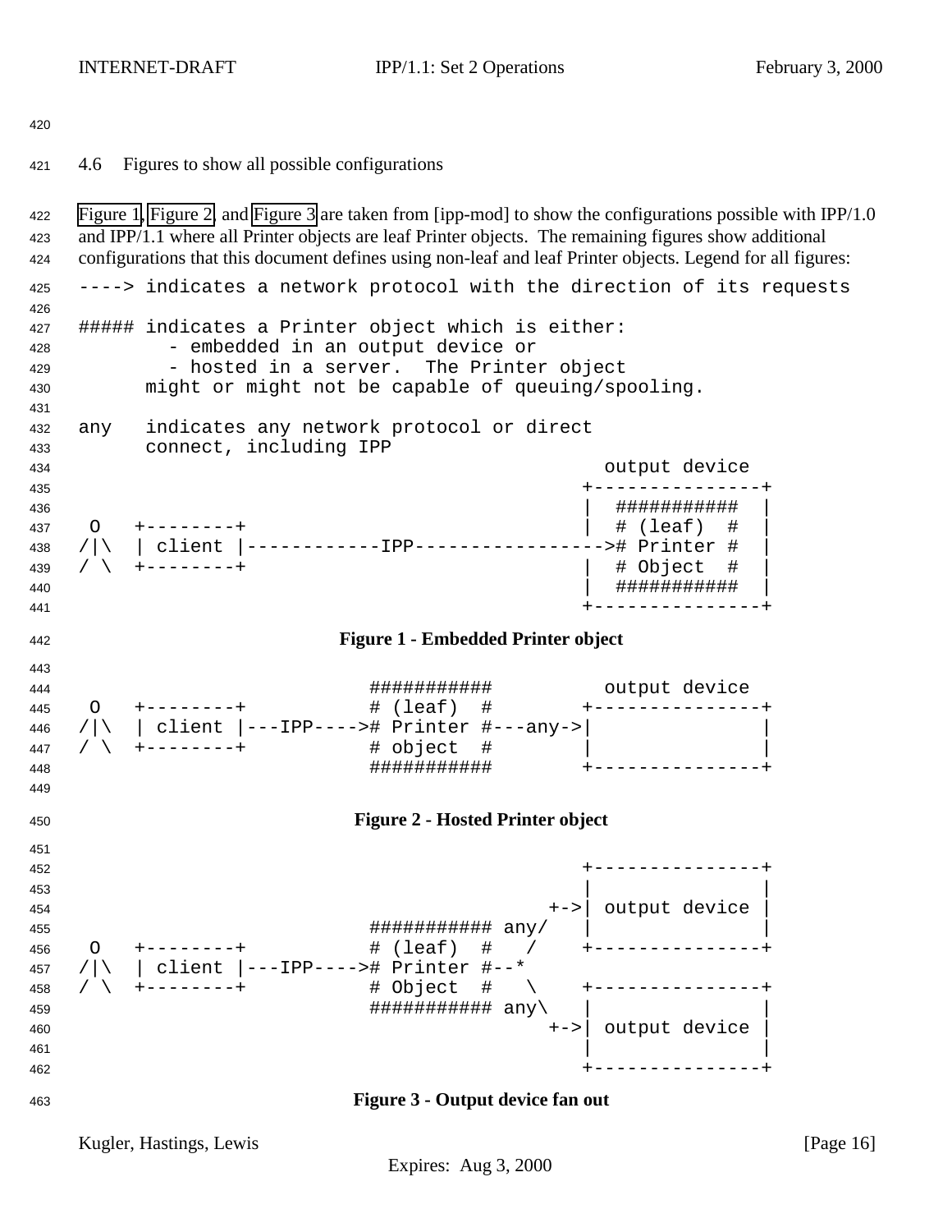## 4.6 Figures to show all possible configurations

Figure 1, Figure 2, and Figure 3 are taken from [ipp-mod] to show the configurations possible with IPP/1.0 and IPP/1.1 where all Printer objects are leaf Printer objects. The remaining figures show additional configurations that this document defines using non-leaf and leaf Printer objects. Legend for all figures:

```
----> indicates a network protocol with the direction of its requests

##### indicates a Printer object which is either:
         - embedded in an output device or
         - hosted in a server.  The Printer object
      might or might not be capable of queuing/spooling.

any   indicates any network protocol or direct
      connect, including IPP
                                                output device
                                              +---------------+
                                              |  ###########  |
 O   +--------+                               |  # (leaf)  #  |
/|\  | client |------------IPP----------------># Printer #  |
/ \  +--------+                               |  # Object  #  |
                                              |  ###########  |
                                              +---------------+
```

**Figure 1 - Embedded Printer object**

```
                     ###########          output device
 O   +--------+      # (leaf)  #        +---------------+
/|\  | client |---IPP----># Printer #---any->|               |
/ \  +--------+      # object  #        |               |
                     ###########        +---------------+
```

**Figure 2 - Hosted Printer object**

```
                                              +---------------+
                                              |               |
                                           +->| output device |
                     ########### any/      |               |
 O   +--------+      # (leaf)  #   /       +---------------+
/|\  | client |---IPP----># Printer #--*
/ \  +--------+      # Object  #   \       +---------------+
                     ########### any\      |               |
                                           +->| output device |
                                              |               |
                                              +---------------+
```

**Figure 3 - Output device fan out**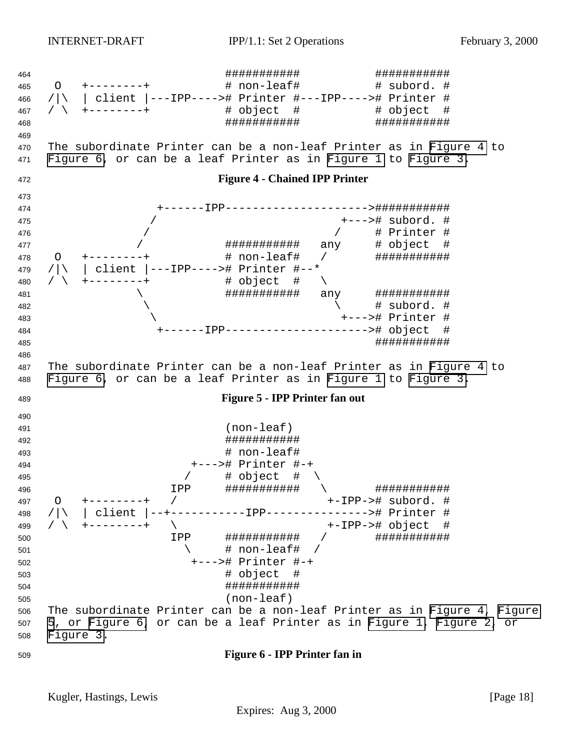```
                          ###########           ###########
 O   +--------+           # non-leaf#           # subord. #
/|\  | client |---IPP---->#  Printer #---IPP---->#  Printer #
/ \  +--------+           # object  #           # object  #
                          ###########           ###########
```

The subordinate Printer can be a non-leaf Printer as in Figure 4 to Figure 6, or can be a leaf Printer as in Figure 1 to Figure 3.

**Figure 4 - Chained IPP Printer**

```
               +------IPP-------------------->###########
              /                          +--->#  subord. #
             /                          /     #  Printer #
            /             ###########   any   # object  #
 O   +--------+           # non-leaf#   /     ###########
/|\  | client |---IPP---->#  Printer #--*
/ \  +--------+           # object  #   \
            \             ###########   any   ###########
             \                          \     #  subord. #
              \                          +--->#  Printer #
               +------IPP-------------------->#  object  #
                                              ###########
```

The subordinate Printer can be a non-leaf Printer as in Figure 4 to Figure 6, or can be a leaf Printer as in Figure 1 to Figure 3.

**Figure 5 - IPP Printer fan out**

```
                          (non-leaf)
                          ###########
                          # non-leaf#
                     +--->#  Printer #-+
                    /     # object  #  \
                  IPP     ###########   \       ###########
 O   +--------+   /                      +-IPP->#  subord. #
/|\  | client |--+-----------IPP--------------->#  Printer #
/ \  +--------+   \                      +-IPP->#  object  #
                  IPP     ###########   /       ###########
                    \     # non-leaf#  /
                     +--->#  Printer #-+
                          # object  #
                          ###########
                          (non-leaf)
```

The subordinate Printer can be a non-leaf Printer as in Figure 4, Figure 5, or Figure 6, or can be a leaf Printer as in Figure 1, Figure 2, or Figure 3.

**Figure 6 - IPP Printer fan in**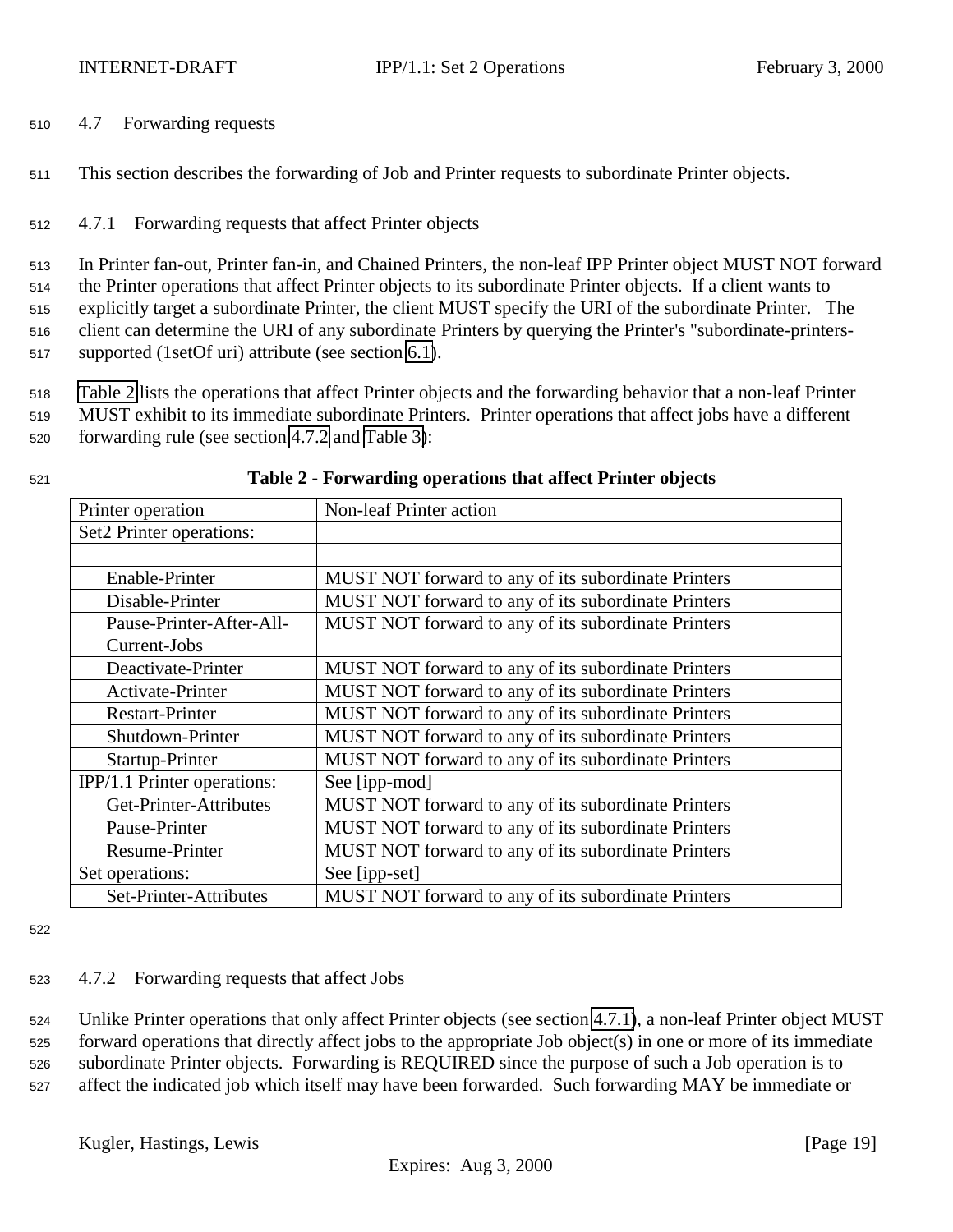### 4.7 Forwarding requests

This section describes the forwarding of Job and Printer requests to subordinate Printer objects.

#### 4.7.1 Forwarding requests that affect Printer objects

In Printer fan-out, Printer fan-in, and Chained Printers, the non-leaf IPP Printer object MUST NOT forward the Printer operations that affect Printer objects to its subordinate Printer objects. If a client wants to explicitly target a subordinate Printer, the client MUST specify the URI of the subordinate Printer. The client can determine the URI of any subordinate Printers by querying the Printer's "subordinate-printers-supported (1setOf uri) attribute (see section 6.1).

Table 2 lists the operations that affect Printer objects and the forwarding behavior that a non-leaf Printer MUST exhibit to its immediate subordinate Printers. Printer operations that affect jobs have a different forwarding rule (see section 4.7.2 and Table 3):

**Table 2 - Forwarding operations that affect Printer objects**

| Printer operation | Non-leaf Printer action |
|---|---|
| Set2 Printer operations: | |
| | |
| Enable-Printer | MUST NOT forward to any of its subordinate Printers |
| Disable-Printer | MUST NOT forward to any of its subordinate Printers |
| Pause-Printer-After-All-Current-Jobs | MUST NOT forward to any of its subordinate Printers |
| Deactivate-Printer | MUST NOT forward to any of its subordinate Printers |
| Activate-Printer | MUST NOT forward to any of its subordinate Printers |
| Restart-Printer | MUST NOT forward to any of its subordinate Printers |
| Shutdown-Printer | MUST NOT forward to any of its subordinate Printers |
| Startup-Printer | MUST NOT forward to any of its subordinate Printers |
| IPP/1.1 Printer operations: | See [ipp-mod] |
| Get-Printer-Attributes | MUST NOT forward to any of its subordinate Printers |
| Pause-Printer | MUST NOT forward to any of its subordinate Printers |
| Resume-Printer | MUST NOT forward to any of its subordinate Printers |
| Set operations: | See [ipp-set] |
| Set-Printer-Attributes | MUST NOT forward to any of its subordinate Printers |

#### 4.7.2 Forwarding requests that affect Jobs

Unlike Printer operations that only affect Printer objects (see section 4.7.1), a non-leaf Printer object MUST forward operations that directly affect jobs to the appropriate Job object(s) in one or more of its immediate subordinate Printer objects. Forwarding is REQUIRED since the purpose of such a Job operation is to affect the indicated job which itself may have been forwarded. Such forwarding MAY be immediate or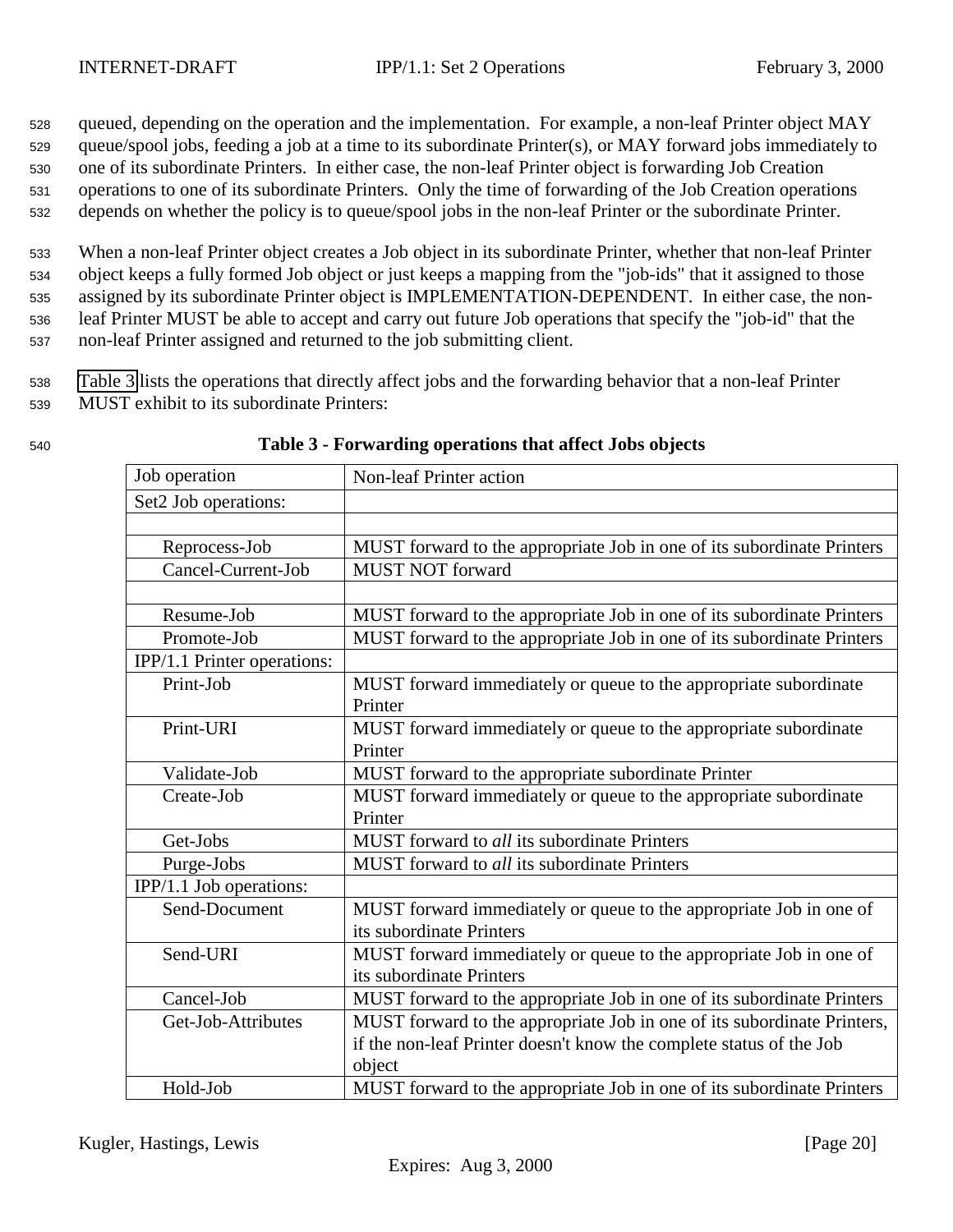queued, depending on the operation and the implementation. For example, a non-leaf Printer object MAY queue/spool jobs, feeding a job at a time to its subordinate Printer(s), or MAY forward jobs immediately to one of its subordinate Printers. In either case, the non-leaf Printer object is forwarding Job Creation operations to one of its subordinate Printers. Only the time of forwarding of the Job Creation operations depends on whether the policy is to queue/spool jobs in the non-leaf Printer or the subordinate Printer.

When a non-leaf Printer object creates a Job object in its subordinate Printer, whether that non-leaf Printer object keeps a fully formed Job object or just keeps a mapping from the "job-ids" that it assigned to those assigned by its subordinate Printer object is IMPLEMENTATION-DEPENDENT. In either case, the non-leaf Printer MUST be able to accept and carry out future Job operations that specify the "job-id" that the non-leaf Printer assigned and returned to the job submitting client.

Table 3 lists the operations that directly affect jobs and the forwarding behavior that a non-leaf Printer MUST exhibit to its subordinate Printers:

**Table 3 - Forwarding operations that affect Jobs objects**

| Job operation | Non-leaf Printer action |
|---|---|
| Set2 Job operations: | |
| | |
| Reprocess-Job | MUST forward to the appropriate Job in one of its subordinate Printers |
| Cancel-Current-Job | MUST NOT forward |
| | |
| Resume-Job | MUST forward to the appropriate Job in one of its subordinate Printers |
| Promote-Job | MUST forward to the appropriate Job in one of its subordinate Printers |
| IPP/1.1 Printer operations: | |
| Print-Job | MUST forward immediately or queue to the appropriate subordinate Printer |
| Print-URI | MUST forward immediately or queue to the appropriate subordinate Printer |
| Validate-Job | MUST forward to the appropriate subordinate Printer |
| Create-Job | MUST forward immediately or queue to the appropriate subordinate Printer |
| Get-Jobs | MUST forward to *all* its subordinate Printers |
| Purge-Jobs | MUST forward to *all* its subordinate Printers |
| IPP/1.1 Job operations: | |
| Send-Document | MUST forward immediately or queue to the appropriate Job in one of its subordinate Printers |
| Send-URI | MUST forward immediately or queue to the appropriate Job in one of its subordinate Printers |
| Cancel-Job | MUST forward to the appropriate Job in one of its subordinate Printers |
| Get-Job-Attributes | MUST forward to the appropriate Job in one of its subordinate Printers, if the non-leaf Printer doesn't know the complete status of the Job object |
| Hold-Job | MUST forward to the appropriate Job in one of its subordinate Printers |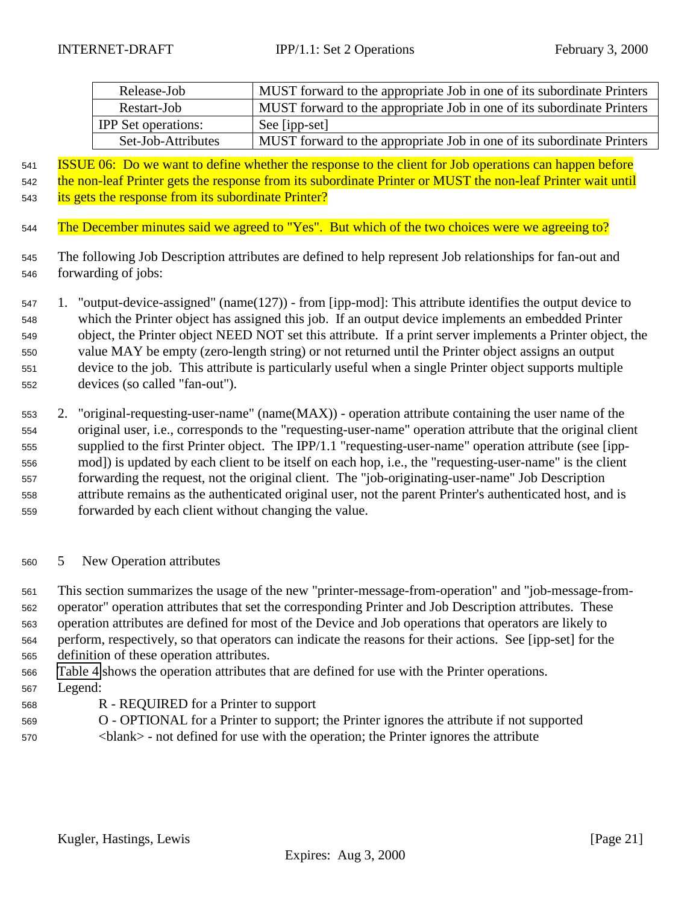| | |
|---|---|
| Release-Job | MUST forward to the appropriate Job in one of its subordinate Printers |
| Restart-Job | MUST forward to the appropriate Job in one of its subordinate Printers |
| IPP Set operations: | See [ipp-set] |
| Set-Job-Attributes | MUST forward to the appropriate Job in one of its subordinate Printers |

ISSUE 06: Do we want to define whether the response to the client for Job operations can happen before the non-leaf Printer gets the response from its subordinate Printer or MUST the non-leaf Printer wait until its gets the response from its subordinate Printer?

The December minutes said we agreed to "Yes". But which of the two choices were we agreeing to?

The following Job Description attributes are defined to help represent Job relationships for fan-out and forwarding of jobs:

1. "output-device-assigned" (name(127)) - from [ipp-mod]: This attribute identifies the output device to which the Printer object has assigned this job. If an output device implements an embedded Printer object, the Printer object NEED NOT set this attribute. If a print server implements a Printer object, the value MAY be empty (zero-length string) or not returned until the Printer object assigns an output device to the job. This attribute is particularly useful when a single Printer object supports multiple devices (so called "fan-out").

2. "original-requesting-user-name" (name(MAX)) - operation attribute containing the user name of the original user, i.e., corresponds to the "requesting-user-name" operation attribute that the original client supplied to the first Printer object. The IPP/1.1 "requesting-user-name" operation attribute (see [ipp-mod]) is updated by each client to be itself on each hop, i.e., the "requesting-user-name" is the client forwarding the request, not the original client. The "job-originating-user-name" Job Description attribute remains as the authenticated original user, not the parent Printer's authenticated host, and is forwarded by each client without changing the value.

# 5 New Operation attributes

This section summarizes the usage of the new "printer-message-from-operation" and "job-message-from-operator" operation attributes that set the corresponding Printer and Job Description attributes. These operation attributes are defined for most of the Device and Job operations that operators are likely to perform, respectively, so that operators can indicate the reasons for their actions. See [ipp-set] for the definition of these operation attributes.

Table 4 shows the operation attributes that are defined for use with the Printer operations.

Legend:

R - REQUIRED for a Printer to support

O - OPTIONAL for a Printer to support; the Printer ignores the attribute if not supported

<blank> - not defined for use with the operation; the Printer ignores the attribute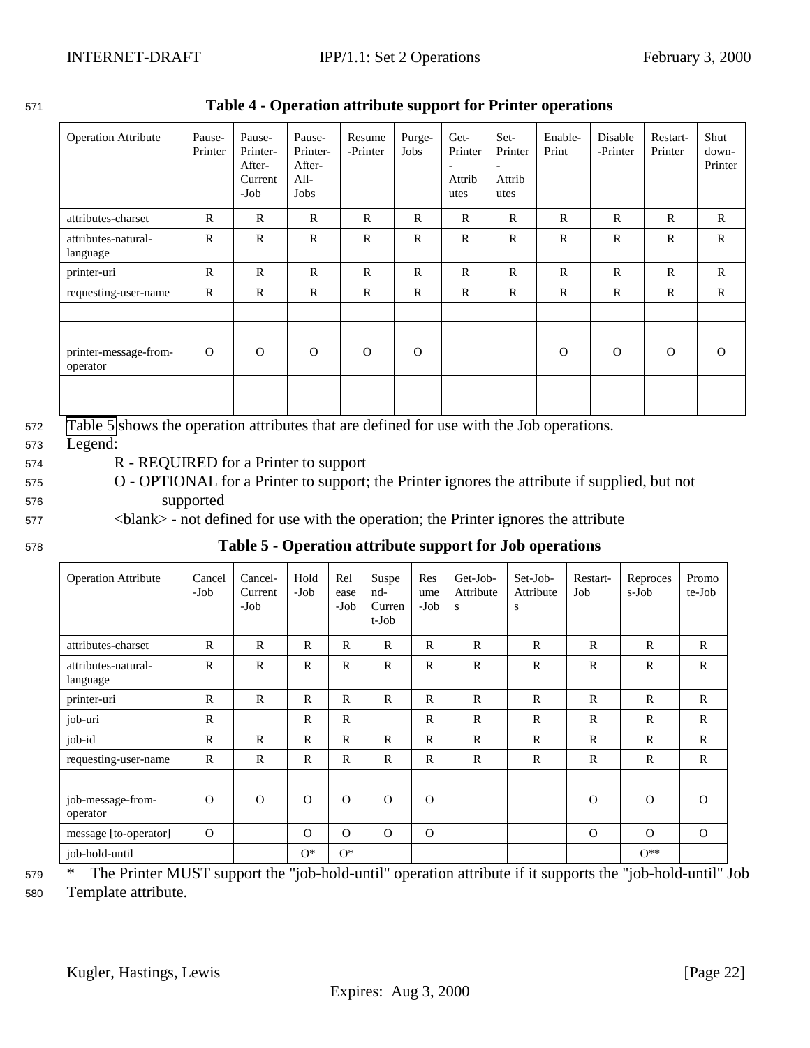**Table 4 - Operation attribute support for Printer operations**

| Operation Attribute | Pause-Printer | Pause-Printer-After-Current-Job | Pause-Printer-After-All-Jobs | Resume-Printer | Purge-Jobs | Get-Printer-Attributes | Set-Printer-Attributes | Enable-Print | Disable-Printer | Restart-Printer | Shut down-Printer |
|---|---|---|---|---|---|---|---|---|---|---|---|
| attributes-charset | R | R | R | R | R | R | R | R | R | R | R |
| attributes-natural-language | R | R | R | R | R | R | R | R | R | R | R |
| printer-uri | R | R | R | R | R | R | R | R | R | R | R |
| requesting-user-name | R | R | R | R | R | R | R | R | R | R | R |
| | | | | | | | | | | | |
| | | | | | | | | | | | |
| printer-message-from-operator | O | O | O | O | O | | | O | O | O | O |
| | | | | | | | | | | | |
| | | | | | | | | | | | |

Table 5 shows the operation attributes that are defined for use with the Job operations.

Legend:

R - REQUIRED for a Printer to support

O - OPTIONAL for a Printer to support; the Printer ignores the attribute if supplied, but not supported

<blank> - not defined for use with the operation; the Printer ignores the attribute

**Table 5 - Operation attribute support for Job operations**

| Operation Attribute | Cancel-Job | Cancel-Current-Job | Hold-Job | Release-Job | Suspend-Current-Job | Resume-Job | Get-Job-Attributes | Set-Job-Attributes | Restart-Job | Reprocess-Job | Promote-Job |
|---|---|---|---|---|---|---|---|---|---|---|---|
| attributes-charset | R | R | R | R | R | R | R | R | R | R | R |
| attributes-natural-language | R | R | R | R | R | R | R | R | R | R | R |
| printer-uri | R | R | R | R | R | R | R | R | R | R | R |
| job-uri | R | | R | R | | R | R | R | R | R | R |
| job-id | R | R | R | R | R | R | R | R | R | R | R |
| requesting-user-name | R | R | R | R | R | R | R | R | R | R | R |
| | | | | | | | | | | | |
| job-message-from-operator | O | O | O | O | O | O | | | O | O | O |
| message [to-operator] | O | | O | O | O | O | | | O | O | O |
| job-hold-until | | | O* | O* | | | | | | O** | |

\* The Printer MUST support the "job-hold-until" operation attribute if it supports the "job-hold-until" Job Template attribute.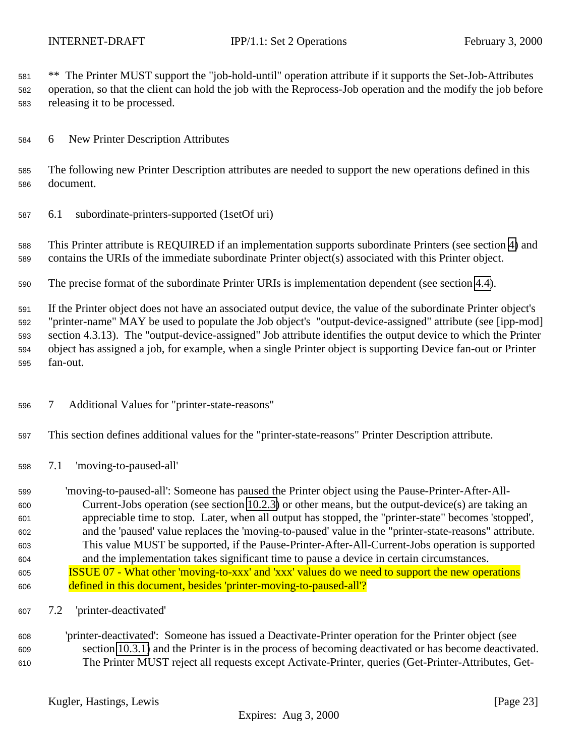** The Printer MUST support the "job-hold-until" operation attribute if it supports the Set-Job-Attributes operation, so that the client can hold the job with the Reprocess-Job operation and the modify the job before releasing it to be processed.

# 6 New Printer Description Attributes

The following new Printer Description attributes are needed to support the new operations defined in this document.

## 6.1 subordinate-printers-supported (1setOf uri)

This Printer attribute is REQUIRED if an implementation supports subordinate Printers (see section 4) and contains the URIs of the immediate subordinate Printer object(s) associated with this Printer object.

The precise format of the subordinate Printer URIs is implementation dependent (see section 4.4).

If the Printer object does not have an associated output device, the value of the subordinate Printer object's "printer-name" MAY be used to populate the Job object's "output-device-assigned" attribute (see [ipp-mod] section 4.3.13). The "output-device-assigned" Job attribute identifies the output device to which the Printer object has assigned a job, for example, when a single Printer object is supporting Device fan-out or Printer fan-out.

# 7 Additional Values for "printer-state-reasons"

This section defines additional values for the "printer-state-reasons" Printer Description attribute.

## 7.1 'moving-to-paused-all'

'moving-to-paused-all': Someone has paused the Printer object using the Pause-Printer-After-All-Current-Jobs operation (see section 10.2.3) or other means, but the output-device(s) are taking an appreciable time to stop. Later, when all output has stopped, the "printer-state" becomes 'stopped', and the 'paused' value replaces the 'moving-to-paused' value in the "printer-state-reasons" attribute. This value MUST be supported, if the Pause-Printer-After-All-Current-Jobs operation is supported and the implementation takes significant time to pause a device in certain circumstances.

ISSUE 07 - What other 'moving-to-xxx' and 'xxx' values do we need to support the new operations defined in this document, besides 'printer-moving-to-paused-all'?

## 7.2 'printer-deactivated'

'printer-deactivated': Someone has issued a Deactivate-Printer operation for the Printer object (see section 10.3.1) and the Printer is in the process of becoming deactivated or has become deactivated. The Printer MUST reject all requests except Activate-Printer, queries (Get-Printer-Attributes, Get-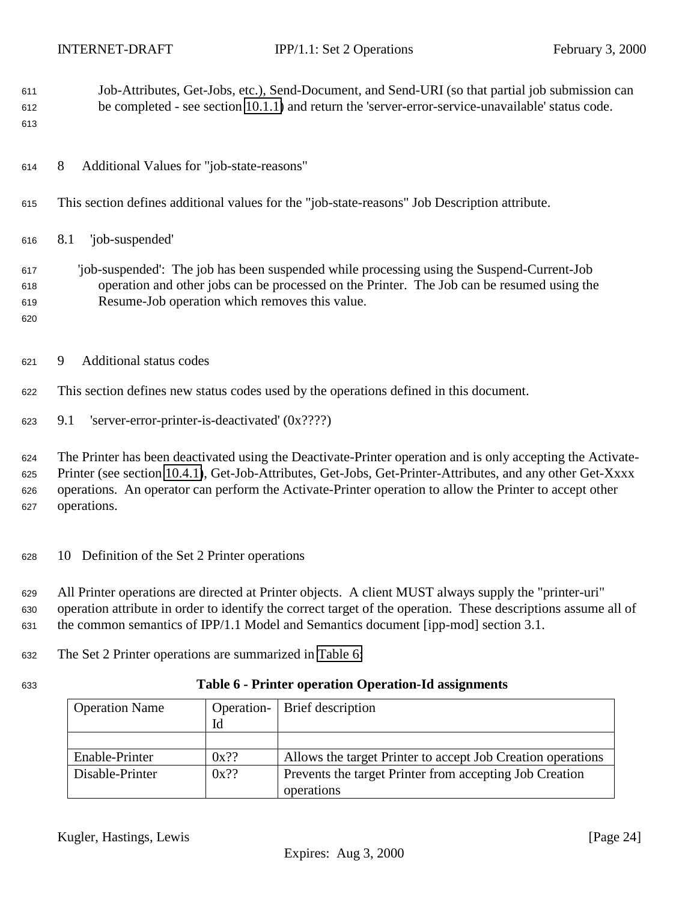Job-Attributes, Get-Jobs, etc.), Send-Document, and Send-URI (so that partial job submission can be completed - see section 10.1.1) and return the 'server-error-service-unavailable' status code.

## 8 Additional Values for "job-state-reasons"

This section defines additional values for the "job-state-reasons" Job Description attribute.

### 8.1 'job-suspended'

'job-suspended': The job has been suspended while processing using the Suspend-Current-Job operation and other jobs can be processed on the Printer. The Job can be resumed using the Resume-Job operation which removes this value.

## 9 Additional status codes

This section defines new status codes used by the operations defined in this document.

### 9.1 'server-error-printer-is-deactivated' (0x????)

The Printer has been deactivated using the Deactivate-Printer operation and is only accepting the Activate-Printer (see section 10.4.1), Get-Job-Attributes, Get-Jobs, Get-Printer-Attributes, and any other Get-Xxxx operations. An operator can perform the Activate-Printer operation to allow the Printer to accept other operations.

## 10 Definition of the Set 2 Printer operations

All Printer operations are directed at Printer objects. A client MUST always supply the "printer-uri" operation attribute in order to identify the correct target of the operation. These descriptions assume all of the common semantics of IPP/1.1 Model and Semantics document [ipp-mod] section 3.1.

The Set 2 Printer operations are summarized in Table 6:

**Table 6 - Printer operation Operation-Id assignments**

| Operation Name | Operation-Id | Brief description |
|---|---|---|
| | | |
| Enable-Printer | 0x?? | Allows the target Printer to accept Job Creation operations |
| Disable-Printer | 0x?? | Prevents the target Printer from accepting Job Creation operations |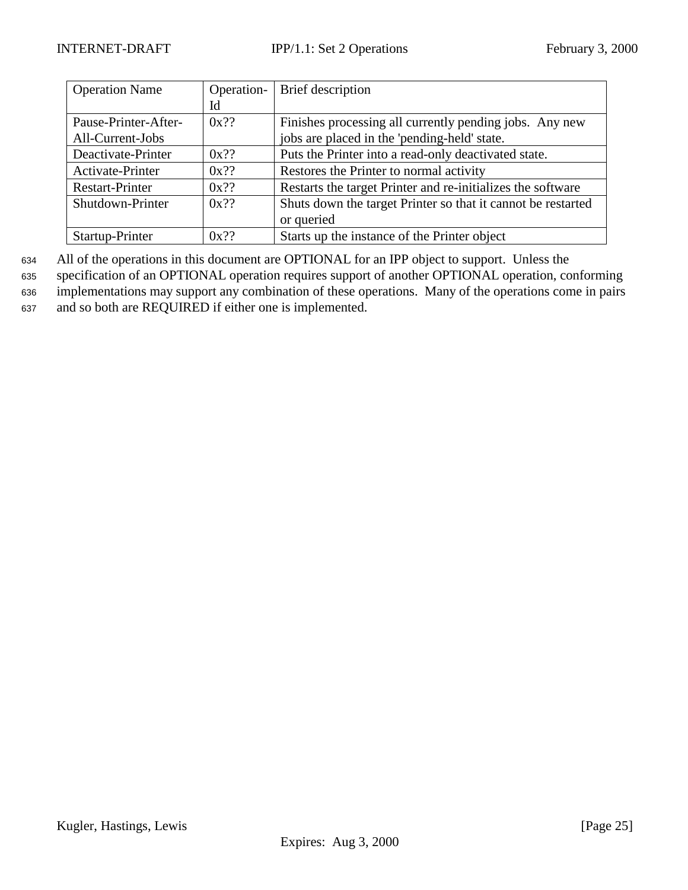| Operation Name | Operation-Id | Brief description |
| --- | --- | --- |
| Pause-Printer-After-All-Current-Jobs | 0x?? | Finishes processing all currently pending jobs. Any new jobs are placed in the 'pending-held' state. |
| Deactivate-Printer | 0x?? | Puts the Printer into a read-only deactivated state. |
| Activate-Printer | 0x?? | Restores the Printer to normal activity |
| Restart-Printer | 0x?? | Restarts the target Printer and re-initializes the software |
| Shutdown-Printer | 0x?? | Shuts down the target Printer so that it cannot be restarted or queried |
| Startup-Printer | 0x?? | Starts up the instance of the Printer object |

634 All of the operations in this document are OPTIONAL for an IPP object to support. Unless the
635 specification of an OPTIONAL operation requires support of another OPTIONAL operation, conforming
636 implementations may support any combination of these operations. Many of the operations come in pairs
637 and so both are REQUIRED if either one is implemented.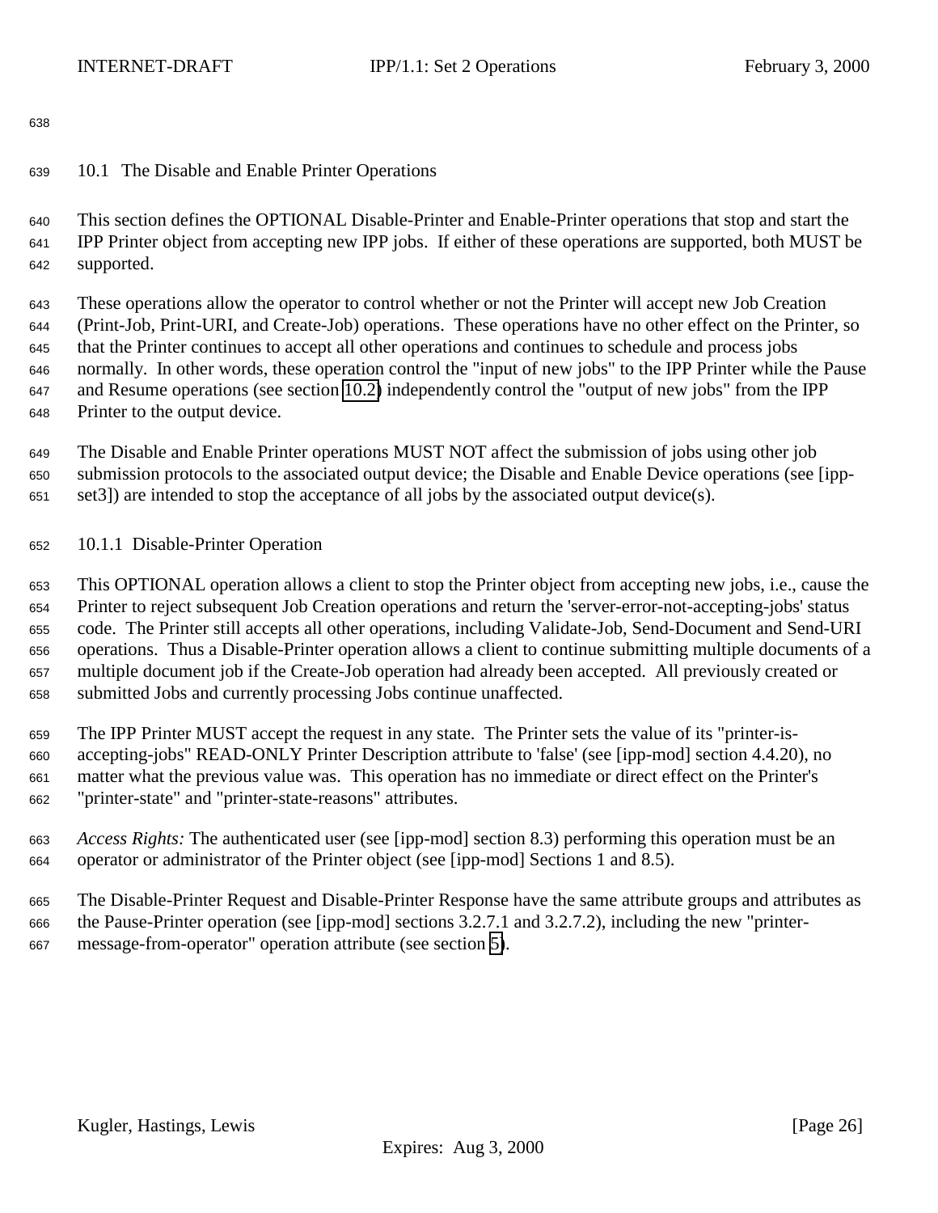## 10.1 The Disable and Enable Printer Operations

This section defines the OPTIONAL Disable-Printer and Enable-Printer operations that stop and start the IPP Printer object from accepting new IPP jobs. If either of these operations are supported, both MUST be supported.

These operations allow the operator to control whether or not the Printer will accept new Job Creation (Print-Job, Print-URI, and Create-Job) operations. These operations have no other effect on the Printer, so that the Printer continues to accept all other operations and continues to schedule and process jobs normally. In other words, these operation control the "input of new jobs" to the IPP Printer while the Pause and Resume operations (see section 10.2) independently control the "output of new jobs" from the IPP Printer to the output device.

The Disable and Enable Printer operations MUST NOT affect the submission of jobs using other job submission protocols to the associated output device; the Disable and Enable Device operations (see [ipp-set3]) are intended to stop the acceptance of all jobs by the associated output device(s).

### 10.1.1 Disable-Printer Operation

This OPTIONAL operation allows a client to stop the Printer object from accepting new jobs, i.e., cause the Printer to reject subsequent Job Creation operations and return the 'server-error-not-accepting-jobs' status code. The Printer still accepts all other operations, including Validate-Job, Send-Document and Send-URI operations. Thus a Disable-Printer operation allows a client to continue submitting multiple documents of a multiple document job if the Create-Job operation had already been accepted. All previously created or submitted Jobs and currently processing Jobs continue unaffected.

The IPP Printer MUST accept the request in any state. The Printer sets the value of its "printer-is-accepting-jobs" READ-ONLY Printer Description attribute to 'false' (see [ipp-mod] section 4.4.20), no matter what the previous value was. This operation has no immediate or direct effect on the Printer's "printer-state" and "printer-state-reasons" attributes.

*Access Rights:* The authenticated user (see [ipp-mod] section 8.3) performing this operation must be an operator or administrator of the Printer object (see [ipp-mod] Sections 1 and 8.5).

The Disable-Printer Request and Disable-Printer Response have the same attribute groups and attributes as the Pause-Printer operation (see [ipp-mod] sections 3.2.7.1 and 3.2.7.2), including the new "printer-message-from-operator" operation attribute (see section 5).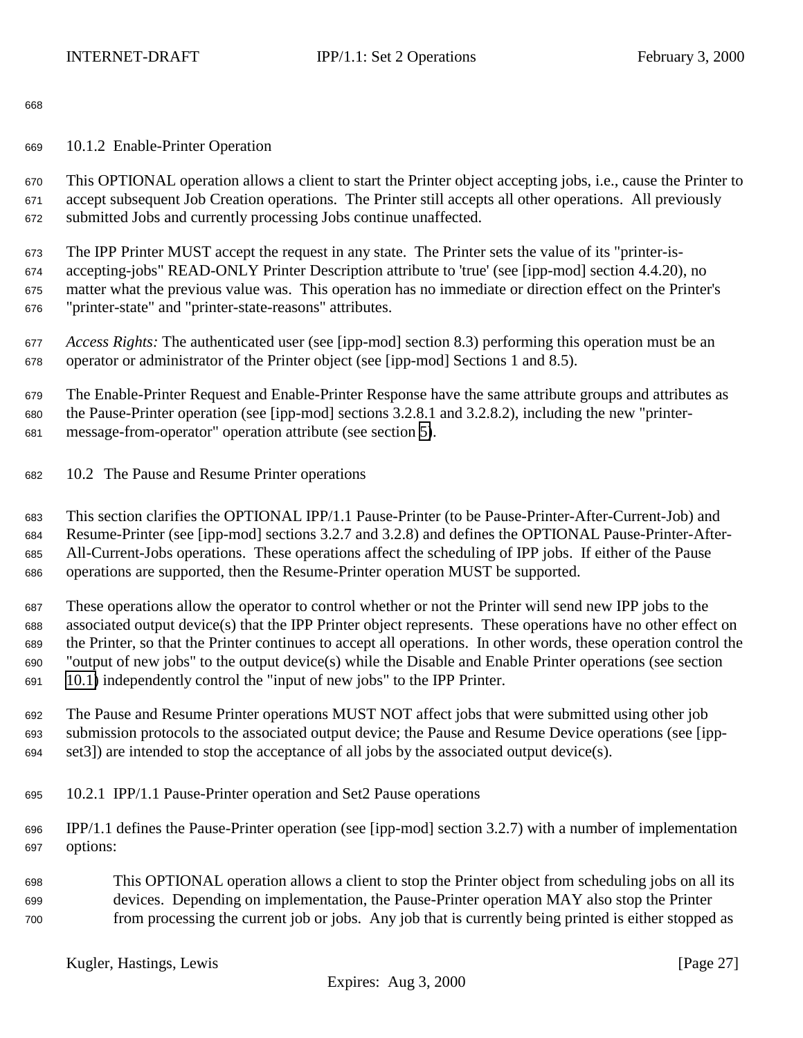### 10.1.2 Enable-Printer Operation

This OPTIONAL operation allows a client to start the Printer object accepting jobs, i.e., cause the Printer to accept subsequent Job Creation operations. The Printer still accepts all other operations. All previously submitted Jobs and currently processing Jobs continue unaffected.

The IPP Printer MUST accept the request in any state. The Printer sets the value of its "printer-is-accepting-jobs" READ-ONLY Printer Description attribute to 'true' (see [ipp-mod] section 4.4.20), no matter what the previous value was. This operation has no immediate or direction effect on the Printer's "printer-state" and "printer-state-reasons" attributes.

*Access Rights:* The authenticated user (see [ipp-mod] section 8.3) performing this operation must be an operator or administrator of the Printer object (see [ipp-mod] Sections 1 and 8.5).

The Enable-Printer Request and Enable-Printer Response have the same attribute groups and attributes as the Pause-Printer operation (see [ipp-mod] sections 3.2.8.1 and 3.2.8.2), including the new "printer-message-from-operator" operation attribute (see section 5).

## 10.2 The Pause and Resume Printer operations

This section clarifies the OPTIONAL IPP/1.1 Pause-Printer (to be Pause-Printer-After-Current-Job) and Resume-Printer (see [ipp-mod] sections 3.2.7 and 3.2.8) and defines the OPTIONAL Pause-Printer-After-All-Current-Jobs operations. These operations affect the scheduling of IPP jobs. If either of the Pause operations are supported, then the Resume-Printer operation MUST be supported.

These operations allow the operator to control whether or not the Printer will send new IPP jobs to the associated output device(s) that the IPP Printer object represents. These operations have no other effect on the Printer, so that the Printer continues to accept all operations. In other words, these operation control the "output of new jobs" to the output device(s) while the Disable and Enable Printer operations (see section 10.1) independently control the "input of new jobs" to the IPP Printer.

The Pause and Resume Printer operations MUST NOT affect jobs that were submitted using other job submission protocols to the associated output device; the Pause and Resume Device operations (see [ipp-set3]) are intended to stop the acceptance of all jobs by the associated output device(s).

### 10.2.1 IPP/1.1 Pause-Printer operation and Set2 Pause operations

IPP/1.1 defines the Pause-Printer operation (see [ipp-mod] section 3.2.7) with a number of implementation options:

> This OPTIONAL operation allows a client to stop the Printer object from scheduling jobs on all its devices. Depending on implementation, the Pause-Printer operation MAY also stop the Printer from processing the current job or jobs. Any job that is currently being printed is either stopped as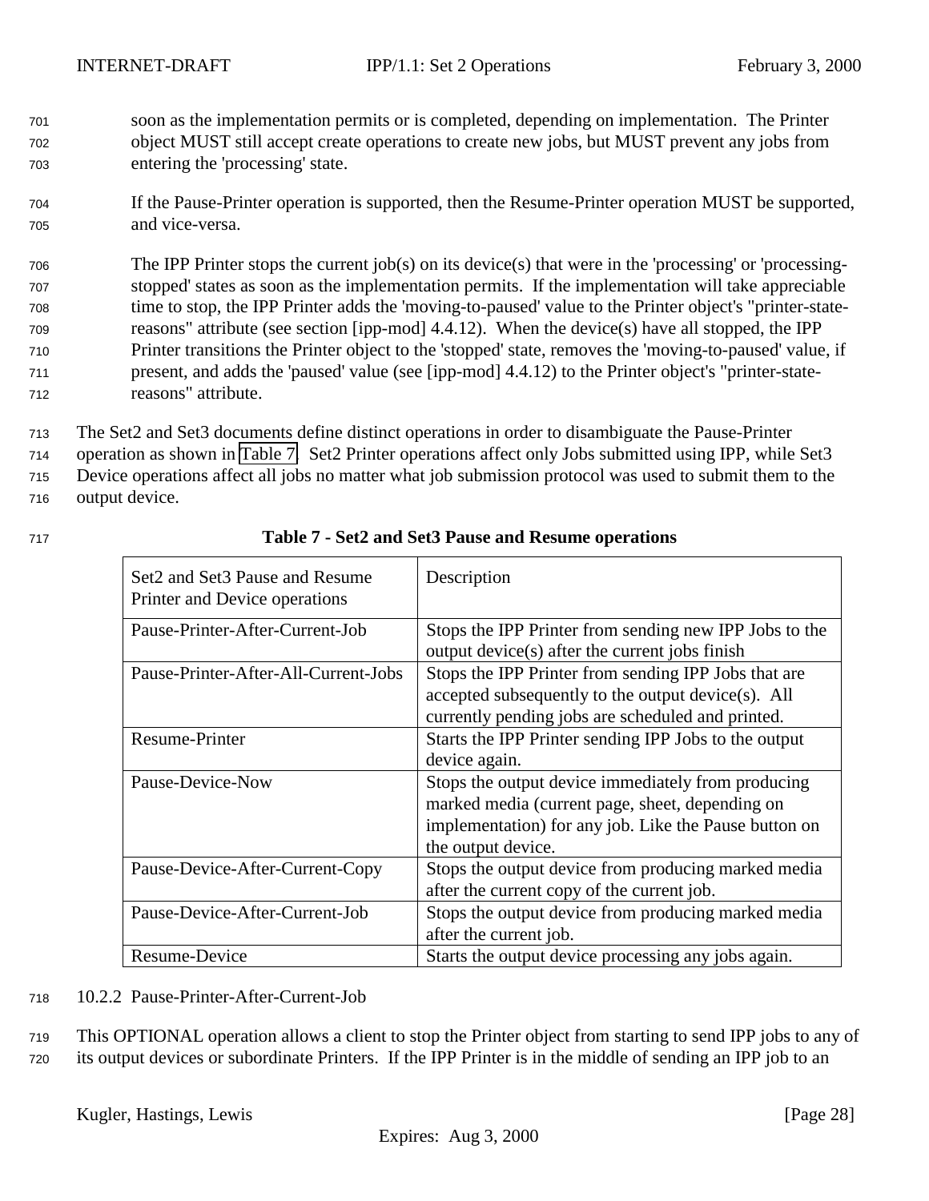soon as the implementation permits or is completed, depending on implementation. The Printer object MUST still accept create operations to create new jobs, but MUST prevent any jobs from entering the 'processing' state.

If the Pause-Printer operation is supported, then the Resume-Printer operation MUST be supported, and vice-versa.

The IPP Printer stops the current job(s) on its device(s) that were in the 'processing' or 'processing-stopped' states as soon as the implementation permits. If the implementation will take appreciable time to stop, the IPP Printer adds the 'moving-to-paused' value to the Printer object's "printer-state-reasons" attribute (see section [ipp-mod] 4.4.12). When the device(s) have all stopped, the IPP Printer transitions the Printer object to the 'stopped' state, removes the 'moving-to-paused' value, if present, and adds the 'paused' value (see [ipp-mod] 4.4.12) to the Printer object's "printer-state-reasons" attribute.

The Set2 and Set3 documents define distinct operations in order to disambiguate the Pause-Printer operation as shown in Table 7. Set2 Printer operations affect only Jobs submitted using IPP, while Set3 Device operations affect all jobs no matter what job submission protocol was used to submit them to the output device.

**Table 7 - Set2 and Set3 Pause and Resume operations**

| Set2 and Set3 Pause and Resume Printer and Device operations | Description |
|---|---|
| Pause-Printer-After-Current-Job | Stops the IPP Printer from sending new IPP Jobs to the output device(s) after the current jobs finish |
| Pause-Printer-After-All-Current-Jobs | Stops the IPP Printer from sending IPP Jobs that are accepted subsequently to the output device(s). All currently pending jobs are scheduled and printed. |
| Resume-Printer | Starts the IPP Printer sending IPP Jobs to the output device again. |
| Pause-Device-Now | Stops the output device immediately from producing marked media (current page, sheet, depending on implementation) for any job. Like the Pause button on the output device. |
| Pause-Device-After-Current-Copy | Stops the output device from producing marked media after the current copy of the current job. |
| Pause-Device-After-Current-Job | Stops the output device from producing marked media after the current job. |
| Resume-Device | Starts the output device processing any jobs again. |

### 10.2.2 Pause-Printer-After-Current-Job

This OPTIONAL operation allows a client to stop the Printer object from starting to send IPP jobs to any of its output devices or subordinate Printers. If the IPP Printer is in the middle of sending an IPP job to an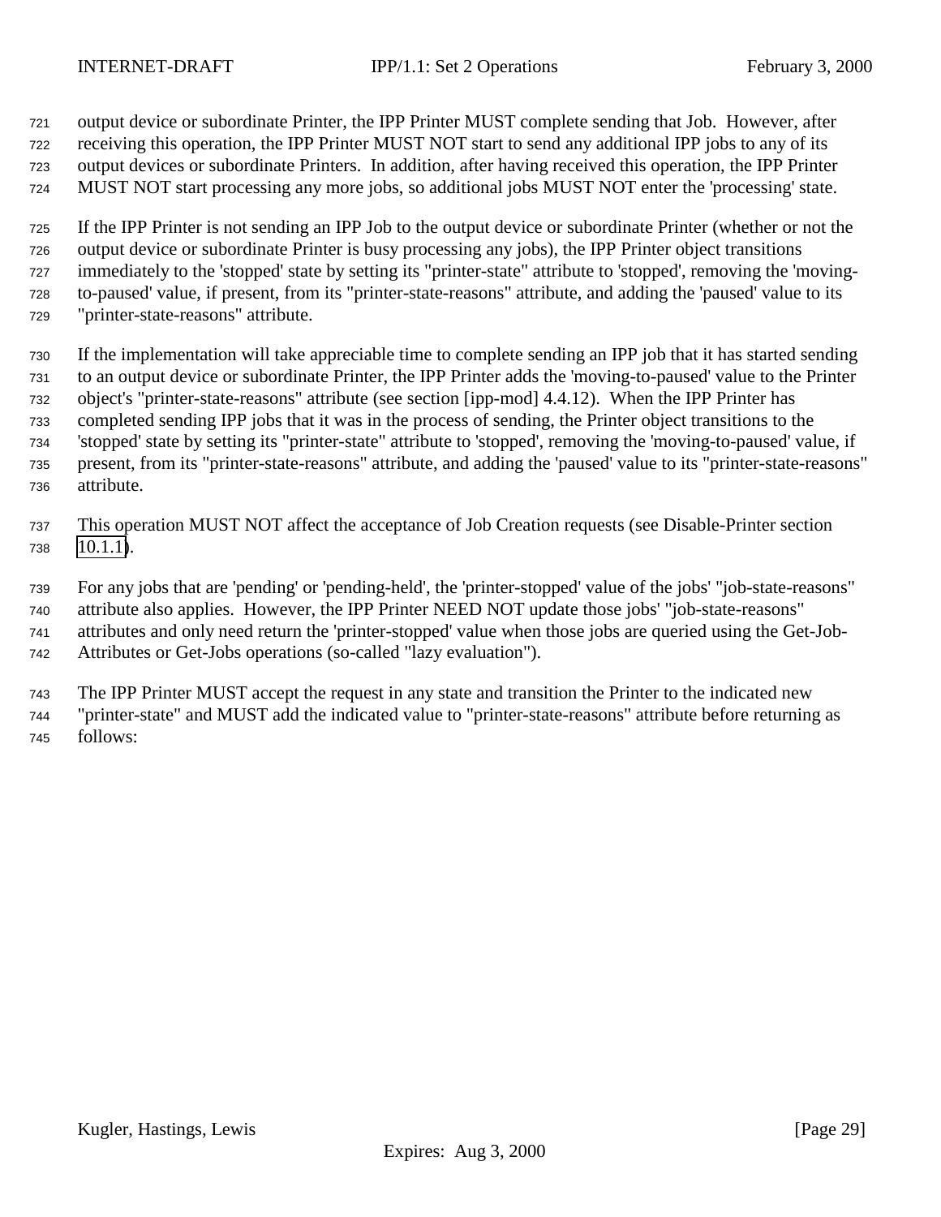output device or subordinate Printer, the IPP Printer MUST complete sending that Job. However, after receiving this operation, the IPP Printer MUST NOT start to send any additional IPP jobs to any of its output devices or subordinate Printers. In addition, after having received this operation, the IPP Printer MUST NOT start processing any more jobs, so additional jobs MUST NOT enter the 'processing' state.

If the IPP Printer is not sending an IPP Job to the output device or subordinate Printer (whether or not the output device or subordinate Printer is busy processing any jobs), the IPP Printer object transitions immediately to the 'stopped' state by setting its "printer-state" attribute to 'stopped', removing the 'moving-to-paused' value, if present, from its "printer-state-reasons" attribute, and adding the 'paused' value to its "printer-state-reasons" attribute.

If the implementation will take appreciable time to complete sending an IPP job that it has started sending to an output device or subordinate Printer, the IPP Printer adds the 'moving-to-paused' value to the Printer object's "printer-state-reasons" attribute (see section [ipp-mod] 4.4.12). When the IPP Printer has completed sending IPP jobs that it was in the process of sending, the Printer object transitions to the 'stopped' state by setting its "printer-state" attribute to 'stopped', removing the 'moving-to-paused' value, if present, from its "printer-state-reasons" attribute, and adding the 'paused' value to its "printer-state-reasons" attribute.

This operation MUST NOT affect the acceptance of Job Creation requests (see Disable-Printer section 10.1.1).

For any jobs that are 'pending' or 'pending-held', the 'printer-stopped' value of the jobs' "job-state-reasons" attribute also applies. However, the IPP Printer NEED NOT update those jobs' "job-state-reasons" attributes and only need return the 'printer-stopped' value when those jobs are queried using the Get-Job-Attributes or Get-Jobs operations (so-called "lazy evaluation").

The IPP Printer MUST accept the request in any state and transition the Printer to the indicated new "printer-state" and MUST add the indicated value to "printer-state-reasons" attribute before returning as follows: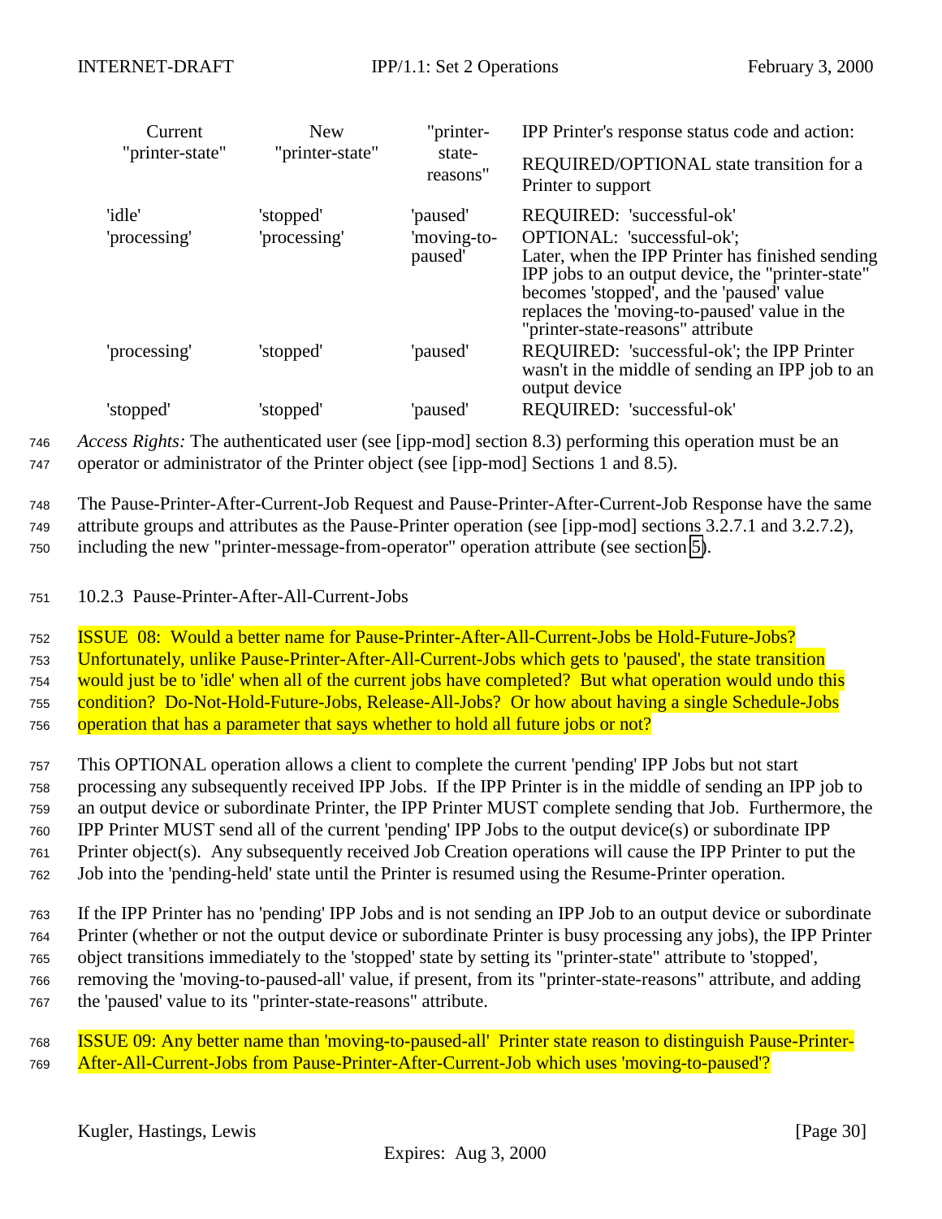| Current "printer-state" | New "printer-state" | "printer-state-reasons" | IPP Printer's response status code and action: REQUIRED/OPTIONAL state transition for a Printer to support |
|---|---|---|---|
| 'idle' | 'stopped' | 'paused' | REQUIRED: 'successful-ok' |
| 'processing' | 'processing' | 'moving-to-paused' | OPTIONAL: 'successful-ok'; Later, when the IPP Printer has finished sending IPP jobs to an output device, the "printer-state" becomes 'stopped', and the 'paused' value replaces the 'moving-to-paused' value in the "printer-state-reasons" attribute |
| 'processing' | 'stopped' | 'paused' | REQUIRED: 'successful-ok'; the IPP Printer wasn't in the middle of sending an IPP job to an output device |
| 'stopped' | 'stopped' | 'paused' | REQUIRED: 'successful-ok' |

*Access Rights:* The authenticated user (see [ipp-mod] section 8.3) performing this operation must be an operator or administrator of the Printer object (see [ipp-mod] Sections 1 and 8.5).

The Pause-Printer-After-Current-Job Request and Pause-Printer-After-Current-Job Response have the same attribute groups and attributes as the Pause-Printer operation (see [ipp-mod] sections 3.2.7.1 and 3.2.7.2), including the new "printer-message-from-operator" operation attribute (see section 5).

### 10.2.3 Pause-Printer-After-All-Current-Jobs

ISSUE 08: Would a better name for Pause-Printer-After-All-Current-Jobs be Hold-Future-Jobs? Unfortunately, unlike Pause-Printer-After-All-Current-Jobs which gets to 'paused', the state transition would just be to 'idle' when all of the current jobs have completed? But what operation would undo this condition? Do-Not-Hold-Future-Jobs, Release-All-Jobs? Or how about having a single Schedule-Jobs operation that has a parameter that says whether to hold all future jobs or not?

This OPTIONAL operation allows a client to complete the current 'pending' IPP Jobs but not start processing any subsequently received IPP Jobs. If the IPP Printer is in the middle of sending an IPP job to an output device or subordinate Printer, the IPP Printer MUST complete sending that Job. Furthermore, the IPP Printer MUST send all of the current 'pending' IPP Jobs to the output device(s) or subordinate IPP Printer object(s). Any subsequently received Job Creation operations will cause the IPP Printer to put the Job into the 'pending-held' state until the Printer is resumed using the Resume-Printer operation.

If the IPP Printer has no 'pending' IPP Jobs and is not sending an IPP Job to an output device or subordinate Printer (whether or not the output device or subordinate Printer is busy processing any jobs), the IPP Printer object transitions immediately to the 'stopped' state by setting its "printer-state" attribute to 'stopped', removing the 'moving-to-paused-all' value, if present, from its "printer-state-reasons" attribute, and adding the 'paused' value to its "printer-state-reasons" attribute.

ISSUE 09: Any better name than 'moving-to-paused-all' Printer state reason to distinguish Pause-Printer-After-All-Current-Jobs from Pause-Printer-After-Current-Job which uses 'moving-to-paused'?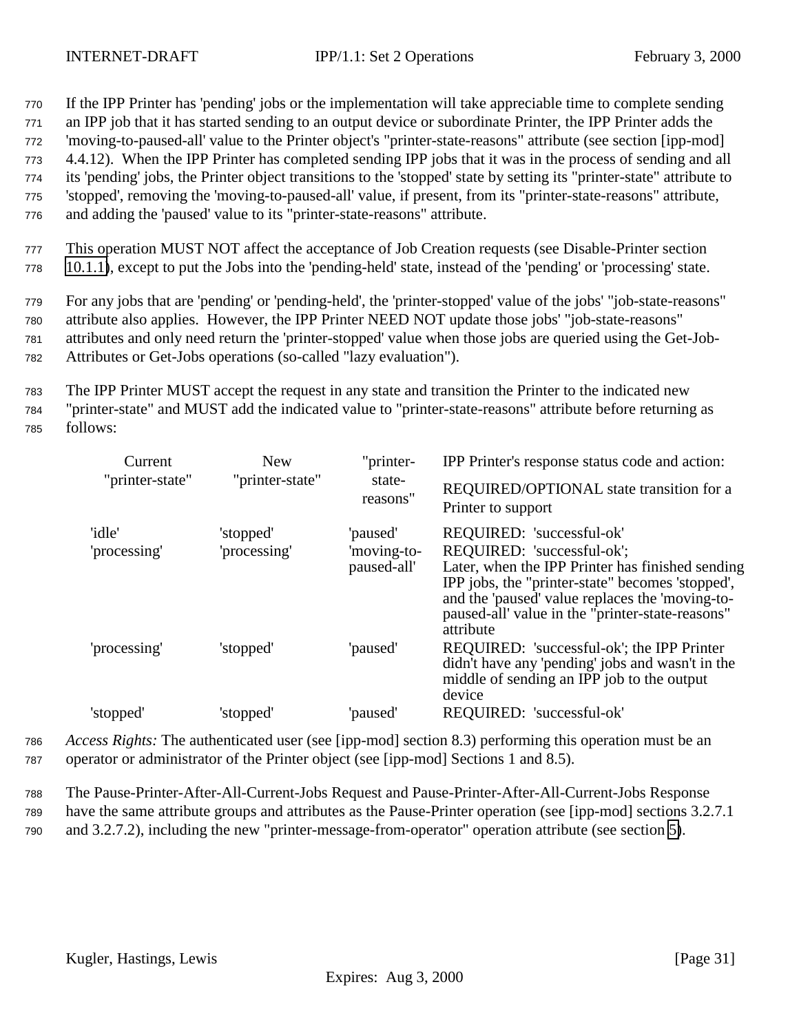If the IPP Printer has 'pending' jobs or the implementation will take appreciable time to complete sending an IPP job that it has started sending to an output device or subordinate Printer, the IPP Printer adds the 'moving-to-paused-all' value to the Printer object's "printer-state-reasons" attribute (see section [ipp-mod] 4.4.12). When the IPP Printer has completed sending IPP jobs that it was in the process of sending and all its 'pending' jobs, the Printer object transitions to the 'stopped' state by setting its "printer-state" attribute to 'stopped', removing the 'moving-to-paused-all' value, if present, from its "printer-state-reasons" attribute, and adding the 'paused' value to its "printer-state-reasons" attribute.

This operation MUST NOT affect the acceptance of Job Creation requests (see Disable-Printer section 10.1.1), except to put the Jobs into the 'pending-held' state, instead of the 'pending' or 'processing' state.

For any jobs that are 'pending' or 'pending-held', the 'printer-stopped' value of the jobs' "job-state-reasons" attribute also applies. However, the IPP Printer NEED NOT update those jobs' "job-state-reasons" attributes and only need return the 'printer-stopped' value when those jobs are queried using the Get-Job-Attributes or Get-Jobs operations (so-called "lazy evaluation").

The IPP Printer MUST accept the request in any state and transition the Printer to the indicated new "printer-state" and MUST add the indicated value to "printer-state-reasons" attribute before returning as follows:

| Current "printer-state" | New "printer-state" | "printer-state-reasons" | IPP Printer's response status code and action: REQUIRED/OPTIONAL state transition for a Printer to support |
|---|---|---|---|
| 'idle' | 'stopped' | 'paused' | REQUIRED: 'successful-ok' |
| 'processing' | 'processing' | 'moving-to-paused-all' | REQUIRED: 'successful-ok'; Later, when the IPP Printer has finished sending IPP jobs, the "printer-state" becomes 'stopped', and the 'paused' value replaces the 'moving-to-paused-all' value in the "printer-state-reasons" attribute |
| 'processing' | 'stopped' | 'paused' | REQUIRED: 'successful-ok'; the IPP Printer didn't have any 'pending' jobs and wasn't in the middle of sending an IPP job to the output device |
| 'stopped' | 'stopped' | 'paused' | REQUIRED: 'successful-ok' |

*Access Rights:* The authenticated user (see [ipp-mod] section 8.3) performing this operation must be an operator or administrator of the Printer object (see [ipp-mod] Sections 1 and 8.5).

The Pause-Printer-After-All-Current-Jobs Request and Pause-Printer-After-All-Current-Jobs Response have the same attribute groups and attributes as the Pause-Printer operation (see [ipp-mod] sections 3.2.7.1 and 3.2.7.2), including the new "printer-message-from-operator" operation attribute (see section 5).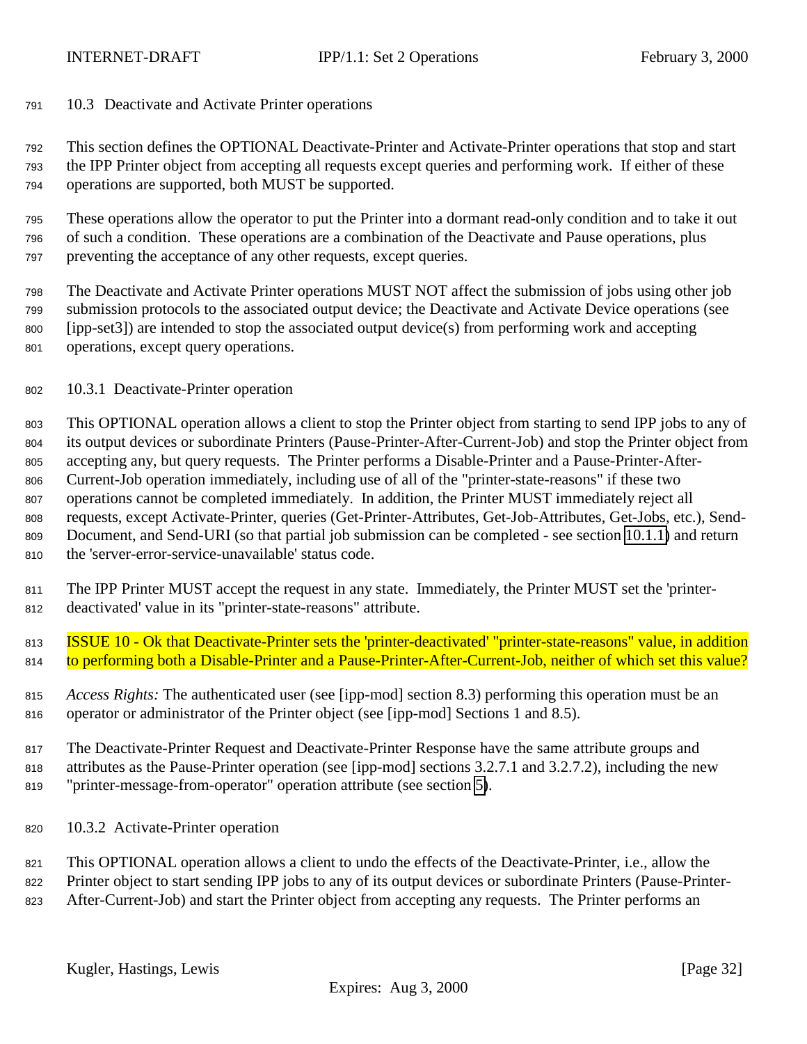### 10.3 Deactivate and Activate Printer operations

This section defines the OPTIONAL Deactivate-Printer and Activate-Printer operations that stop and start the IPP Printer object from accepting all requests except queries and performing work. If either of these operations are supported, both MUST be supported.

These operations allow the operator to put the Printer into a dormant read-only condition and to take it out of such a condition. These operations are a combination of the Deactivate and Pause operations, plus preventing the acceptance of any other requests, except queries.

The Deactivate and Activate Printer operations MUST NOT affect the submission of jobs using other job submission protocols to the associated output device; the Deactivate and Activate Device operations (see [ipp-set3]) are intended to stop the associated output device(s) from performing work and accepting operations, except query operations.

#### 10.3.1 Deactivate-Printer operation

This OPTIONAL operation allows a client to stop the Printer object from starting to send IPP jobs to any of its output devices or subordinate Printers (Pause-Printer-After-Current-Job) and stop the Printer object from accepting any, but query requests. The Printer performs a Disable-Printer and a Pause-Printer-After-Current-Job operation immediately, including use of all of the "printer-state-reasons" if these two operations cannot be completed immediately. In addition, the Printer MUST immediately reject all requests, except Activate-Printer, queries (Get-Printer-Attributes, Get-Job-Attributes, Get-Jobs, etc.), Send-Document, and Send-URI (so that partial job submission can be completed - see section 10.1.1) and return the 'server-error-service-unavailable' status code.

The IPP Printer MUST accept the request in any state. Immediately, the Printer MUST set the 'printer-deactivated' value in its "printer-state-reasons" attribute.

ISSUE 10 - Ok that Deactivate-Printer sets the 'printer-deactivated' "printer-state-reasons" value, in addition to performing both a Disable-Printer and a Pause-Printer-After-Current-Job, neither of which set this value?

*Access Rights:* The authenticated user (see [ipp-mod] section 8.3) performing this operation must be an operator or administrator of the Printer object (see [ipp-mod] Sections 1 and 8.5).

The Deactivate-Printer Request and Deactivate-Printer Response have the same attribute groups and attributes as the Pause-Printer operation (see [ipp-mod] sections 3.2.7.1 and 3.2.7.2), including the new "printer-message-from-operator" operation attribute (see section 5).

#### 10.3.2 Activate-Printer operation

This OPTIONAL operation allows a client to undo the effects of the Deactivate-Printer, i.e., allow the Printer object to start sending IPP jobs to any of its output devices or subordinate Printers (Pause-Printer-After-Current-Job) and start the Printer object from accepting any requests. The Printer performs an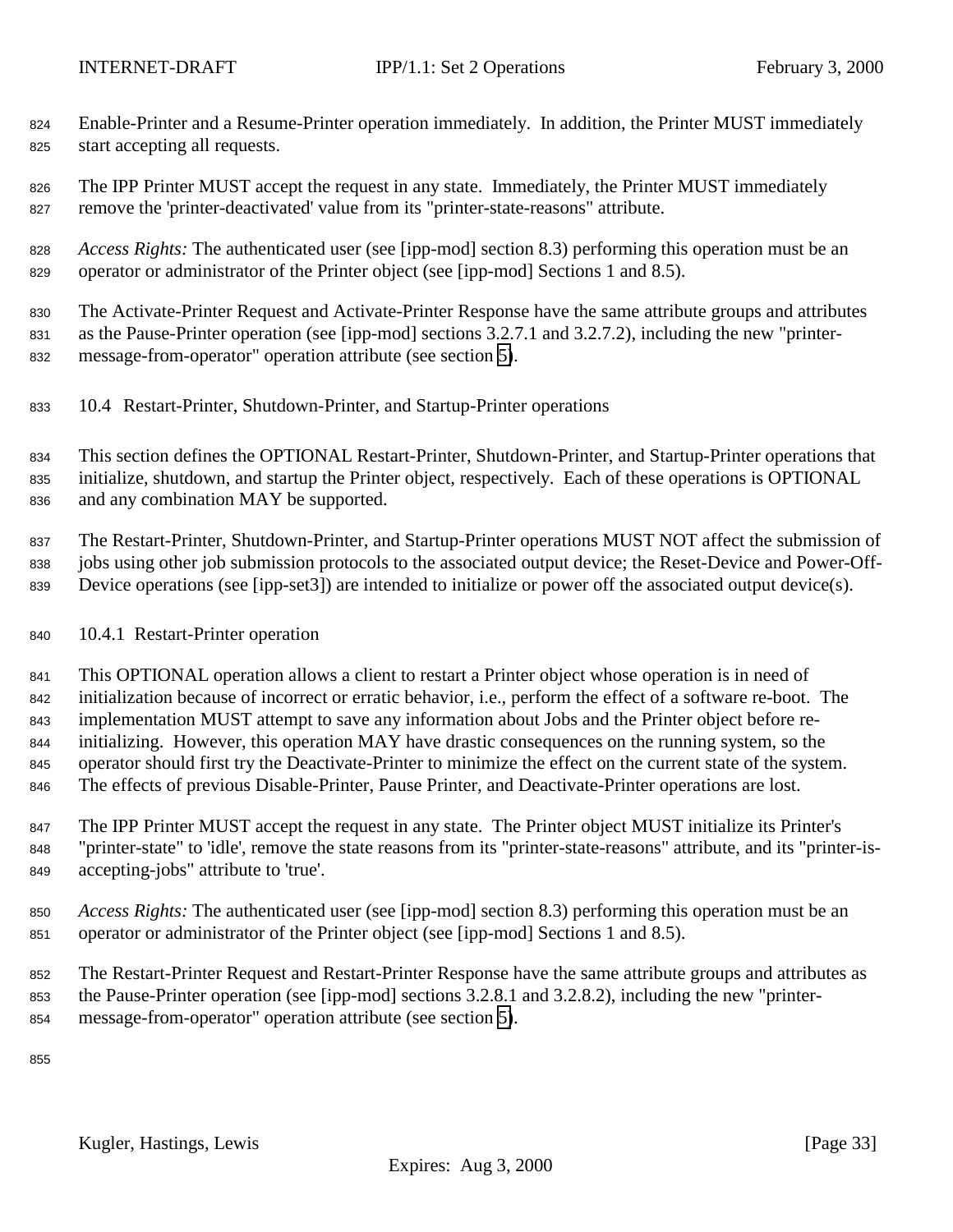Enable-Printer and a Resume-Printer operation immediately. In addition, the Printer MUST immediately start accepting all requests.

The IPP Printer MUST accept the request in any state. Immediately, the Printer MUST immediately remove the 'printer-deactivated' value from its "printer-state-reasons" attribute.

*Access Rights:* The authenticated user (see [ipp-mod] section 8.3) performing this operation must be an operator or administrator of the Printer object (see [ipp-mod] Sections 1 and 8.5).

The Activate-Printer Request and Activate-Printer Response have the same attribute groups and attributes as the Pause-Printer operation (see [ipp-mod] sections 3.2.7.1 and 3.2.7.2), including the new "printer-message-from-operator" operation attribute (see section 5).

### 10.4 Restart-Printer, Shutdown-Printer, and Startup-Printer operations

This section defines the OPTIONAL Restart-Printer, Shutdown-Printer, and Startup-Printer operations that initialize, shutdown, and startup the Printer object, respectively. Each of these operations is OPTIONAL and any combination MAY be supported.

The Restart-Printer, Shutdown-Printer, and Startup-Printer operations MUST NOT affect the submission of jobs using other job submission protocols to the associated output device; the Reset-Device and Power-Off-Device operations (see [ipp-set3]) are intended to initialize or power off the associated output device(s).

#### 10.4.1 Restart-Printer operation

This OPTIONAL operation allows a client to restart a Printer object whose operation is in need of initialization because of incorrect or erratic behavior, i.e., perform the effect of a software re-boot. The implementation MUST attempt to save any information about Jobs and the Printer object before re-initializing. However, this operation MAY have drastic consequences on the running system, so the operator should first try the Deactivate-Printer to minimize the effect on the current state of the system. The effects of previous Disable-Printer, Pause Printer, and Deactivate-Printer operations are lost.

The IPP Printer MUST accept the request in any state. The Printer object MUST initialize its Printer's "printer-state" to 'idle', remove the state reasons from its "printer-state-reasons" attribute, and its "printer-is-accepting-jobs" attribute to 'true'.

*Access Rights:* The authenticated user (see [ipp-mod] section 8.3) performing this operation must be an operator or administrator of the Printer object (see [ipp-mod] Sections 1 and 8.5).

The Restart-Printer Request and Restart-Printer Response have the same attribute groups and attributes as the Pause-Printer operation (see [ipp-mod] sections 3.2.8.1 and 3.2.8.2), including the new "printer-message-from-operator" operation attribute (see section 5).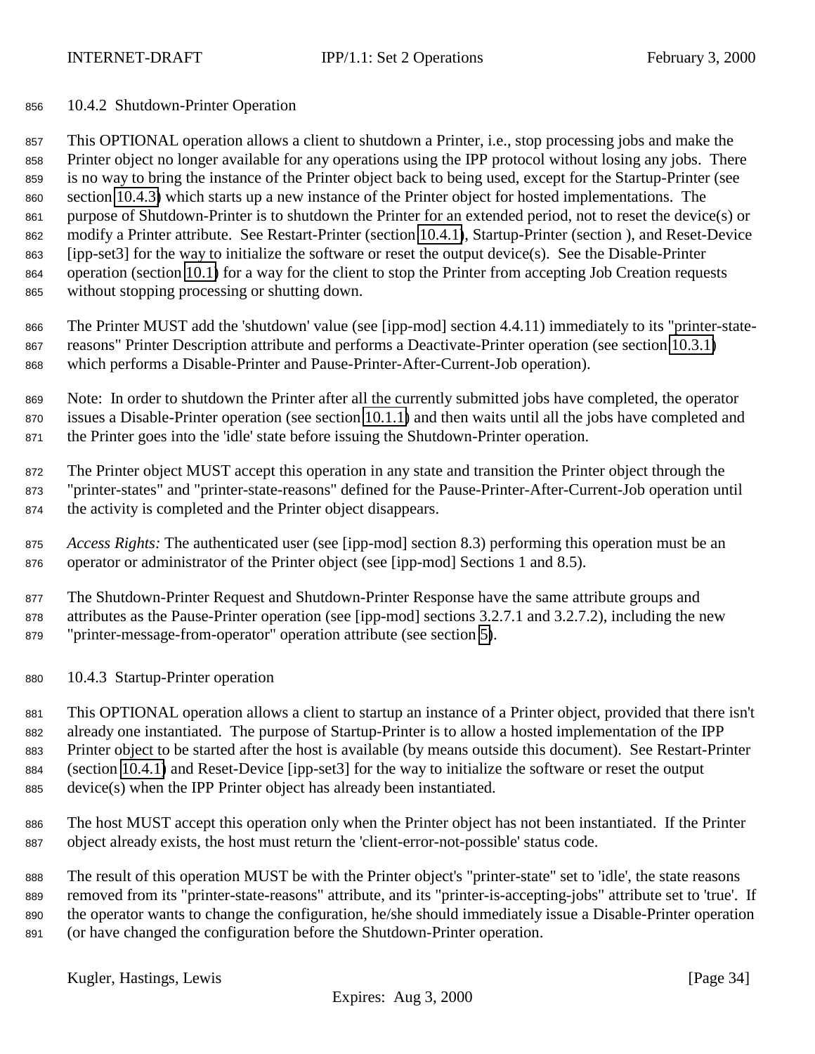### 10.4.2 Shutdown-Printer Operation

This OPTIONAL operation allows a client to shutdown a Printer, i.e., stop processing jobs and make the Printer object no longer available for any operations using the IPP protocol without losing any jobs. There is no way to bring the instance of the Printer object back to being used, except for the Startup-Printer (see section 10.4.3) which starts up a new instance of the Printer object for hosted implementations. The purpose of Shutdown-Printer is to shutdown the Printer for an extended period, not to reset the device(s) or modify a Printer attribute. See Restart-Printer (section 10.4.1), Startup-Printer (section ), and Reset-Device [ipp-set3] for the way to initialize the software or reset the output device(s). See the Disable-Printer operation (section 10.1) for a way for the client to stop the Printer from accepting Job Creation requests without stopping processing or shutting down.

The Printer MUST add the 'shutdown' value (see [ipp-mod] section 4.4.11) immediately to its "printer-state-reasons" Printer Description attribute and performs a Deactivate-Printer operation (see section 10.3.1) which performs a Disable-Printer and Pause-Printer-After-Current-Job operation).

Note: In order to shutdown the Printer after all the currently submitted jobs have completed, the operator issues a Disable-Printer operation (see section 10.1.1) and then waits until all the jobs have completed and the Printer goes into the 'idle' state before issuing the Shutdown-Printer operation.

The Printer object MUST accept this operation in any state and transition the Printer object through the "printer-states" and "printer-state-reasons" defined for the Pause-Printer-After-Current-Job operation until the activity is completed and the Printer object disappears.

*Access Rights:* The authenticated user (see [ipp-mod] section 8.3) performing this operation must be an operator or administrator of the Printer object (see [ipp-mod] Sections 1 and 8.5).

The Shutdown-Printer Request and Shutdown-Printer Response have the same attribute groups and attributes as the Pause-Printer operation (see [ipp-mod] sections 3.2.7.1 and 3.2.7.2), including the new "printer-message-from-operator" operation attribute (see section 5).

### 10.4.3 Startup-Printer operation

This OPTIONAL operation allows a client to startup an instance of a Printer object, provided that there isn't already one instantiated. The purpose of Startup-Printer is to allow a hosted implementation of the IPP Printer object to be started after the host is available (by means outside this document). See Restart-Printer (section 10.4.1) and Reset-Device [ipp-set3] for the way to initialize the software or reset the output device(s) when the IPP Printer object has already been instantiated.

The host MUST accept this operation only when the Printer object has not been instantiated. If the Printer object already exists, the host must return the 'client-error-not-possible' status code.

The result of this operation MUST be with the Printer object's "printer-state" set to 'idle', the state reasons removed from its "printer-state-reasons" attribute, and its "printer-is-accepting-jobs" attribute set to 'true'. If the operator wants to change the configuration, he/she should immediately issue a Disable-Printer operation (or have changed the configuration before the Shutdown-Printer operation.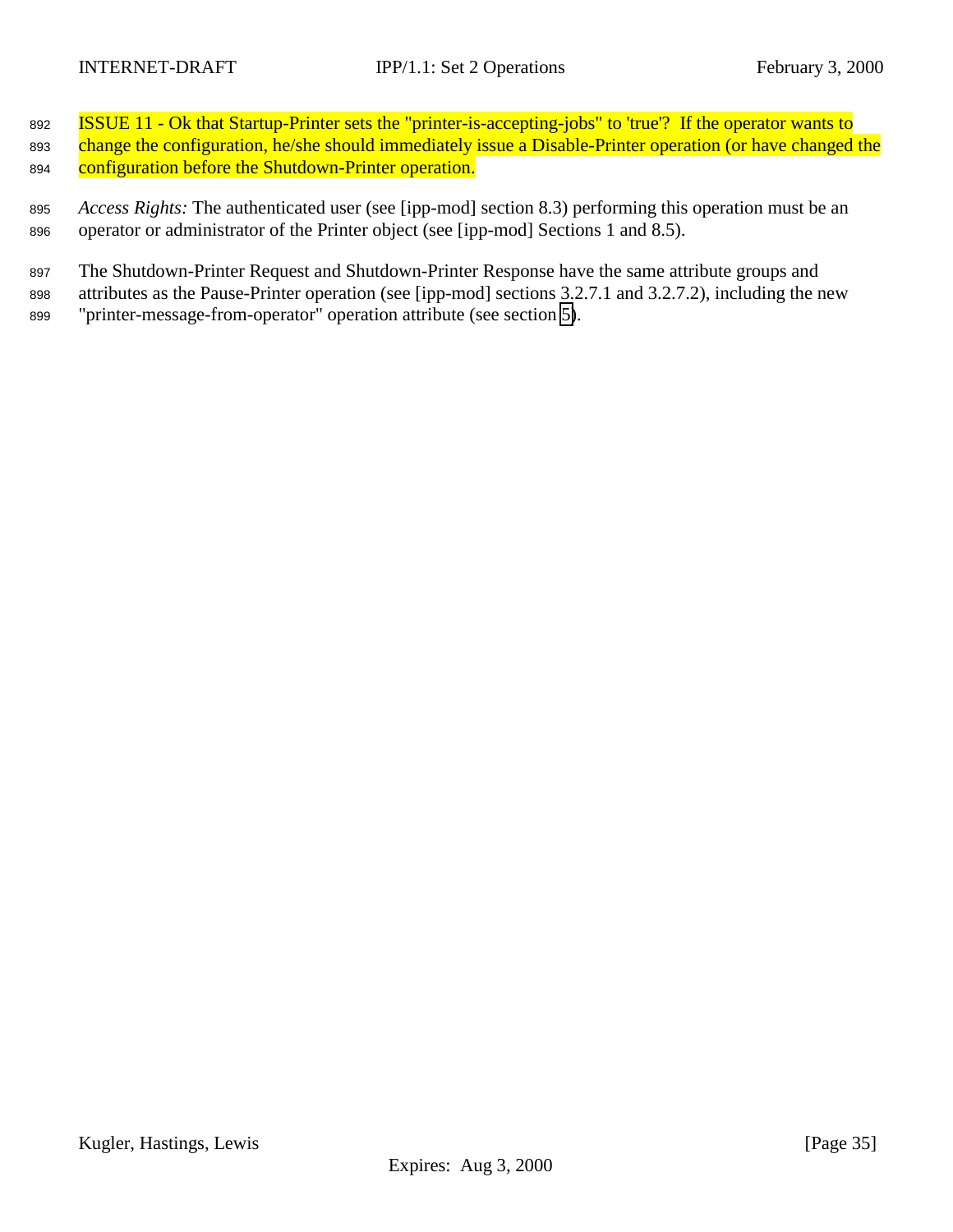ISSUE 11 - Ok that Startup-Printer sets the "printer-is-accepting-jobs" to 'true'? If the operator wants to change the configuration, he/she should immediately issue a Disable-Printer operation (or have changed the configuration before the Shutdown-Printer operation.

*Access Rights:* The authenticated user (see [ipp-mod] section 8.3) performing this operation must be an operator or administrator of the Printer object (see [ipp-mod] Sections 1 and 8.5).

The Shutdown-Printer Request and Shutdown-Printer Response have the same attribute groups and attributes as the Pause-Printer operation (see [ipp-mod] sections 3.2.7.1 and 3.2.7.2), including the new "printer-message-from-operator" operation attribute (see section 5).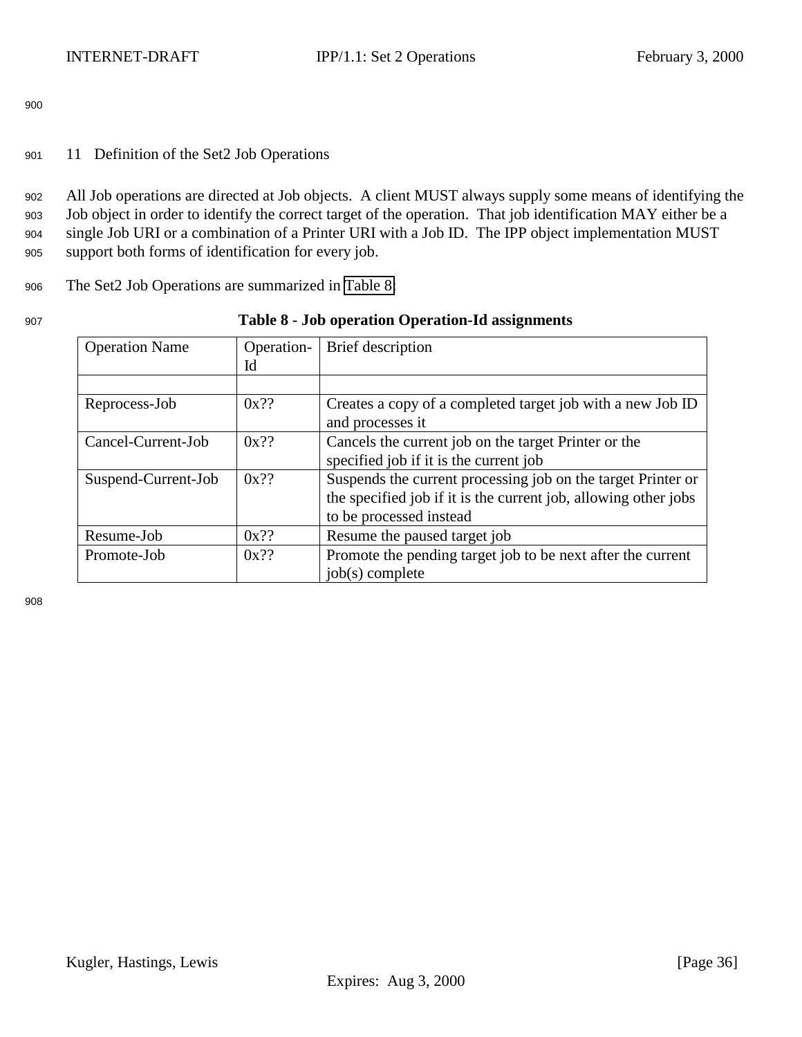## 11 Definition of the Set2 Job Operations

All Job operations are directed at Job objects. A client MUST always supply some means of identifying the Job object in order to identify the correct target of the operation. That job identification MAY either be a single Job URI or a combination of a Printer URI with a Job ID. The IPP object implementation MUST support both forms of identification for every job.

The Set2 Job Operations are summarized in Table 8.

**Table 8 - Job operation Operation-Id assignments**

| Operation Name | Operation-Id | Brief description |
|---|---|---|
| | | |
| Reprocess-Job | 0x?? | Creates a copy of a completed target job with a new Job ID and processes it |
| Cancel-Current-Job | 0x?? | Cancels the current job on the target Printer or the specified job if it is the current job |
| Suspend-Current-Job | 0x?? | Suspends the current processing job on the target Printer or the specified job if it is the current job, allowing other jobs to be processed instead |
| Resume-Job | 0x?? | Resume the paused target job |
| Promote-Job | 0x?? | Promote the pending target job to be next after the current job(s) complete |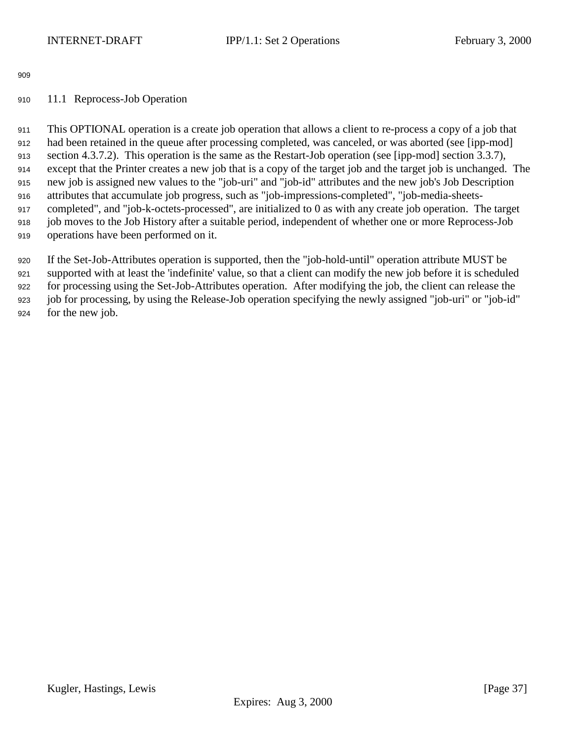### 11.1 Reprocess-Job Operation

This OPTIONAL operation is a create job operation that allows a client to re-process a copy of a job that had been retained in the queue after processing completed, was canceled, or was aborted (see [ipp-mod] section 4.3.7.2). This operation is the same as the Restart-Job operation (see [ipp-mod] section 3.3.7), except that the Printer creates a new job that is a copy of the target job and the target job is unchanged. The new job is assigned new values to the "job-uri" and "job-id" attributes and the new job's Job Description attributes that accumulate job progress, such as "job-impressions-completed", "job-media-sheets-completed", and "job-k-octets-processed", are initialized to 0 as with any create job operation. The target job moves to the Job History after a suitable period, independent of whether one or more Reprocess-Job operations have been performed on it.

If the Set-Job-Attributes operation is supported, then the "job-hold-until" operation attribute MUST be supported with at least the 'indefinite' value, so that a client can modify the new job before it is scheduled for processing using the Set-Job-Attributes operation. After modifying the job, the client can release the job for processing, by using the Release-Job operation specifying the newly assigned "job-uri" or "job-id" for the new job.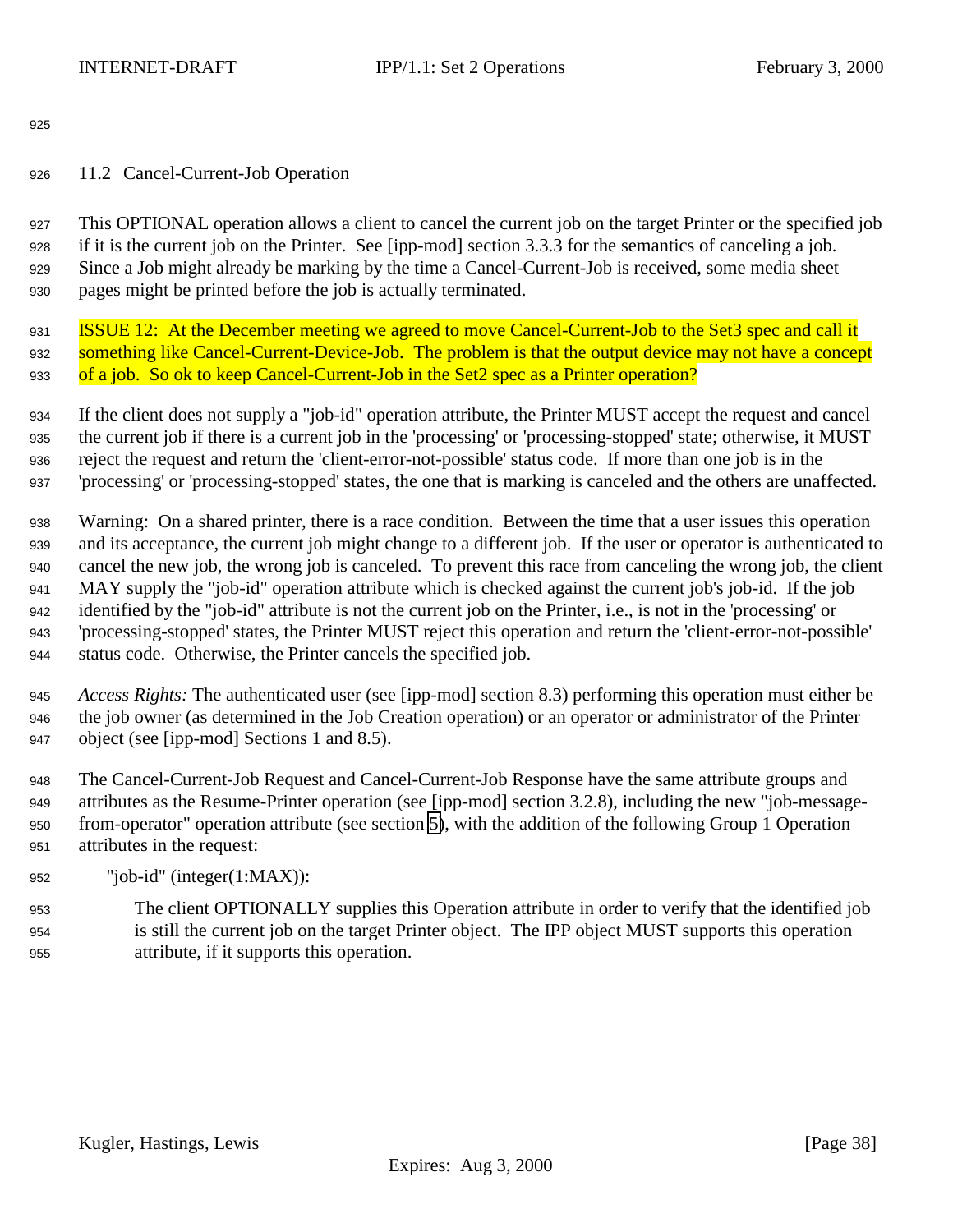## 11.2 Cancel-Current-Job Operation

This OPTIONAL operation allows a client to cancel the current job on the target Printer or the specified job if it is the current job on the Printer. See [ipp-mod] section 3.3.3 for the semantics of canceling a job. Since a Job might already be marking by the time a Cancel-Current-Job is received, some media sheet pages might be printed before the job is actually terminated.

ISSUE 12: At the December meeting we agreed to move Cancel-Current-Job to the Set3 spec and call it something like Cancel-Current-Device-Job. The problem is that the output device may not have a concept of a job. So ok to keep Cancel-Current-Job in the Set2 spec as a Printer operation?

If the client does not supply a "job-id" operation attribute, the Printer MUST accept the request and cancel the current job if there is a current job in the 'processing' or 'processing-stopped' state; otherwise, it MUST reject the request and return the 'client-error-not-possible' status code. If more than one job is in the 'processing' or 'processing-stopped' states, the one that is marking is canceled and the others are unaffected.

Warning: On a shared printer, there is a race condition. Between the time that a user issues this operation and its acceptance, the current job might change to a different job. If the user or operator is authenticated to cancel the new job, the wrong job is canceled. To prevent this race from canceling the wrong job, the client MAY supply the "job-id" operation attribute which is checked against the current job's job-id. If the job identified by the "job-id" attribute is not the current job on the Printer, i.e., is not in the 'processing' or 'processing-stopped' states, the Printer MUST reject this operation and return the 'client-error-not-possible' status code. Otherwise, the Printer cancels the specified job.

*Access Rights:* The authenticated user (see [ipp-mod] section 8.3) performing this operation must either be the job owner (as determined in the Job Creation operation) or an operator or administrator of the Printer object (see [ipp-mod] Sections 1 and 8.5).

The Cancel-Current-Job Request and Cancel-Current-Job Response have the same attribute groups and attributes as the Resume-Printer operation (see [ipp-mod] section 3.2.8), including the new "job-message-from-operator" operation attribute (see section 5), with the addition of the following Group 1 Operation attributes in the request:

"job-id" (integer(1:MAX)):

> The client OPTIONALLY supplies this Operation attribute in order to verify that the identified job is still the current job on the target Printer object. The IPP object MUST supports this operation attribute, if it supports this operation.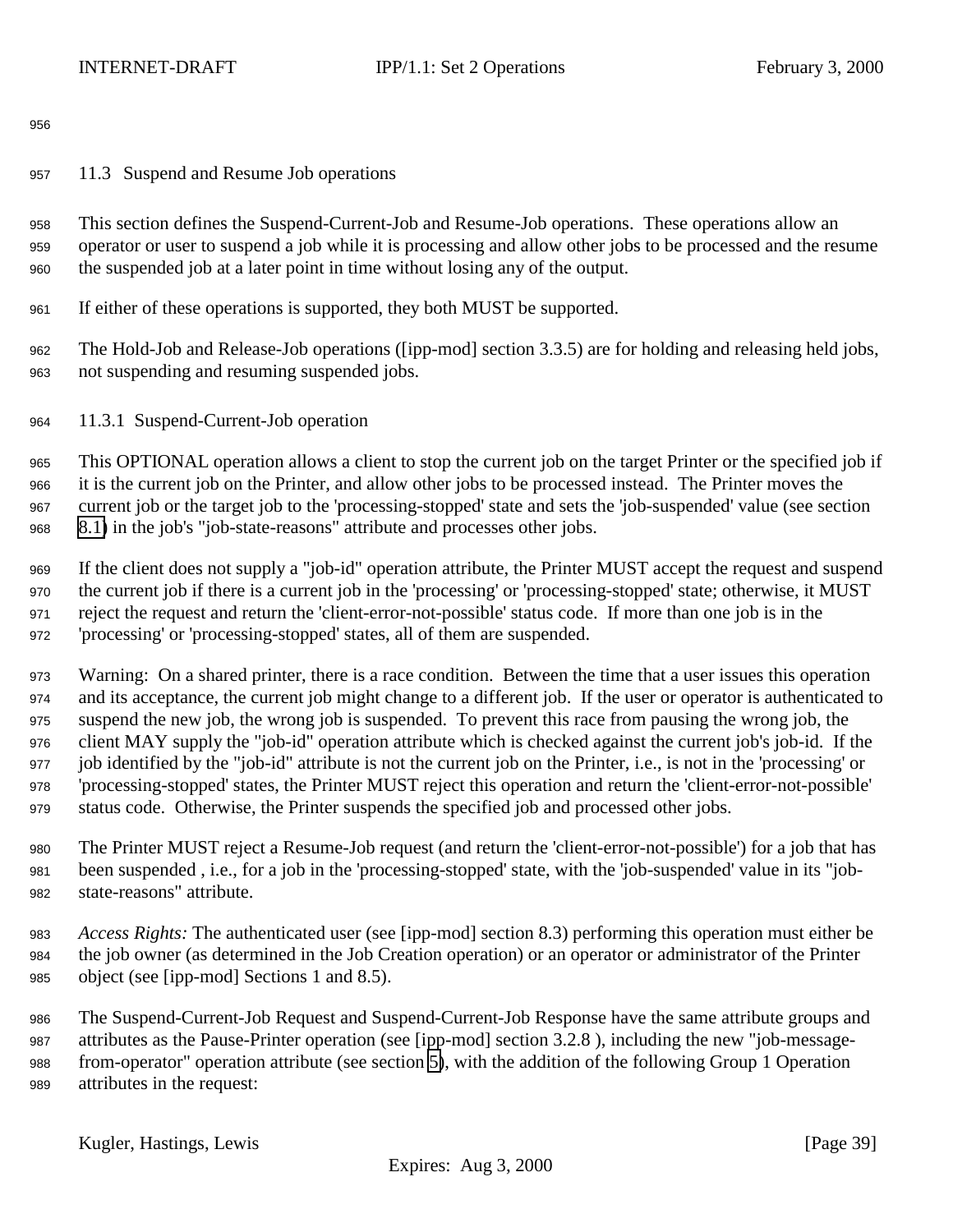## 11.3 Suspend and Resume Job operations

This section defines the Suspend-Current-Job and Resume-Job operations. These operations allow an operator or user to suspend a job while it is processing and allow other jobs to be processed and the resume the suspended job at a later point in time without losing any of the output.

If either of these operations is supported, they both MUST be supported.

The Hold-Job and Release-Job operations ([ipp-mod] section 3.3.5) are for holding and releasing held jobs, not suspending and resuming suspended jobs.

### 11.3.1 Suspend-Current-Job operation

This OPTIONAL operation allows a client to stop the current job on the target Printer or the specified job if it is the current job on the Printer, and allow other jobs to be processed instead. The Printer moves the current job or the target job to the 'processing-stopped' state and sets the 'job-suspended' value (see section 8.1) in the job's "job-state-reasons" attribute and processes other jobs.

If the client does not supply a "job-id" operation attribute, the Printer MUST accept the request and suspend the current job if there is a current job in the 'processing' or 'processing-stopped' state; otherwise, it MUST reject the request and return the 'client-error-not-possible' status code. If more than one job is in the 'processing' or 'processing-stopped' states, all of them are suspended.

Warning: On a shared printer, there is a race condition. Between the time that a user issues this operation and its acceptance, the current job might change to a different job. If the user or operator is authenticated to suspend the new job, the wrong job is suspended. To prevent this race from pausing the wrong job, the client MAY supply the "job-id" operation attribute which is checked against the current job's job-id. If the job identified by the "job-id" attribute is not the current job on the Printer, i.e., is not in the 'processing' or 'processing-stopped' states, the Printer MUST reject this operation and return the 'client-error-not-possible' status code. Otherwise, the Printer suspends the specified job and processed other jobs.

The Printer MUST reject a Resume-Job request (and return the 'client-error-not-possible') for a job that has been suspended , i.e., for a job in the 'processing-stopped' state, with the 'job-suspended' value in its "job-state-reasons" attribute.

*Access Rights:* The authenticated user (see [ipp-mod] section 8.3) performing this operation must either be the job owner (as determined in the Job Creation operation) or an operator or administrator of the Printer object (see [ipp-mod] Sections 1 and 8.5).

The Suspend-Current-Job Request and Suspend-Current-Job Response have the same attribute groups and attributes as the Pause-Printer operation (see [ipp-mod] section 3.2.8 ), including the new "job-message-from-operator" operation attribute (see section 5), with the addition of the following Group 1 Operation attributes in the request: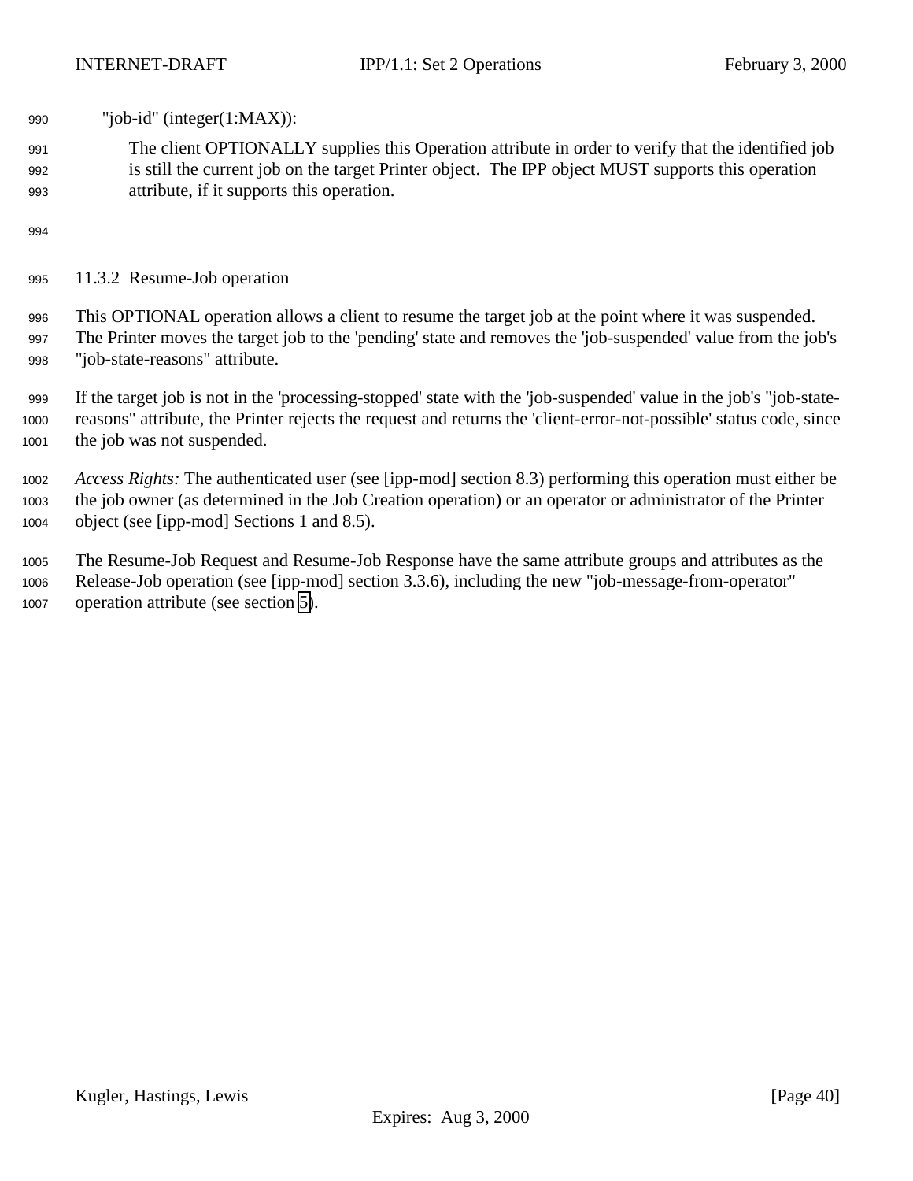"job-id" (integer(1:MAX)):

The client OPTIONALLY supplies this Operation attribute in order to verify that the identified job is still the current job on the target Printer object. The IPP object MUST supports this operation attribute, if it supports this operation.

### 11.3.2 Resume-Job operation

This OPTIONAL operation allows a client to resume the target job at the point where it was suspended. The Printer moves the target job to the 'pending' state and removes the 'job-suspended' value from the job's "job-state-reasons" attribute.

If the target job is not in the 'processing-stopped' state with the 'job-suspended' value in the job's "job-state-reasons" attribute, the Printer rejects the request and returns the 'client-error-not-possible' status code, since the job was not suspended.

*Access Rights:* The authenticated user (see [ipp-mod] section 8.3) performing this operation must either be the job owner (as determined in the Job Creation operation) or an operator or administrator of the Printer object (see [ipp-mod] Sections 1 and 8.5).

The Resume-Job Request and Resume-Job Response have the same attribute groups and attributes as the Release-Job operation (see [ipp-mod] section 3.3.6), including the new "job-message-from-operator" operation attribute (see section 5).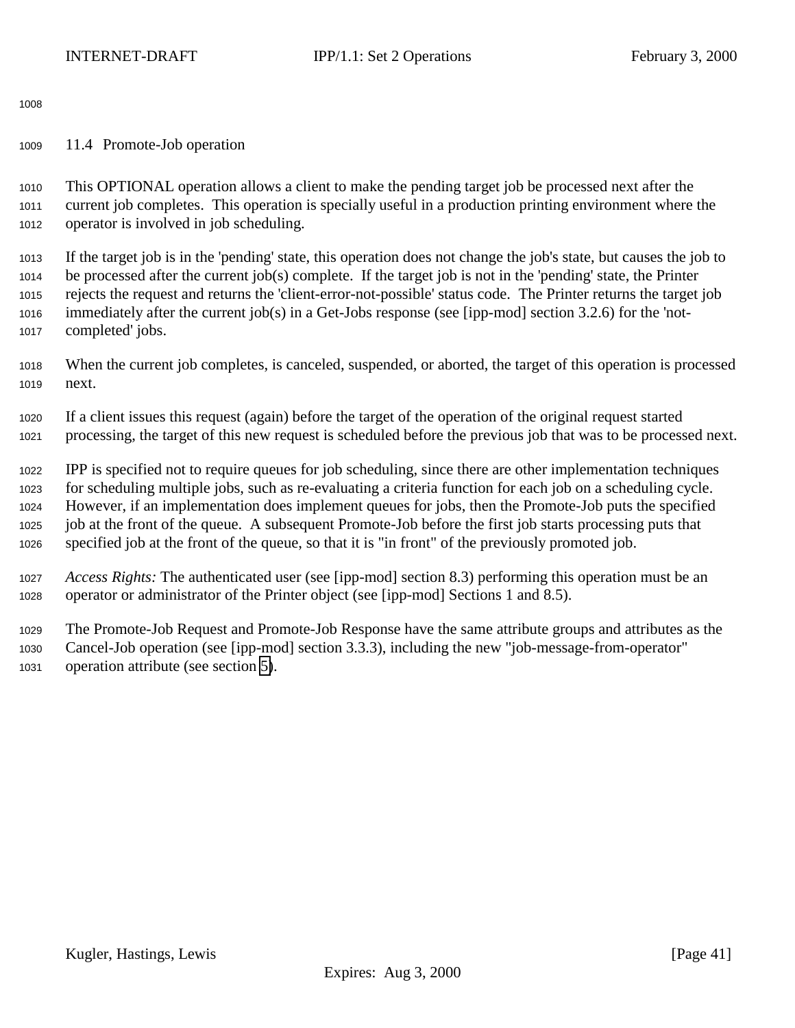## 11.4 Promote-Job operation

This OPTIONAL operation allows a client to make the pending target job be processed next after the current job completes. This operation is specially useful in a production printing environment where the operator is involved in job scheduling.

If the target job is in the 'pending' state, this operation does not change the job's state, but causes the job to be processed after the current job(s) complete. If the target job is not in the 'pending' state, the Printer rejects the request and returns the 'client-error-not-possible' status code. The Printer returns the target job immediately after the current job(s) in a Get-Jobs response (see [ipp-mod] section 3.2.6) for the 'not-completed' jobs.

When the current job completes, is canceled, suspended, or aborted, the target of this operation is processed next.

If a client issues this request (again) before the target of the operation of the original request started processing, the target of this new request is scheduled before the previous job that was to be processed next.

IPP is specified not to require queues for job scheduling, since there are other implementation techniques for scheduling multiple jobs, such as re-evaluating a criteria function for each job on a scheduling cycle. However, if an implementation does implement queues for jobs, then the Promote-Job puts the specified job at the front of the queue. A subsequent Promote-Job before the first job starts processing puts that specified job at the front of the queue, so that it is "in front" of the previously promoted job.

*Access Rights:* The authenticated user (see [ipp-mod] section 8.3) performing this operation must be an operator or administrator of the Printer object (see [ipp-mod] Sections 1 and 8.5).

The Promote-Job Request and Promote-Job Response have the same attribute groups and attributes as the Cancel-Job operation (see [ipp-mod] section 3.3.3), including the new "job-message-from-operator" operation attribute (see section 5).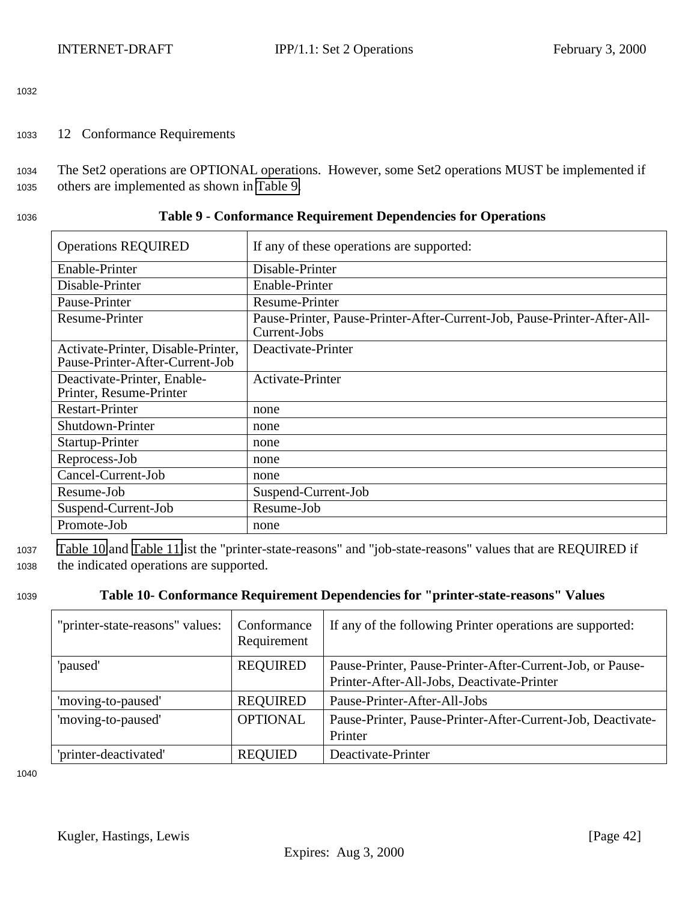## 12 Conformance Requirements

The Set2 operations are OPTIONAL operations. However, some Set2 operations MUST be implemented if others are implemented as shown in Table 9.

**Table 9 - Conformance Requirement Dependencies for Operations**

| Operations REQUIRED | If any of these operations are supported: |
|---|---|
| Enable-Printer | Disable-Printer |
| Disable-Printer | Enable-Printer |
| Pause-Printer | Resume-Printer |
| Resume-Printer | Pause-Printer, Pause-Printer-After-Current-Job, Pause-Printer-After-All-Current-Jobs |
| Activate-Printer, Disable-Printer, Pause-Printer-After-Current-Job | Deactivate-Printer |
| Deactivate-Printer, Enable-Printer, Resume-Printer | Activate-Printer |
| Restart-Printer | none |
| Shutdown-Printer | none |
| Startup-Printer | none |
| Reprocess-Job | none |
| Cancel-Current-Job | none |
| Resume-Job | Suspend-Current-Job |
| Suspend-Current-Job | Resume-Job |
| Promote-Job | none |

Table 10 and Table 11 list the "printer-state-reasons" and "job-state-reasons" values that are REQUIRED if the indicated operations are supported.

**Table 10- Conformance Requirement Dependencies for "printer-state-reasons" Values**

| "printer-state-reasons" values: | Conformance Requirement | If any of the following Printer operations are supported: |
|---|---|---|
| 'paused' | REQUIRED | Pause-Printer, Pause-Printer-After-Current-Job, or Pause-Printer-After-All-Jobs, Deactivate-Printer |
| 'moving-to-paused' | REQUIRED | Pause-Printer-After-All-Jobs |
| 'moving-to-paused' | OPTIONAL | Pause-Printer, Pause-Printer-After-Current-Job, Deactivate-Printer |
| 'printer-deactivated' | REQUIED | Deactivate-Printer |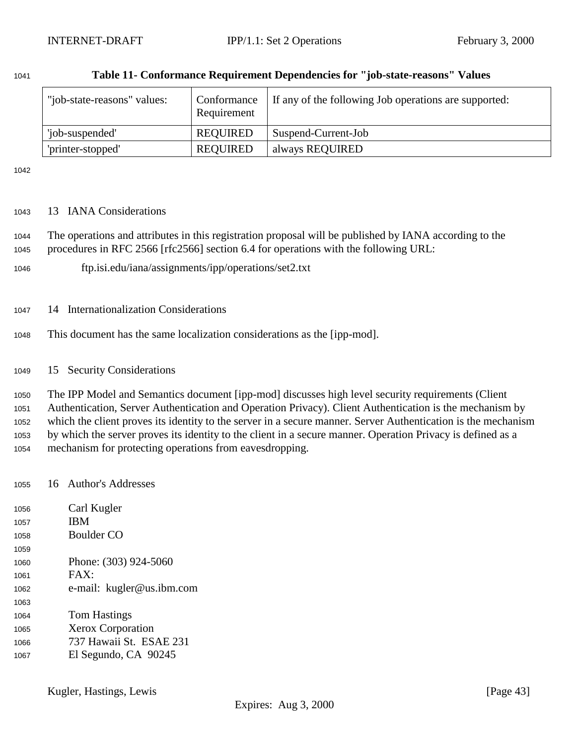**Table 11- Conformance Requirement Dependencies for "job-state-reasons" Values**

| "job-state-reasons" values: | Conformance Requirement | If any of the following Job operations are supported: |
|---|---|---|
| 'job-suspended' | REQUIRED | Suspend-Current-Job |
| 'printer-stopped' | REQUIRED | always REQUIRED |

## 13 IANA Considerations

The operations and attributes in this registration proposal will be published by IANA according to the procedures in RFC 2566 [rfc2566] section 6.4 for operations with the following URL:

ftp.isi.edu/iana/assignments/ipp/operations/set2.txt

## 14 Internationalization Considerations

This document has the same localization considerations as the [ipp-mod].

## 15 Security Considerations

The IPP Model and Semantics document [ipp-mod] discusses high level security requirements (Client Authentication, Server Authentication and Operation Privacy). Client Authentication is the mechanism by which the client proves its identity to the server in a secure manner. Server Authentication is the mechanism by which the server proves its identity to the client in a secure manner. Operation Privacy is defined as a mechanism for protecting operations from eavesdropping.

## 16 Author's Addresses

Carl Kugler
IBM
Boulder CO

Phone: (303) 924-5060
FAX:
e-mail: kugler@us.ibm.com

Tom Hastings
Xerox Corporation
737 Hawaii St. ESAE 231
El Segundo, CA 90245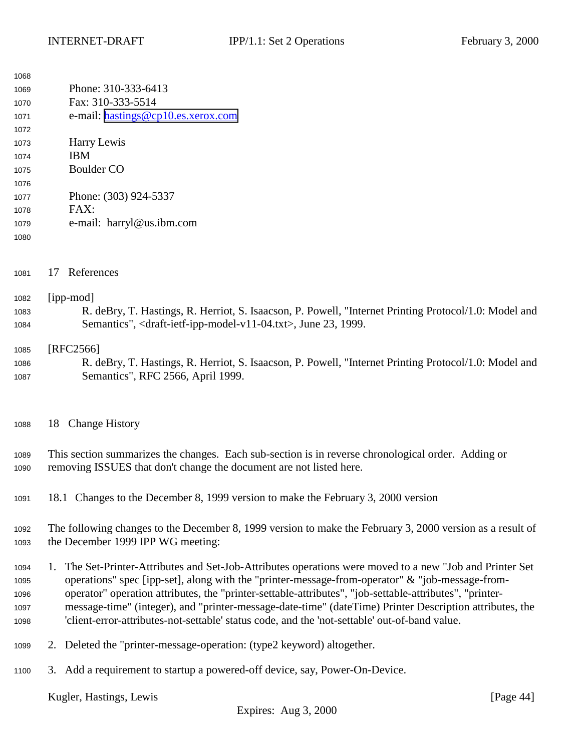Phone: 310-333-6413
Fax: 310-333-5514
e-mail: hastings@cp10.es.xerox.com

Harry Lewis
IBM
Boulder CO

Phone: (303) 924-5337
FAX:
e-mail: harryl@us.ibm.com

## 17 References

[ipp-mod]
R. deBry, T. Hastings, R. Herriot, S. Isaacson, P. Powell, "Internet Printing Protocol/1.0: Model and Semantics", <draft-ietf-ipp-model-v11-04.txt>, June 23, 1999.

[RFC2566]
R. deBry, T. Hastings, R. Herriot, S. Isaacson, P. Powell, "Internet Printing Protocol/1.0: Model and Semantics", RFC 2566, April 1999.

## 18 Change History

This section summarizes the changes. Each sub-section is in reverse chronological order. Adding or removing ISSUES that don't change the document are not listed here.

### 18.1 Changes to the December 8, 1999 version to make the February 3, 2000 version

The following changes to the December 8, 1999 version to make the February 3, 2000 version as a result of the December 1999 IPP WG meeting:

1. The Set-Printer-Attributes and Set-Job-Attributes operations were moved to a new "Job and Printer Set operations" spec [ipp-set], along with the "printer-message-from-operator" & "job-message-from-operator" operation attributes, the "printer-settable-attributes", "job-settable-attributes", "printer-message-time" (integer), and "printer-message-date-time" (dateTime) Printer Description attributes, the 'client-error-attributes-not-settable' status code, and the 'not-settable' out-of-band value.
2. Deleted the "printer-message-operation: (type2 keyword) altogether.
3. Add a requirement to startup a powered-off device, say, Power-On-Device.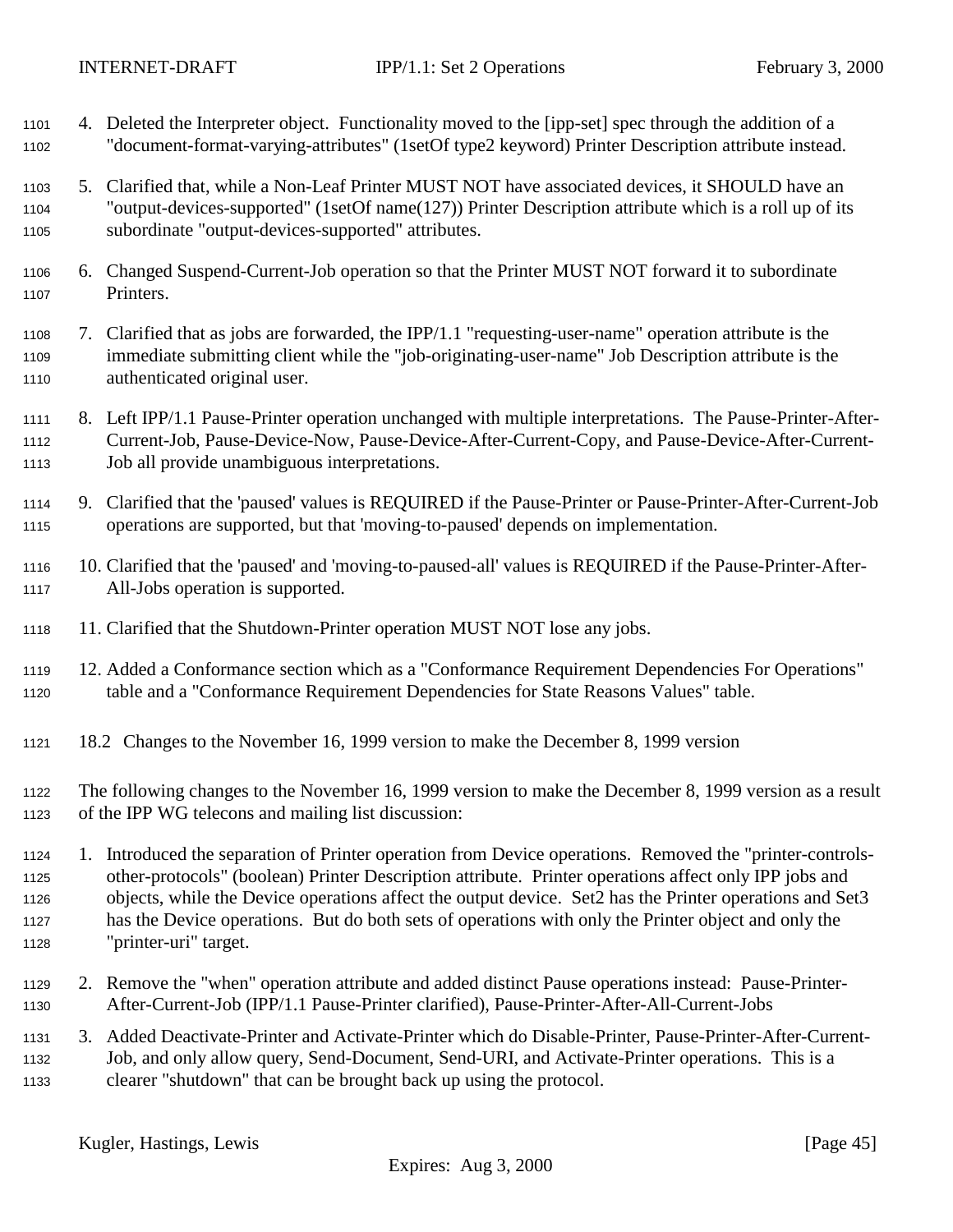4. Deleted the Interpreter object. Functionality moved to the [ipp-set] spec through the addition of a "document-format-varying-attributes" (1setOf type2 keyword) Printer Description attribute instead.

5. Clarified that, while a Non-Leaf Printer MUST NOT have associated devices, it SHOULD have an "output-devices-supported" (1setOf name(127)) Printer Description attribute which is a roll up of its subordinate "output-devices-supported" attributes.

6. Changed Suspend-Current-Job operation so that the Printer MUST NOT forward it to subordinate Printers.

7. Clarified that as jobs are forwarded, the IPP/1.1 "requesting-user-name" operation attribute is the immediate submitting client while the "job-originating-user-name" Job Description attribute is the authenticated original user.

8. Left IPP/1.1 Pause-Printer operation unchanged with multiple interpretations. The Pause-Printer-After-Current-Job, Pause-Device-Now, Pause-Device-After-Current-Copy, and Pause-Device-After-Current-Job all provide unambiguous interpretations.

9. Clarified that the 'paused' values is REQUIRED if the Pause-Printer or Pause-Printer-After-Current-Job operations are supported, but that 'moving-to-paused' depends on implementation.

10. Clarified that the 'paused' and 'moving-to-paused-all' values is REQUIRED if the Pause-Printer-After-All-Jobs operation is supported.

11. Clarified that the Shutdown-Printer operation MUST NOT lose any jobs.

12. Added a Conformance section which as a "Conformance Requirement Dependencies For Operations" table and a "Conformance Requirement Dependencies for State Reasons Values" table.

## 18.2 Changes to the November 16, 1999 version to make the December 8, 1999 version

The following changes to the November 16, 1999 version to make the December 8, 1999 version as a result of the IPP WG telecons and mailing list discussion:

1. Introduced the separation of Printer operation from Device operations. Removed the "printer-controls-other-protocols" (boolean) Printer Description attribute. Printer operations affect only IPP jobs and objects, while the Device operations affect the output device. Set2 has the Printer operations and Set3 has the Device operations. But do both sets of operations with only the Printer object and only the "printer-uri" target.

2. Remove the "when" operation attribute and added distinct Pause operations instead: Pause-Printer-After-Current-Job (IPP/1.1 Pause-Printer clarified), Pause-Printer-After-All-Current-Jobs

3. Added Deactivate-Printer and Activate-Printer which do Disable-Printer, Pause-Printer-After-Current-Job, and only allow query, Send-Document, Send-URI, and Activate-Printer operations. This is a clearer "shutdown" that can be brought back up using the protocol.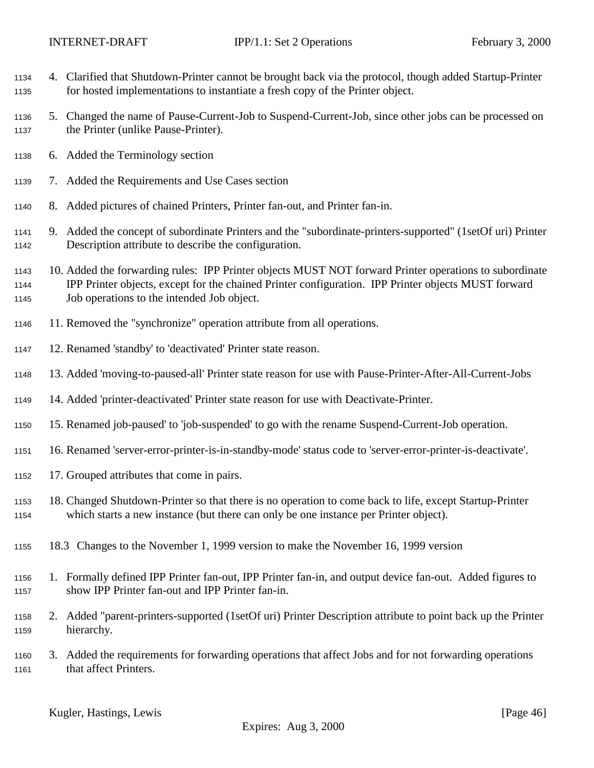4. Clarified that Shutdown-Printer cannot be brought back via the protocol, though added Startup-Printer for hosted implementations to instantiate a fresh copy of the Printer object.

5. Changed the name of Pause-Current-Job to Suspend-Current-Job, since other jobs can be processed on the Printer (unlike Pause-Printer).

6. Added the Terminology section

7. Added the Requirements and Use Cases section

8. Added pictures of chained Printers, Printer fan-out, and Printer fan-in.

9. Added the concept of subordinate Printers and the "subordinate-printers-supported" (1setOf uri) Printer Description attribute to describe the configuration.

10. Added the forwarding rules: IPP Printer objects MUST NOT forward Printer operations to subordinate IPP Printer objects, except for the chained Printer configuration. IPP Printer objects MUST forward Job operations to the intended Job object.

11. Removed the "synchronize" operation attribute from all operations.

12. Renamed 'standby' to 'deactivated' Printer state reason.

13. Added 'moving-to-paused-all' Printer state reason for use with Pause-Printer-After-All-Current-Jobs

14. Added 'printer-deactivated' Printer state reason for use with Deactivate-Printer.

15. Renamed job-paused' to 'job-suspended' to go with the rename Suspend-Current-Job operation.

16. Renamed 'server-error-printer-is-in-standby-mode' status code to 'server-error-printer-is-deactivate'.

17. Grouped attributes that come in pairs.

18. Changed Shutdown-Printer so that there is no operation to come back to life, except Startup-Printer which starts a new instance (but there can only be one instance per Printer object).

## 18.3 Changes to the November 1, 1999 version to make the November 16, 1999 version

1. Formally defined IPP Printer fan-out, IPP Printer fan-in, and output device fan-out. Added figures to show IPP Printer fan-out and IPP Printer fan-in.

2. Added "parent-printers-supported (1setOf uri) Printer Description attribute to point back up the Printer hierarchy.

3. Added the requirements for forwarding operations that affect Jobs and for not forwarding operations that affect Printers.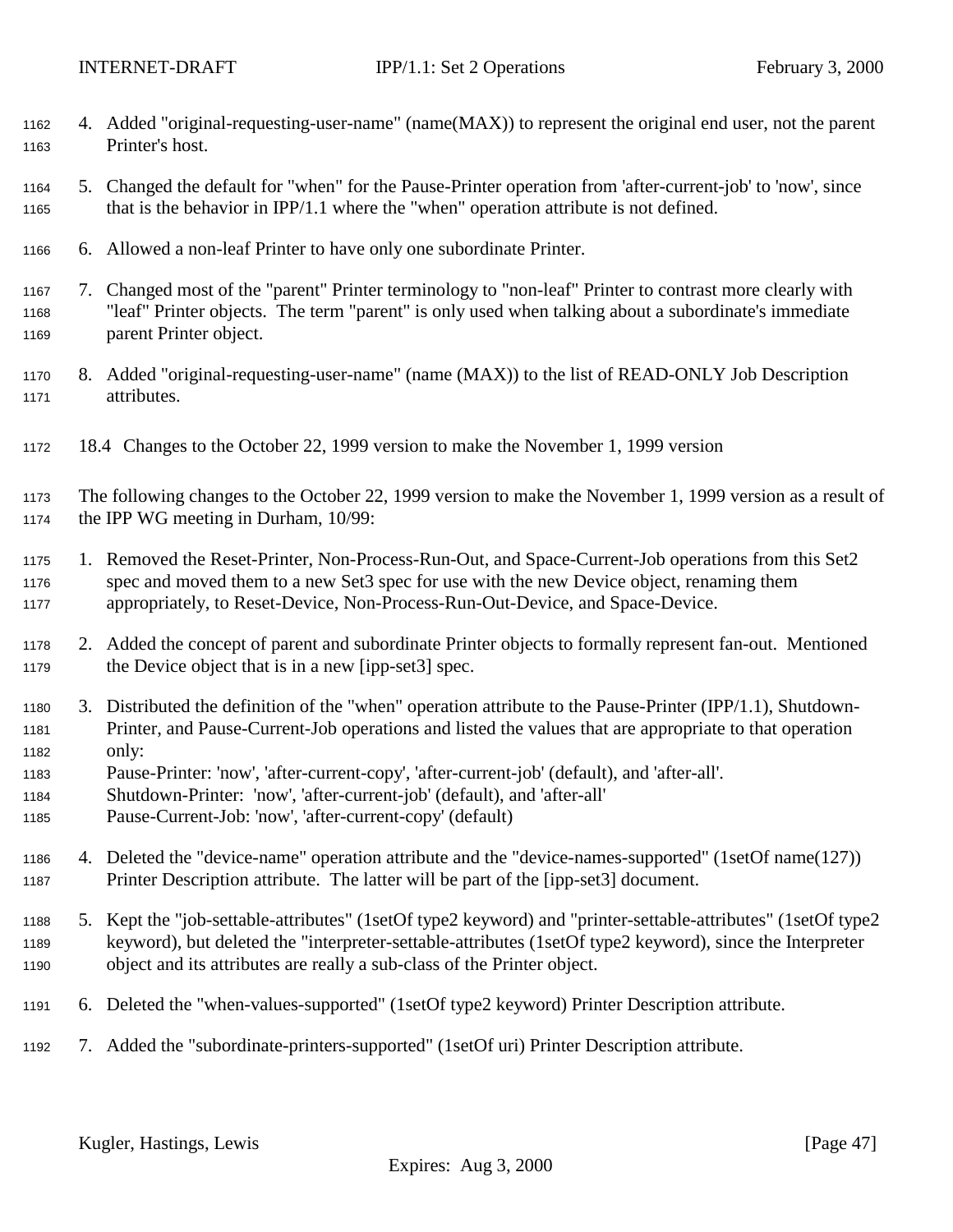4. Added "original-requesting-user-name" (name(MAX)) to represent the original end user, not the parent Printer's host.

5. Changed the default for "when" for the Pause-Printer operation from 'after-current-job' to 'now', since that is the behavior in IPP/1.1 where the "when" operation attribute is not defined.

6. Allowed a non-leaf Printer to have only one subordinate Printer.

7. Changed most of the "parent" Printer terminology to "non-leaf" Printer to contrast more clearly with "leaf" Printer objects. The term "parent" is only used when talking about a subordinate's immediate parent Printer object.

8. Added "original-requesting-user-name" (name (MAX)) to the list of READ-ONLY Job Description attributes.

### 18.4 Changes to the October 22, 1999 version to make the November 1, 1999 version

The following changes to the October 22, 1999 version to make the November 1, 1999 version as a result of the IPP WG meeting in Durham, 10/99:

1. Removed the Reset-Printer, Non-Process-Run-Out, and Space-Current-Job operations from this Set2 spec and moved them to a new Set3 spec for use with the new Device object, renaming them appropriately, to Reset-Device, Non-Process-Run-Out-Device, and Space-Device.

2. Added the concept of parent and subordinate Printer objects to formally represent fan-out. Mentioned the Device object that is in a new [ipp-set3] spec.

3. Distributed the definition of the "when" operation attribute to the Pause-Printer (IPP/1.1), Shutdown-Printer, and Pause-Current-Job operations and listed the values that are appropriate to that operation only:
   Pause-Printer: 'now', 'after-current-copy', 'after-current-job' (default), and 'after-all'.
   Shutdown-Printer: 'now', 'after-current-job' (default), and 'after-all'
   Pause-Current-Job: 'now', 'after-current-copy' (default)

4. Deleted the "device-name" operation attribute and the "device-names-supported" (1setOf name(127)) Printer Description attribute. The latter will be part of the [ipp-set3] document.

5. Kept the "job-settable-attributes" (1setOf type2 keyword) and "printer-settable-attributes" (1setOf type2 keyword), but deleted the "interpreter-settable-attributes (1setOf type2 keyword), since the Interpreter object and its attributes are really a sub-class of the Printer object.

6. Deleted the "when-values-supported" (1setOf type2 keyword) Printer Description attribute.

7. Added the "subordinate-printers-supported" (1setOf uri) Printer Description attribute.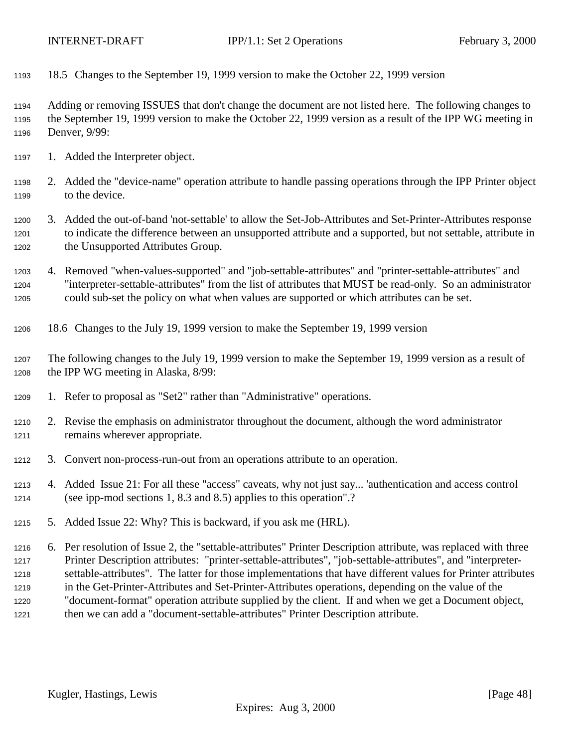### 18.5 Changes to the September 19, 1999 version to make the October 22, 1999 version

Adding or removing ISSUES that don't change the document are not listed here. The following changes to the September 19, 1999 version to make the October 22, 1999 version as a result of the IPP WG meeting in Denver, 9/99:

1. Added the Interpreter object.

2. Added the "device-name" operation attribute to handle passing operations through the IPP Printer object to the device.

3. Added the out-of-band 'not-settable' to allow the Set-Job-Attributes and Set-Printer-Attributes response to indicate the difference between an unsupported attribute and a supported, but not settable, attribute in the Unsupported Attributes Group.

4. Removed "when-values-supported" and "job-settable-attributes" and "printer-settable-attributes" and "interpreter-settable-attributes" from the list of attributes that MUST be read-only. So an administrator could sub-set the policy on what when values are supported or which attributes can be set.

### 18.6 Changes to the July 19, 1999 version to make the September 19, 1999 version

The following changes to the July 19, 1999 version to make the September 19, 1999 version as a result of the IPP WG meeting in Alaska, 8/99:

1. Refer to proposal as "Set2" rather than "Administrative" operations.

2. Revise the emphasis on administrator throughout the document, although the word administrator remains wherever appropriate.

3. Convert non-process-run-out from an operations attribute to an operation.

4. Added Issue 21: For all these "access" caveats, why not just say... 'authentication and access control (see ipp-mod sections 1, 8.3 and 8.5) applies to this operation".?

5. Added Issue 22: Why? This is backward, if you ask me (HRL).

6. Per resolution of Issue 2, the "settable-attributes" Printer Description attribute, was replaced with three Printer Description attributes: "printer-settable-attributes", "job-settable-attributes", and "interpreter-settable-attributes". The latter for those implementations that have different values for Printer attributes in the Get-Printer-Attributes and Set-Printer-Attributes operations, depending on the value of the "document-format" operation attribute supplied by the client. If and when we get a Document object, then we can add a "document-settable-attributes" Printer Description attribute.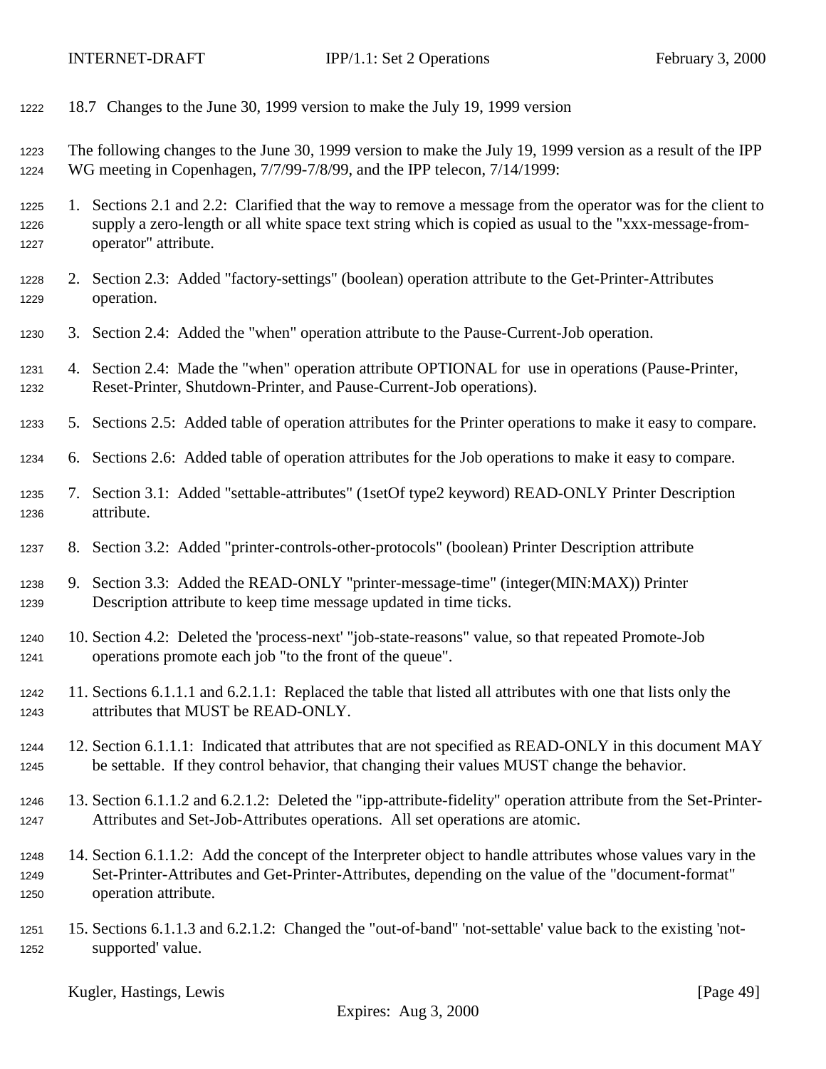### 18.7 Changes to the June 30, 1999 version to make the July 19, 1999 version

The following changes to the June 30, 1999 version to make the July 19, 1999 version as a result of the IPP WG meeting in Copenhagen, 7/7/99-7/8/99, and the IPP telecon, 7/14/1999:

1. Sections 2.1 and 2.2: Clarified that the way to remove a message from the operator was for the client to supply a zero-length or all white space text string which is copied as usual to the "xxx-message-from-operator" attribute.
2. Section 2.3: Added "factory-settings" (boolean) operation attribute to the Get-Printer-Attributes operation.
3. Section 2.4: Added the "when" operation attribute to the Pause-Current-Job operation.
4. Section 2.4: Made the "when" operation attribute OPTIONAL for use in operations (Pause-Printer, Reset-Printer, Shutdown-Printer, and Pause-Current-Job operations).
5. Sections 2.5: Added table of operation attributes for the Printer operations to make it easy to compare.
6. Sections 2.6: Added table of operation attributes for the Job operations to make it easy to compare.
7. Section 3.1: Added "settable-attributes" (1setOf type2 keyword) READ-ONLY Printer Description attribute.
8. Section 3.2: Added "printer-controls-other-protocols" (boolean) Printer Description attribute
9. Section 3.3: Added the READ-ONLY "printer-message-time" (integer(MIN:MAX)) Printer Description attribute to keep time message updated in time ticks.
10. Section 4.2: Deleted the 'process-next' "job-state-reasons" value, so that repeated Promote-Job operations promote each job "to the front of the queue".
11. Sections 6.1.1.1 and 6.2.1.1: Replaced the table that listed all attributes with one that lists only the attributes that MUST be READ-ONLY.
12. Section 6.1.1.1: Indicated that attributes that are not specified as READ-ONLY in this document MAY be settable. If they control behavior, that changing their values MUST change the behavior.
13. Section 6.1.1.2 and 6.2.1.2: Deleted the "ipp-attribute-fidelity" operation attribute from the Set-Printer-Attributes and Set-Job-Attributes operations. All set operations are atomic.
14. Section 6.1.1.2: Add the concept of the Interpreter object to handle attributes whose values vary in the Set-Printer-Attributes and Get-Printer-Attributes, depending on the value of the "document-format" operation attribute.
15. Sections 6.1.1.3 and 6.2.1.2: Changed the "out-of-band" 'not-settable' value back to the existing 'not-supported' value.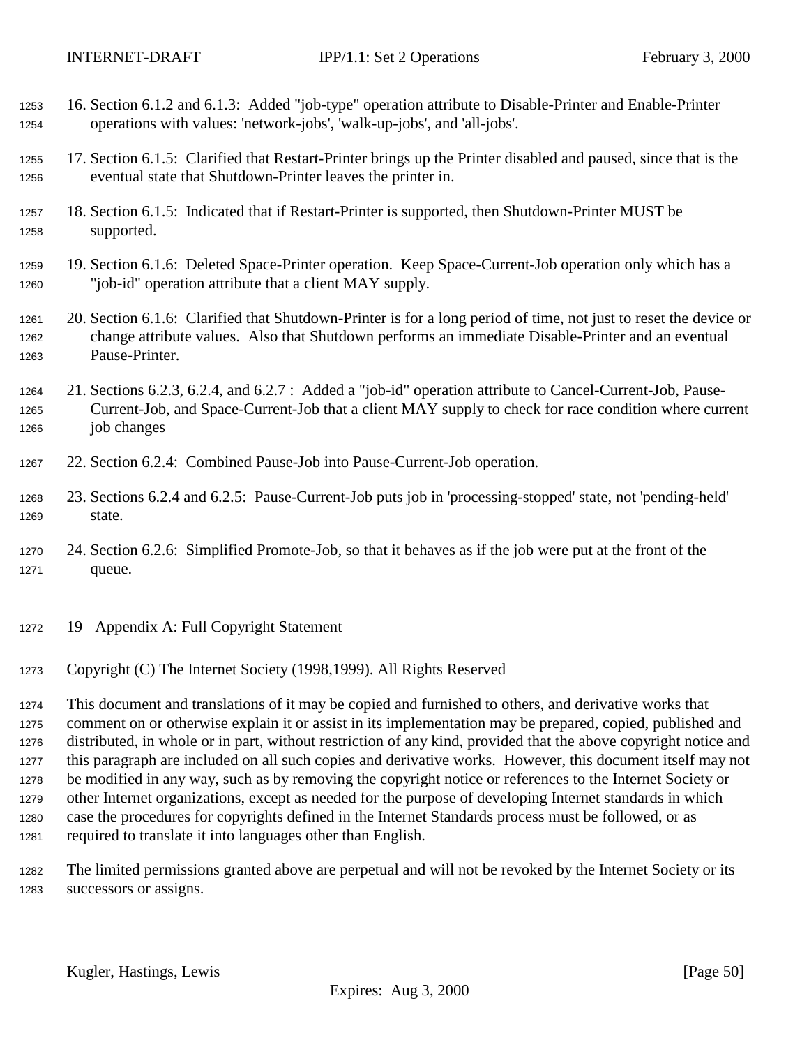16. Section 6.1.2 and 6.1.3: Added "job-type" operation attribute to Disable-Printer and Enable-Printer operations with values: 'network-jobs', 'walk-up-jobs', and 'all-jobs'.

17. Section 6.1.5: Clarified that Restart-Printer brings up the Printer disabled and paused, since that is the eventual state that Shutdown-Printer leaves the printer in.

18. Section 6.1.5: Indicated that if Restart-Printer is supported, then Shutdown-Printer MUST be supported.

19. Section 6.1.6: Deleted Space-Printer operation. Keep Space-Current-Job operation only which has a "job-id" operation attribute that a client MAY supply.

20. Section 6.1.6: Clarified that Shutdown-Printer is for a long period of time, not just to reset the device or change attribute values. Also that Shutdown performs an immediate Disable-Printer and an eventual Pause-Printer.

21. Sections 6.2.3, 6.2.4, and 6.2.7 : Added a "job-id" operation attribute to Cancel-Current-Job, Pause-Current-Job, and Space-Current-Job that a client MAY supply to check for race condition where current job changes

22. Section 6.2.4: Combined Pause-Job into Pause-Current-Job operation.

23. Sections 6.2.4 and 6.2.5: Pause-Current-Job puts job in 'processing-stopped' state, not 'pending-held' state.

24. Section 6.2.6: Simplified Promote-Job, so that it behaves as if the job were put at the front of the queue.

# 19 Appendix A: Full Copyright Statement

Copyright (C) The Internet Society (1998,1999). All Rights Reserved

This document and translations of it may be copied and furnished to others, and derivative works that comment on or otherwise explain it or assist in its implementation may be prepared, copied, published and distributed, in whole or in part, without restriction of any kind, provided that the above copyright notice and this paragraph are included on all such copies and derivative works. However, this document itself may not be modified in any way, such as by removing the copyright notice or references to the Internet Society or other Internet organizations, except as needed for the purpose of developing Internet standards in which case the procedures for copyrights defined in the Internet Standards process must be followed, or as required to translate it into languages other than English.

The limited permissions granted above are perpetual and will not be revoked by the Internet Society or its successors or assigns.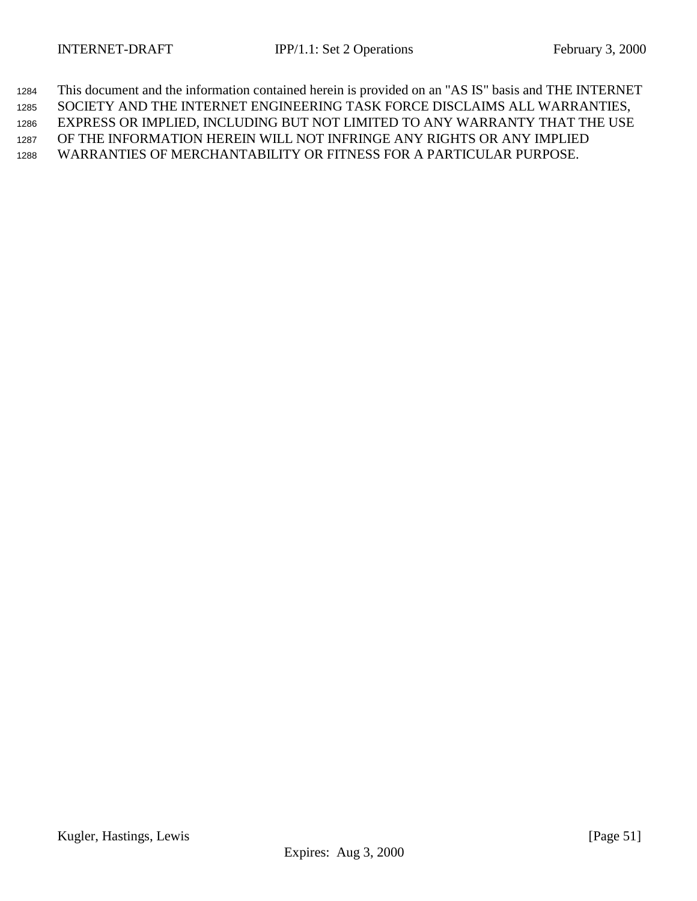This document and the information contained herein is provided on an "AS IS" basis and THE INTERNET SOCIETY AND THE INTERNET ENGINEERING TASK FORCE DISCLAIMS ALL WARRANTIES, EXPRESS OR IMPLIED, INCLUDING BUT NOT LIMITED TO ANY WARRANTY THAT THE USE OF THE INFORMATION HEREIN WILL NOT INFRINGE ANY RIGHTS OR ANY IMPLIED WARRANTIES OF MERCHANTABILITY OR FITNESS FOR A PARTICULAR PURPOSE.